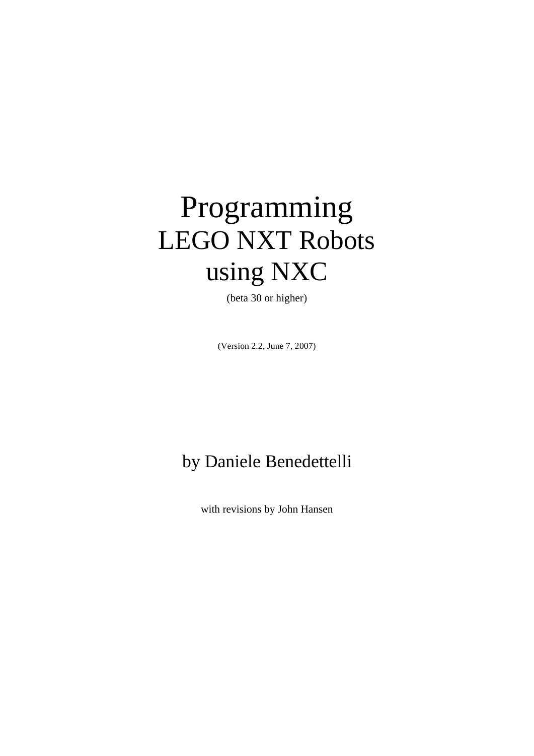# Programming LEGO NXT Robots using NXC

(beta 30 or higher)

(Version 2.2, June 7, 2007)

by Daniele Benedettelli

with revisions by John Hansen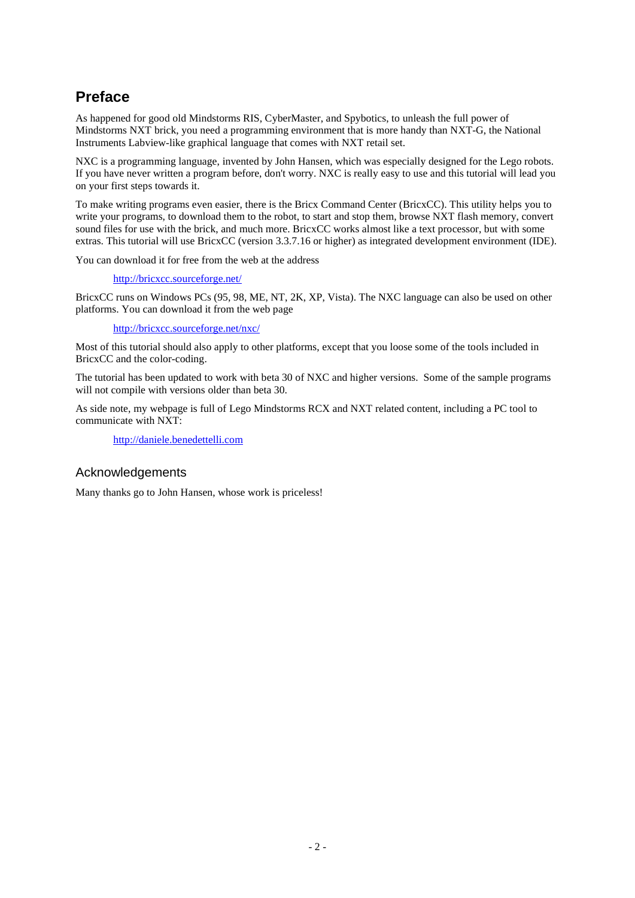## Preface

As happened for good old Mindstorms RIS, CyberMaster, and Spybotics, to unleash the full power of Mindstorms NXT brick, you need a programming environment that is more handy than NXT-G, the National Instruments Labview-like graphical language that comes with NXT retail set.

NXC is a programming language, invented by John Hansen, which was especially designed for the Lego robots. If you have never written a program before, don't worry. NXC is really easy to use and this tutorial will lead you on your first steps towards it.

To make writing programs even easier, there is the Bricx Command Center (BricxCC). This utility helps you to write your programs, to download them to the robot, to start and stop them, browse NXT flash memory, convert sound files for use with the brick, and much more. BricxCC works almost like a text processor, but with some extras. This tutorial will use BricxCC (version 3.3.7.16 or higher) as integrated development environment (IDE).

You can download it for free from the web at the address

> http://bricxcc.sourceforge.net/

BricxCC runs on Windows PCs (95, 98, ME, NT, 2K, XP, Vista). The NXC language can also be used on other platforms. You can download it from the web page

> http://bricxcc.sourceforge.net/nxc/

Most of this tutorial should also apply to other platforms, except that you loose some of the tools included in BricxCC and the color-coding.

The tutorial has been updated to work with beta 30 of NXC and higher versions. Some of the sample programs will not compile with versions older than beta 30.

As side note, my webpage is full of Lego Mindstorms RCX and NXT related content, including a PC tool to communicate with NXT:

> http://daniele.benedettelli.com

### Acknowledgements

Many thanks go to John Hansen, whose work is priceless!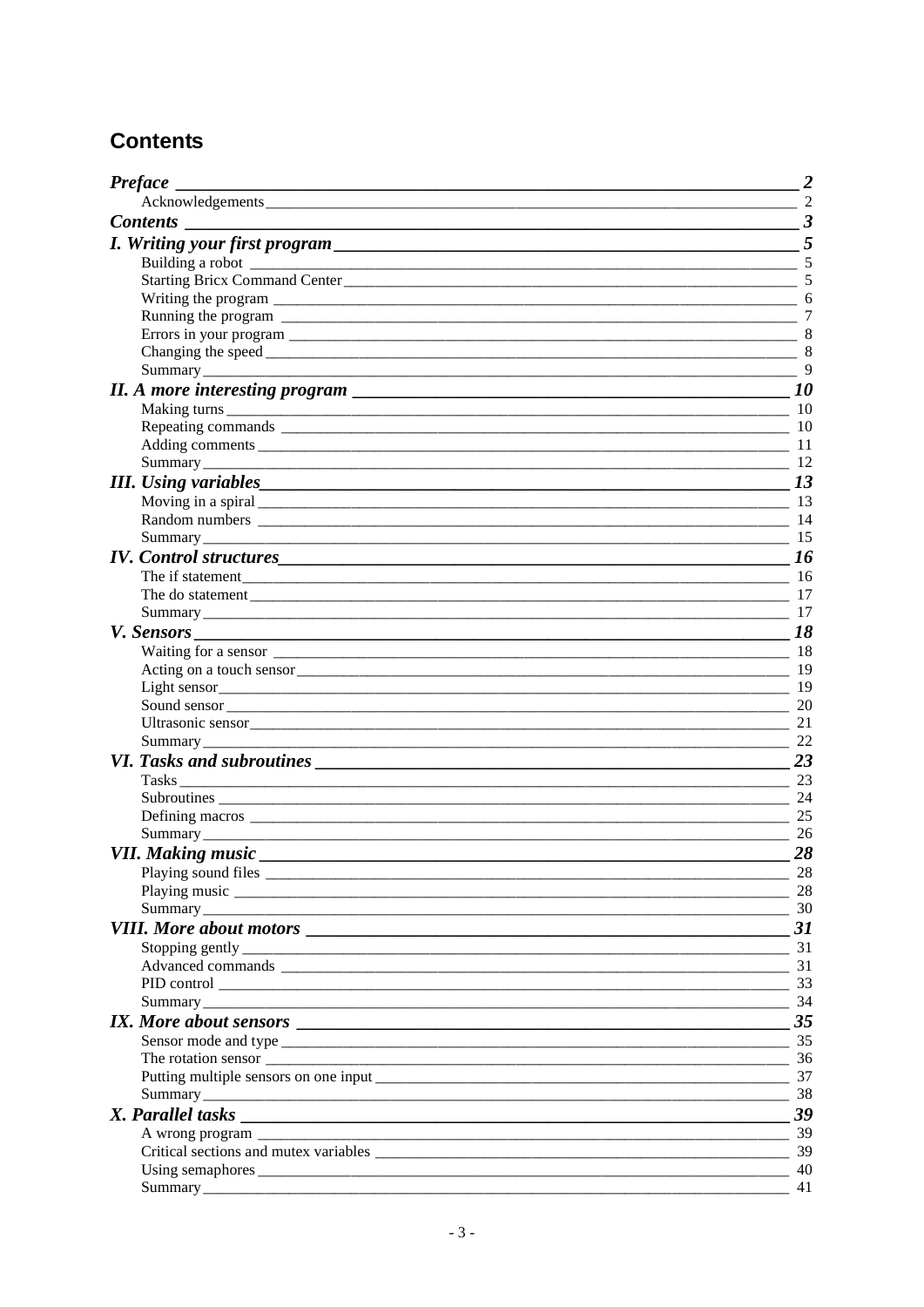# Contents

| | |
|---|---|
| ***Preface*** | ***2*** |
| Acknowledgements | 2 |
| ***Contents*** | ***3*** |
| ***I. Writing your first program*** | ***5*** |
| Building a robot | 5 |
| Starting Bricx Command Center | 5 |
| Writing the program | 6 |
| Running the program | 7 |
| Errors in your program | 8 |
| Changing the speed | 8 |
| Summary | 9 |
| ***II. A more interesting program*** | ***10*** |
| Making turns | 10 |
| Repeating commands | 10 |
| Adding comments | 11 |
| Summary | 12 |
| ***III. Using variables*** | ***13*** |
| Moving in a spiral | 13 |
| Random numbers | 14 |
| Summary | 15 |
| ***IV. Control structures*** | ***16*** |
| The if statement | 16 |
| The do statement | 17 |
| Summary | 17 |
| ***V. Sensors*** | ***18*** |
| Waiting for a sensor | 18 |
| Acting on a touch sensor | 19 |
| Light sensor | 19 |
| Sound sensor | 20 |
| Ultrasonic sensor | 21 |
| Summary | 22 |
| ***VI. Tasks and subroutines*** | ***23*** |
| Tasks | 23 |
| Subroutines | 24 |
| Defining macros | 25 |
| Summary | 26 |
| ***VII. Making music*** | ***28*** |
| Playing sound files | 28 |
| Playing music | 28 |
| Summary | 30 |
| ***VIII. More about motors*** | ***31*** |
| Stopping gently | 31 |
| Advanced commands | 31 |
| PID control | 33 |
| Summary | 34 |
| ***IX. More about sensors*** | ***35*** |
| Sensor mode and type | 35 |
| The rotation sensor | 36 |
| Putting multiple sensors on one input | 37 |
| Summary | 38 |
| ***X. Parallel tasks*** | ***39*** |
| A wrong program | 39 |
| Critical sections and mutex variables | 39 |
| Using semaphores | 40 |
| Summary | 41 |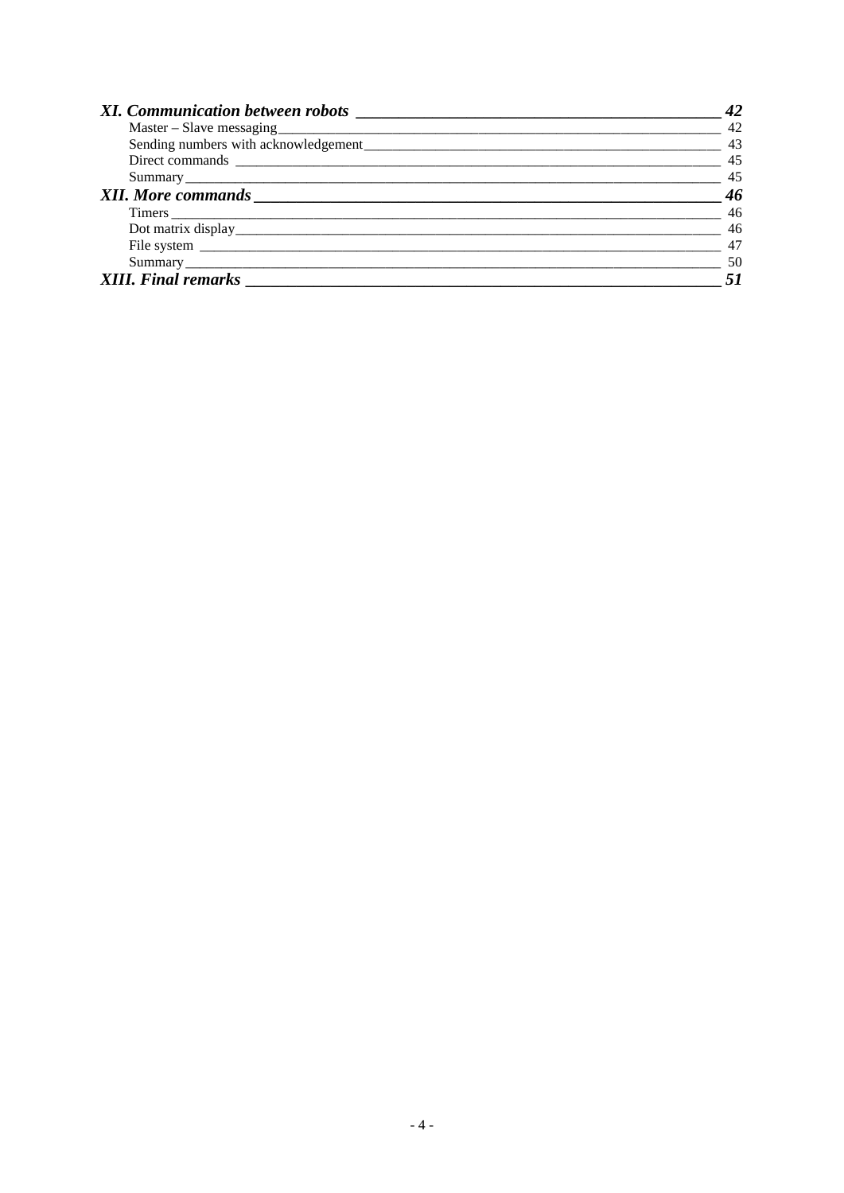***XI. Communication between robots*** — ***42***

- Master – Slave messaging — 42
- Sending numbers with acknowledgement — 43
- Direct commands — 45
- Summary — 45

***XII. More commands*** — ***46***

- Timers — 46
- Dot matrix display — 46
- File system — 47
- Summary — 50

***XIII. Final remarks*** — ***51***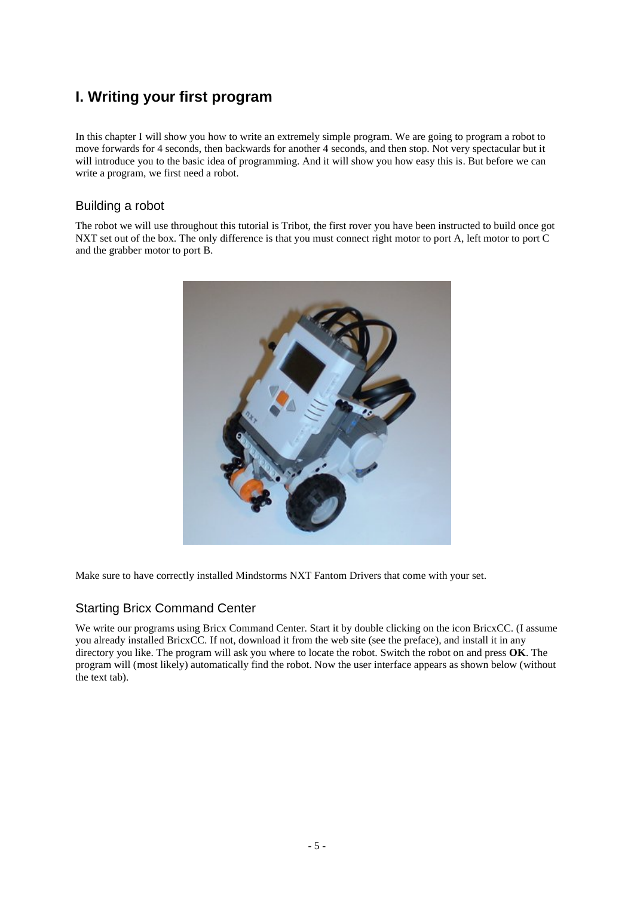# I. Writing your first program

In this chapter I will show you how to write an extremely simple program. We are going to program a robot to move forwards for 4 seconds, then backwards for another 4 seconds, and then stop. Not very spectacular but it will introduce you to the basic idea of programming. And it will show you how easy this is. But before we can write a program, we first need a robot.

## Building a robot

The robot we will use throughout this tutorial is Tribot, the first rover you have been instructed to build once got NXT set out of the box. The only difference is that you must connect right motor to port A, left motor to port C and the grabber motor to port B.

Make sure to have correctly installed Mindstorms NXT Fantom Drivers that come with your set.

## Starting Bricx Command Center

We write our programs using Bricx Command Center. Start it by double clicking on the icon BricxCC. (I assume you already installed BricxCC. If not, download it from the web site (see the preface), and install it in any directory you like. The program will ask you where to locate the robot. Switch the robot on and press **OK**. The program will (most likely) automatically find the robot. Now the user interface appears as shown below (without the text tab).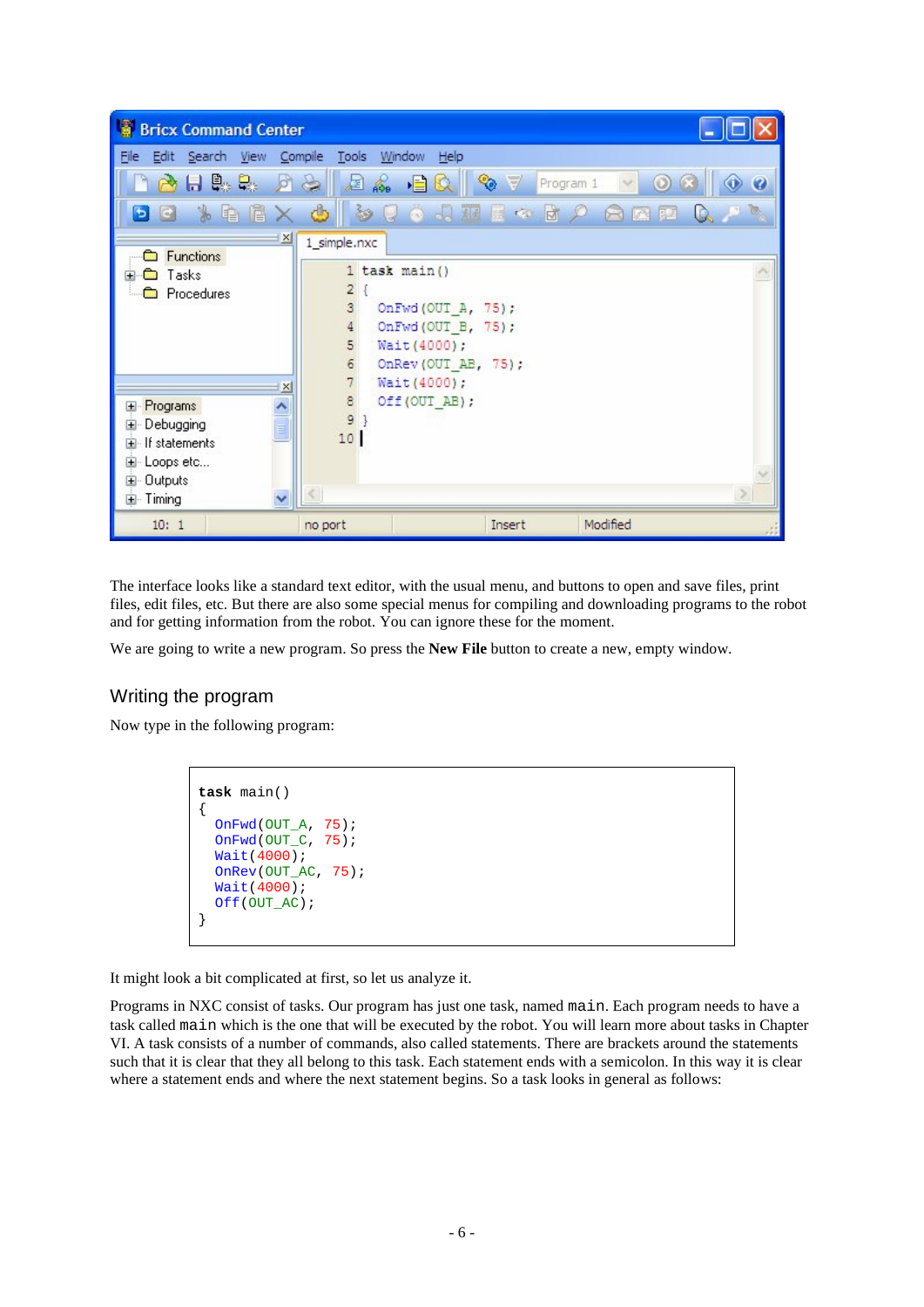The interface looks like a standard text editor, with the usual menu, and buttons to open and save files, print files, edit files, etc. But there are also some special menus for compiling and downloading programs to the robot and for getting information from the robot. You can ignore these for the moment.

We are going to write a new program. So press the **New File** button to create a new, empty window.

## Writing the program

Now type in the following program:

```
task main()
{
  OnFwd(OUT_A, 75);
  OnFwd(OUT_C, 75);
  Wait(4000);
  OnRev(OUT_AC, 75);
  Wait(4000);
  Off(OUT_AC);
}
```

It might look a bit complicated at first, so let us analyze it.

Programs in NXC consist of tasks. Our program has just one task, named `main`. Each program needs to have a task called `main` which is the one that will be executed by the robot. You will learn more about tasks in Chapter VI. A task consists of a number of commands, also called statements. There are brackets around the statements such that it is clear that they all belong to this task. Each statement ends with a semicolon. In this way it is clear where a statement ends and where the next statement begins. So a task looks in general as follows: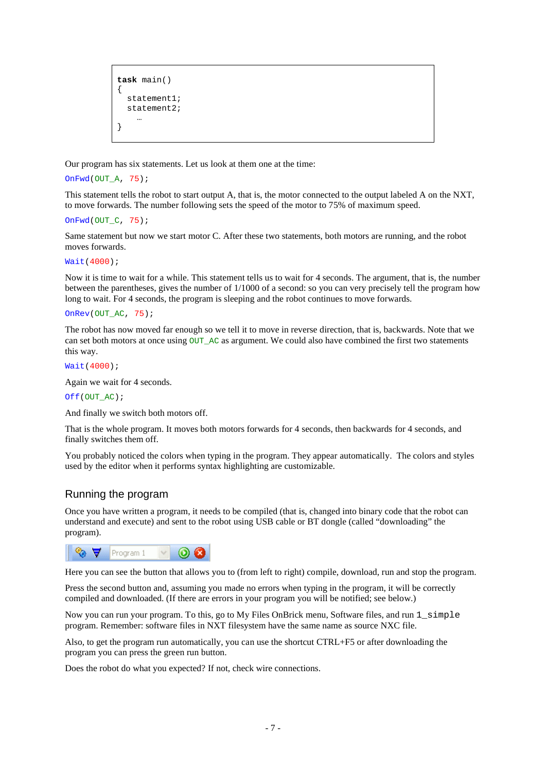```
task main()
{
  statement1;
  statement2;
    …
}
```

Our program has six statements. Let us look at them one at the time:

```
OnFwd(OUT_A, 75);
```

This statement tells the robot to start output A, that is, the motor connected to the output labeled A on the NXT, to move forwards. The number following sets the speed of the motor to 75% of maximum speed.

```
OnFwd(OUT_C, 75);
```

Same statement but now we start motor C. After these two statements, both motors are running, and the robot moves forwards.

```
Wait(4000);
```

Now it is time to wait for a while. This statement tells us to wait for 4 seconds. The argument, that is, the number between the parentheses, gives the number of 1/1000 of a second: so you can very precisely tell the program how long to wait. For 4 seconds, the program is sleeping and the robot continues to move forwards.

```
OnRev(OUT_AC, 75);
```

The robot has now moved far enough so we tell it to move in reverse direction, that is, backwards. Note that we can set both motors at once using `OUT_AC` as argument. We could also have combined the first two statements this way.

```
Wait(4000);
```

Again we wait for 4 seconds.

```
Off(OUT_AC);
```

And finally we switch both motors off.

That is the whole program. It moves both motors forwards for 4 seconds, then backwards for 4 seconds, and finally switches them off.

You probably noticed the colors when typing in the program. They appear automatically. The colors and styles used by the editor when it performs syntax highlighting are customizable.

## Running the program

Once you have written a program, it needs to be compiled (that is, changed into binary code that the robot can understand and execute) and sent to the robot using USB cable or BT dongle (called “downloading” the program).

Here you can see the button that allows you to (from left to right) compile, download, run and stop the program.

Press the second button and, assuming you made no errors when typing in the program, it will be correctly compiled and downloaded. (If there are errors in your program you will be notified; see below.)

Now you can run your program. To this, go to My Files OnBrick menu, Software files, and run `1_simple` program. Remember: software files in NXT filesystem have the same name as source NXC file.

Also, to get the program run automatically, you can use the shortcut CTRL+F5 or after downloading the program you can press the green run button.

Does the robot do what you expected? If not, check wire connections.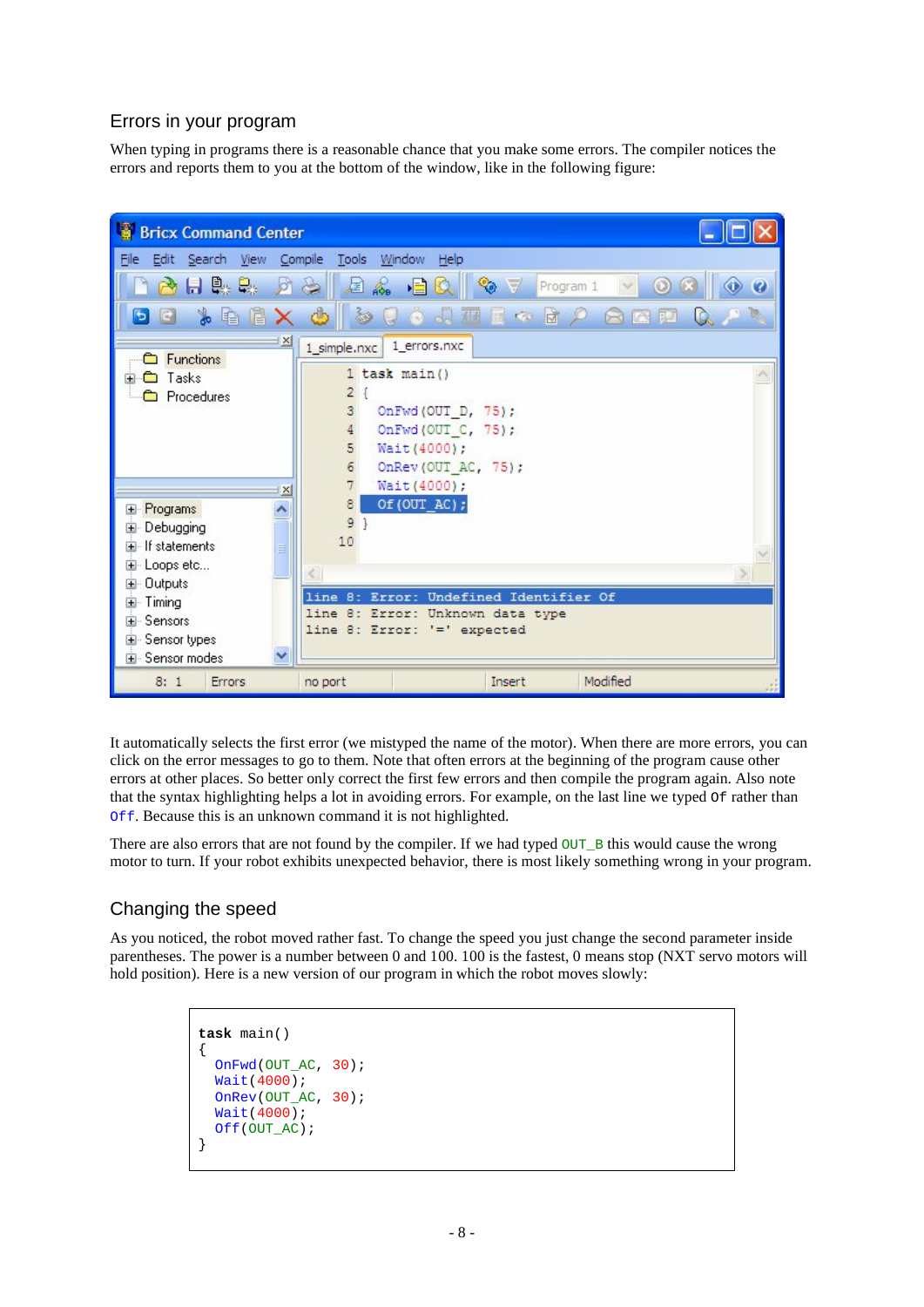## Errors in your program

When typing in programs there is a reasonable chance that you make some errors. The compiler notices the errors and reports them to you at the bottom of the window, like in the following figure:

It automatically selects the first error (we mistyped the name of the motor). When there are more errors, you can click on the error messages to go to them. Note that often errors at the beginning of the program cause other errors at other places. So better only correct the first few errors and then compile the program again. Also note that the syntax highlighting helps a lot in avoiding errors. For example, on the last line we typed `Of` rather than `Off`. Because this is an unknown command it is not highlighted.

There are also errors that are not found by the compiler. If we had typed `OUT_B` this would cause the wrong motor to turn. If your robot exhibits unexpected behavior, there is most likely something wrong in your program.

## Changing the speed

As you noticed, the robot moved rather fast. To change the speed you just change the second parameter inside parentheses. The power is a number between 0 and 100. 100 is the fastest, 0 means stop (NXT servo motors will hold position). Here is a new version of our program in which the robot moves slowly:

```
task main()
{
  OnFwd(OUT_AC, 30);
  Wait(4000);
  OnRev(OUT_AC, 30);
  Wait(4000);
  Off(OUT_AC);
}
```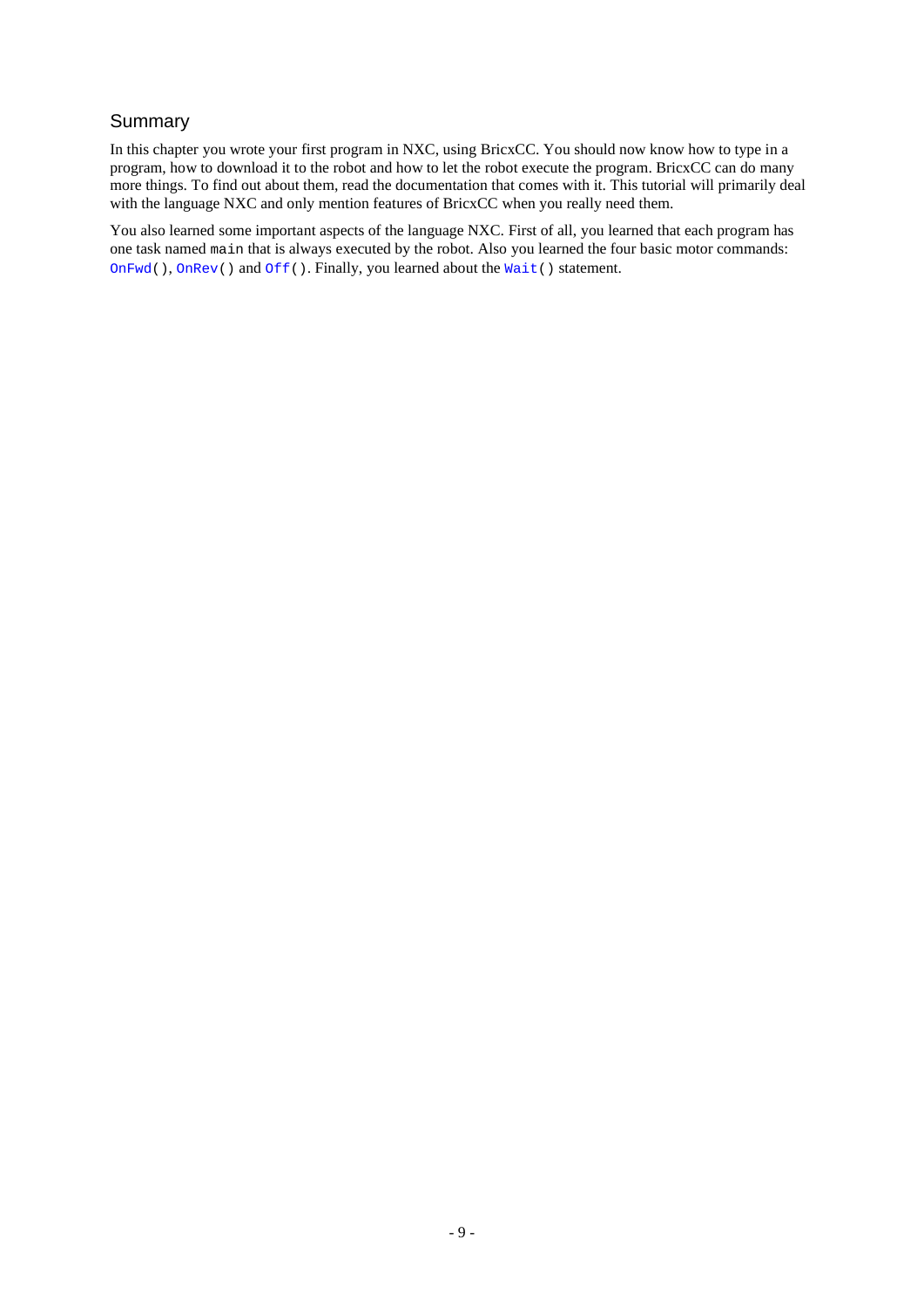## Summary

In this chapter you wrote your first program in NXC, using BricxCC. You should now know how to type in a program, how to download it to the robot and how to let the robot execute the program. BricxCC can do many more things. To find out about them, read the documentation that comes with it. This tutorial will primarily deal with the language NXC and only mention features of BricxCC when you really need them.

You also learned some important aspects of the language NXC. First of all, you learned that each program has one task named `main` that is always executed by the robot. Also you learned the four basic motor commands: `OnFwd()`, `OnRev()` and `Off()`. Finally, you learned about the `Wait()` statement.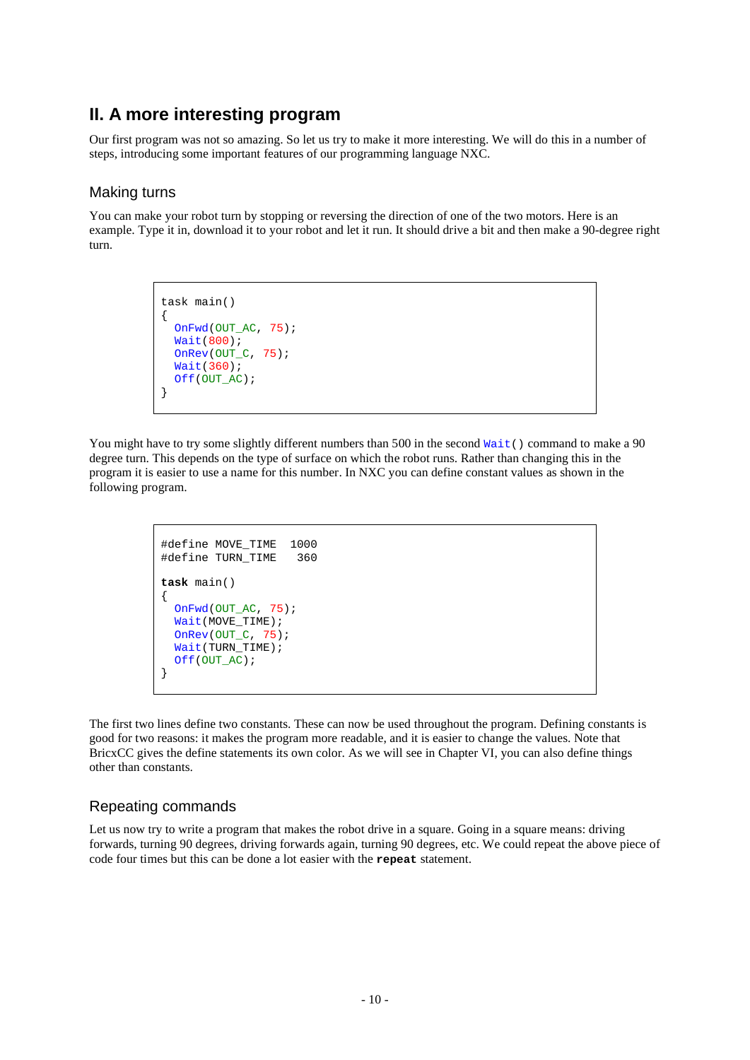# II. A more interesting program

Our first program was not so amazing. So let us try to make it more interesting. We will do this in a number of steps, introducing some important features of our programming language NXC.

## Making turns

You can make your robot turn by stopping or reversing the direction of one of the two motors. Here is an example. Type it in, download it to your robot and let it run. It should drive a bit and then make a 90-degree right turn.

```
task main()
{
  OnFwd(OUT_AC, 75);
  Wait(800);
  OnRev(OUT_C, 75);
  Wait(360);
  Off(OUT_AC);
}
```

You might have to try some slightly different numbers than 500 in the second `Wait()` command to make a 90 degree turn. This depends on the type of surface on which the robot runs. Rather than changing this in the program it is easier to use a name for this number. In NXC you can define constant values as shown in the following program.

```
#define MOVE_TIME  1000
#define TURN_TIME   360

task main()
{
  OnFwd(OUT_AC, 75);
  Wait(MOVE_TIME);
  OnRev(OUT_C, 75);
  Wait(TURN_TIME);
  Off(OUT_AC);
}
```

The first two lines define two constants. These can now be used throughout the program. Defining constants is good for two reasons: it makes the program more readable, and it is easier to change the values. Note that BricxCC gives the define statements its own color. As we will see in Chapter VI, you can also define things other than constants.

## Repeating commands

Let us now try to write a program that makes the robot drive in a square. Going in a square means: driving forwards, turning 90 degrees, driving forwards again, turning 90 degrees, etc. We could repeat the above piece of code four times but this can be done a lot easier with the **`repeat`** statement.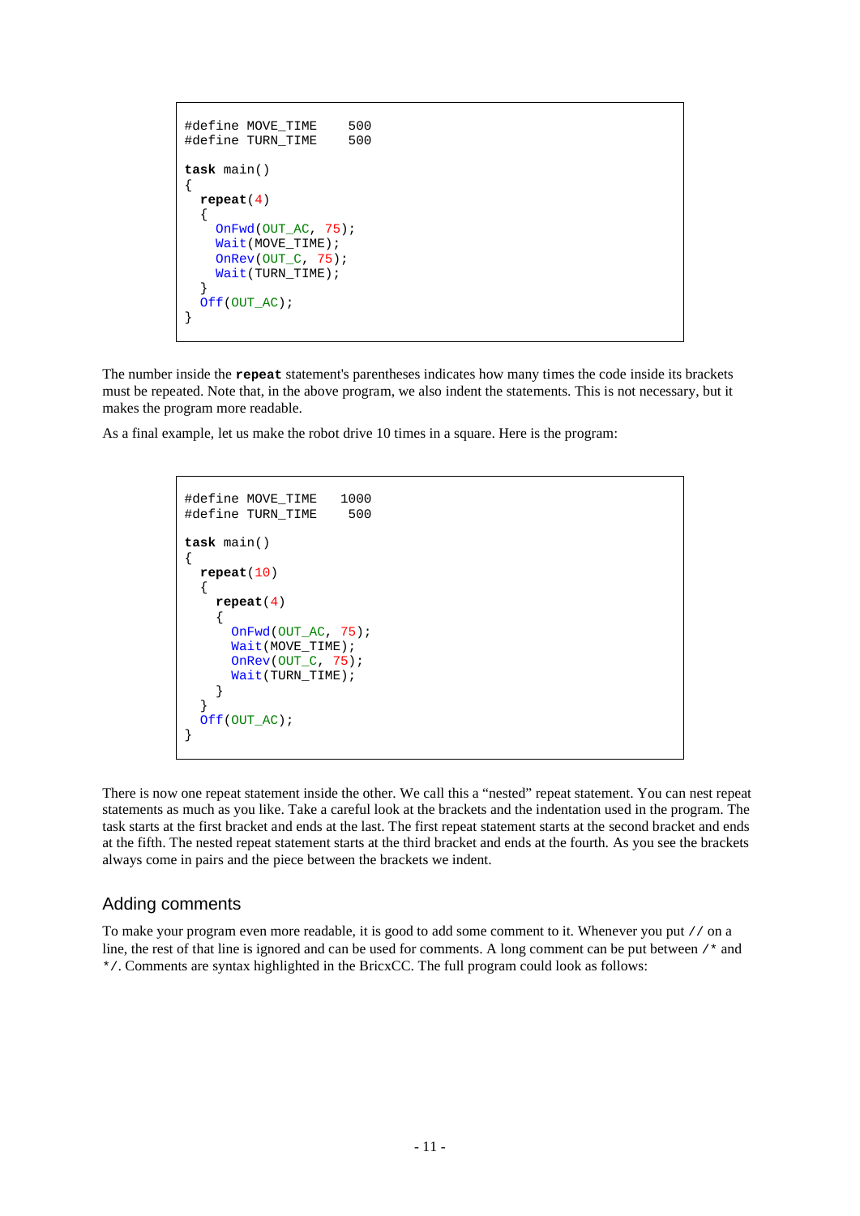```
#define MOVE_TIME    500
#define TURN_TIME    500

task main()
{
  repeat(4)
  {
    OnFwd(OUT_AC, 75);
    Wait(MOVE_TIME);
    OnRev(OUT_C, 75);
    Wait(TURN_TIME);
  }
  Off(OUT_AC);
}
```

The number inside the **repeat** statement's parentheses indicates how many times the code inside its brackets must be repeated. Note that, in the above program, we also indent the statements. This is not necessary, but it makes the program more readable.

As a final example, let us make the robot drive 10 times in a square. Here is the program:

```
#define MOVE_TIME   1000
#define TURN_TIME    500

task main()
{
  repeat(10)
  {
    repeat(4)
    {
      OnFwd(OUT_AC, 75);
      Wait(MOVE_TIME);
      OnRev(OUT_C, 75);
      Wait(TURN_TIME);
    }
  }
  Off(OUT_AC);
}
```

There is now one repeat statement inside the other. We call this a "nested" repeat statement. You can nest repeat statements as much as you like. Take a careful look at the brackets and the indentation used in the program. The task starts at the first bracket and ends at the last. The first repeat statement starts at the second bracket and ends at the fifth. The nested repeat statement starts at the third bracket and ends at the fourth. As you see the brackets always come in pairs and the piece between the brackets we indent.

## Adding comments

To make your program even more readable, it is good to add some comment to it. Whenever you put `//` on a line, the rest of that line is ignored and can be used for comments. A long comment can be put between `/*` and `*/`. Comments are syntax highlighted in the BricxCC. The full program could look as follows: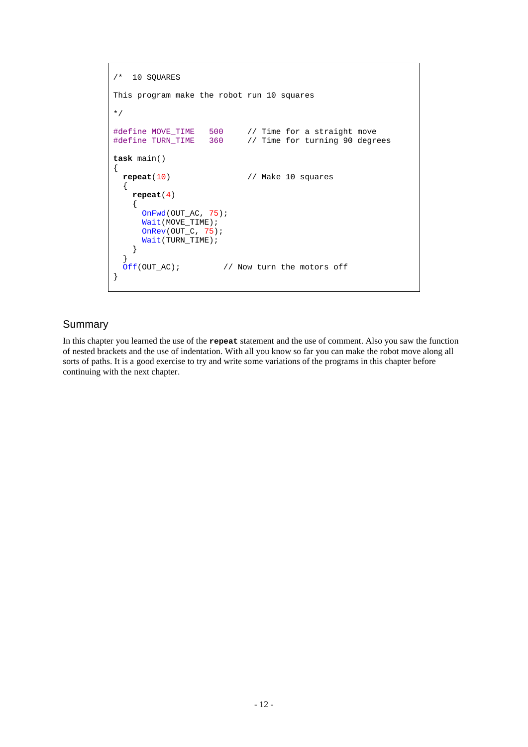```
/*  10 SQUARES

This program make the robot run 10 squares

*/

#define MOVE_TIME   500     // Time for a straight move
#define TURN_TIME   360     // Time for turning 90 degrees

task main()
{
  repeat(10)                // Make 10 squares
  {
    repeat(4)
    {
      OnFwd(OUT_AC, 75);
      Wait(MOVE_TIME);
      OnRev(OUT_C, 75);
      Wait(TURN_TIME);
    }
  }
  Off(OUT_AC);         // Now turn the motors off
}
```

## Summary

In this chapter you learned the use of the **repeat** statement and the use of comment. Also you saw the function of nested brackets and the use of indentation. With all you know so far you can make the robot move along all sorts of paths. It is a good exercise to try and write some variations of the programs in this chapter before continuing with the next chapter.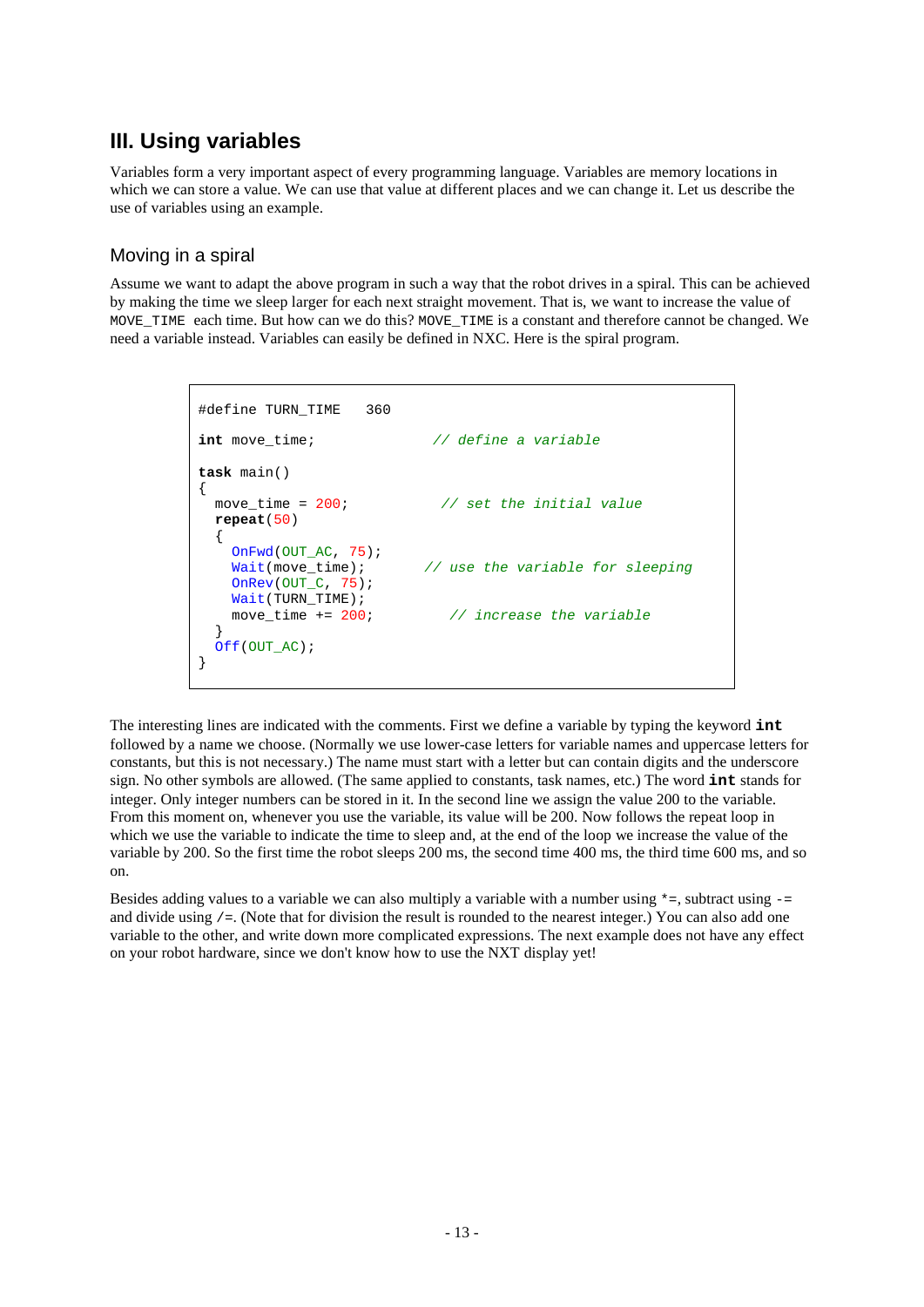## III. Using variables

Variables form a very important aspect of every programming language. Variables are memory locations in which we can store a value. We can use that value at different places and we can change it. Let us describe the use of variables using an example.

### Moving in a spiral

Assume we want to adapt the above program in such a way that the robot drives in a spiral. This can be achieved by making the time we sleep larger for each next straight movement. That is, we want to increase the value of `MOVE_TIME` each time. But how can we do this? `MOVE_TIME` is a constant and therefore cannot be changed. We need a variable instead. Variables can easily be defined in NXC. Here is the spiral program.

```
#define TURN_TIME   360

int move_time;              // define a variable

task main()
{
  move_time = 200;           // set the initial value
  repeat(50)
  {
    OnFwd(OUT_AC, 75);
    Wait(move_time);        // use the variable for sleeping
    OnRev(OUT_C, 75);
    Wait(TURN_TIME);
    move_time += 200;         // increase the variable
  }
  Off(OUT_AC);
}
```

The interesting lines are indicated with the comments. First we define a variable by typing the keyword **`int`** followed by a name we choose. (Normally we use lower-case letters for variable names and uppercase letters for constants, but this is not necessary.) The name must start with a letter but can contain digits and the underscore sign. No other symbols are allowed. (The same applied to constants, task names, etc.) The word **`int`** stands for integer. Only integer numbers can be stored in it. In the second line we assign the value 200 to the variable. From this moment on, whenever you use the variable, its value will be 200. Now follows the repeat loop in which we use the variable to indicate the time to sleep and, at the end of the loop we increase the value of the variable by 200. So the first time the robot sleeps 200 ms, the second time 400 ms, the third time 600 ms, and so on.

Besides adding values to a variable we can also multiply a variable with a number using `*=`, subtract using `-=` and divide using `/=`. (Note that for division the result is rounded to the nearest integer.) You can also add one variable to the other, and write down more complicated expressions. The next example does not have any effect on your robot hardware, since we don't know how to use the NXT display yet!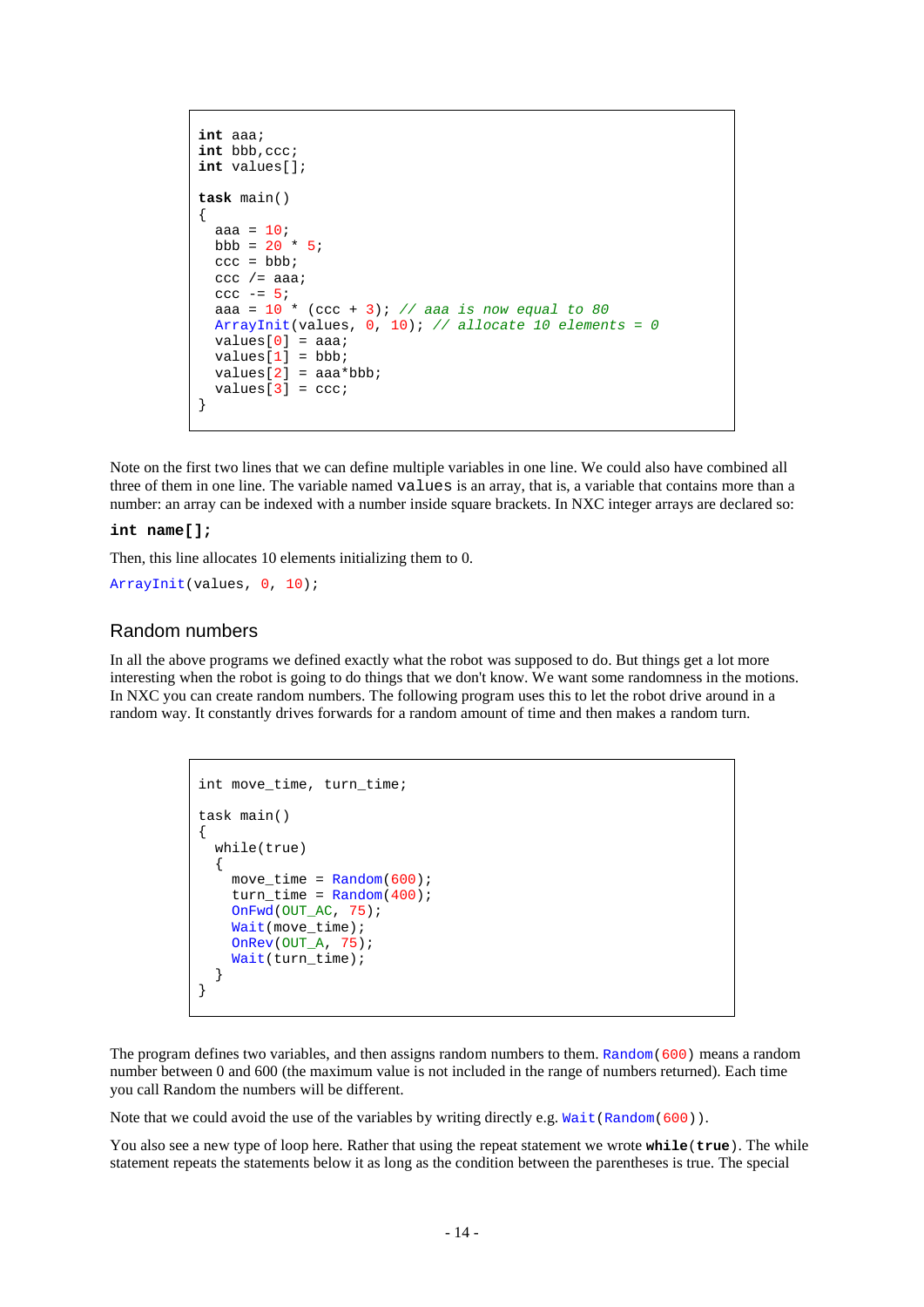```
int aaa;
int bbb,ccc;
int values[];

task main()
{
  aaa = 10;
  bbb = 20 * 5;
  ccc = bbb;
  ccc /= aaa;
  ccc -= 5;
  aaa = 10 * (ccc + 3); // aaa is now equal to 80
  ArrayInit(values, 0, 10); // allocate 10 elements = 0
  values[0] = aaa;
  values[1] = bbb;
  values[2] = aaa*bbb;
  values[3] = ccc;
}
```

Note on the first two lines that we can define multiple variables in one line. We could also have combined all three of them in one line. The variable named `values` is an array, that is, a variable that contains more than a number: an array can be indexed with a number inside square brackets. In NXC integer arrays are declared so:

```
int name[];
```

Then, this line allocates 10 elements initializing them to 0.

```
ArrayInit(values, 0, 10);
```

## Random numbers

In all the above programs we defined exactly what the robot was supposed to do. But things get a lot more interesting when the robot is going to do things that we don't know. We want some randomness in the motions. In NXC you can create random numbers. The following program uses this to let the robot drive around in a random way. It constantly drives forwards for a random amount of time and then makes a random turn.

```
int move_time, turn_time;

task main()
{
  while(true)
  {
    move_time = Random(600);
    turn_time = Random(400);
    OnFwd(OUT_AC, 75);
    Wait(move_time);
    OnRev(OUT_A, 75);
    Wait(turn_time);
  }
}
```

The program defines two variables, and then assigns random numbers to them. `Random(600)` means a random number between 0 and 600 (the maximum value is not included in the range of numbers returned). Each time you call Random the numbers will be different.

Note that we could avoid the use of the variables by writing directly e.g. `Wait(Random(600))`.

You also see a new type of loop here. Rather that using the repeat statement we wrote **`while(true)`**. The while statement repeats the statements below it as long as the condition between the parentheses is true. The special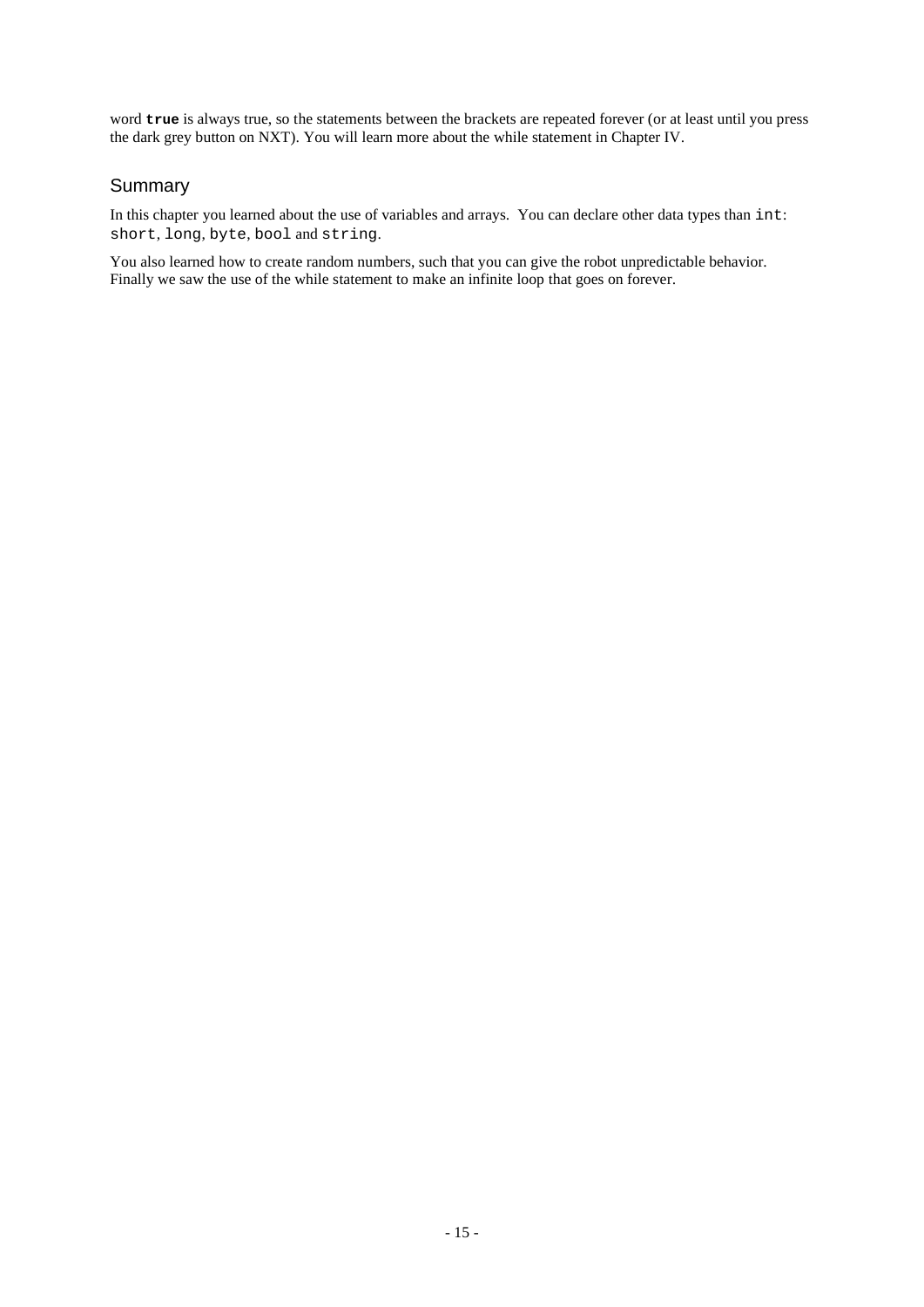word **`true`** is always true, so the statements between the brackets are repeated forever (or at least until you press the dark grey button on NXT). You will learn more about the while statement in Chapter IV.

## Summary

In this chapter you learned about the use of variables and arrays. You can declare other data types than `int`: `short`, `long`, `byte`, `bool` and `string`.

You also learned how to create random numbers, such that you can give the robot unpredictable behavior. Finally we saw the use of the while statement to make an infinite loop that goes on forever.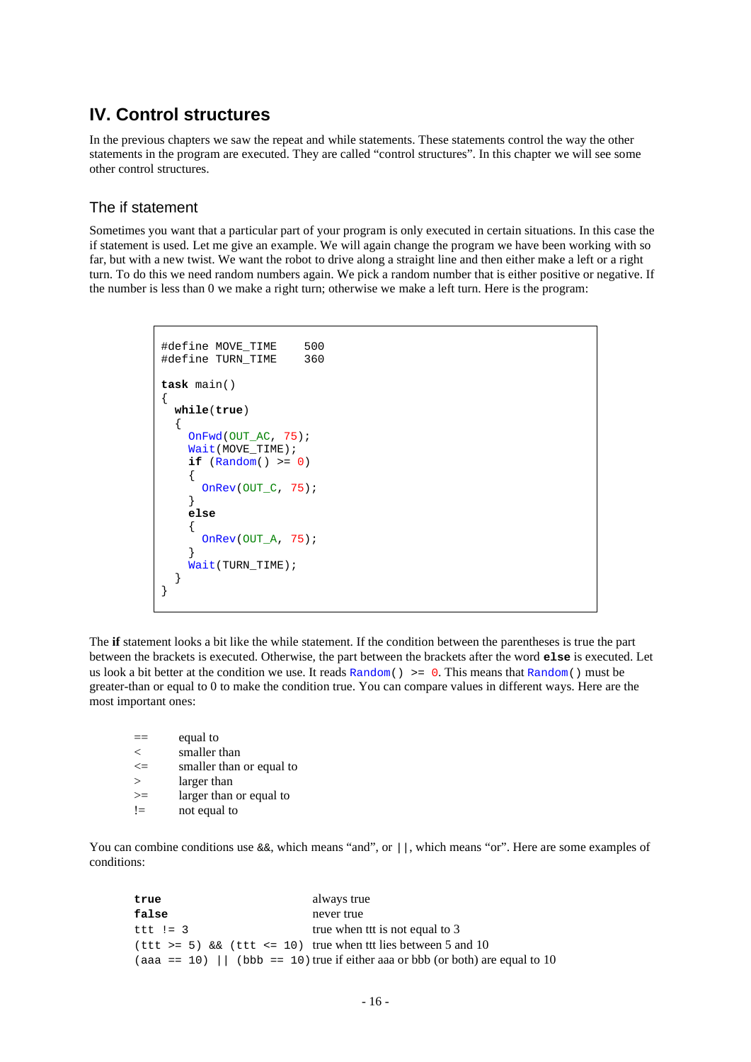## IV. Control structures

In the previous chapters we saw the repeat and while statements. These statements control the way the other statements in the program are executed. They are called "control structures". In this chapter we will see some other control structures.

### The if statement

Sometimes you want that a particular part of your program is only executed in certain situations. In this case the if statement is used. Let me give an example. We will again change the program we have been working with so far, but with a new twist. We want the robot to drive along a straight line and then either make a left or a right turn. To do this we need random numbers again. We pick a random number that is either positive or negative. If the number is less than 0 we make a right turn; otherwise we make a left turn. Here is the program:

```
#define MOVE_TIME    500
#define TURN_TIME    360

task main()
{
  while(true)
  {
    OnFwd(OUT_AC, 75);
    Wait(MOVE_TIME);
    if (Random() >= 0)
    {
      OnRev(OUT_C, 75);
    }
    else
    {
      OnRev(OUT_A, 75);
    }
    Wait(TURN_TIME);
  }
}
```

The **if** statement looks a bit like the while statement. If the condition between the parentheses is true the part between the brackets is executed. Otherwise, the part between the brackets after the word **else** is executed. Let us look a bit better at the condition we use. It reads `Random() >= 0`. This means that `Random()` must be greater-than or equal to 0 to make the condition true. You can compare values in different ways. Here are the most important ones:

| | |
|---|---|
| == | equal to |
| < | smaller than |
| <= | smaller than or equal to |
| > | larger than |
| >= | larger than or equal to |
| != | not equal to |

You can combine conditions use `&&`, which means "and", or `||`, which means "or". Here are some examples of conditions:

| | |
|---|---|
| **true** | always true |
| **false** | never true |
| `ttt != 3` | true when ttt is not equal to 3 |
| `(ttt >= 5) && (ttt <= 10)` | true when ttt lies between 5 and 10 |
| `(aaa == 10) \|\| (bbb == 10)` | true if either aaa or bbb (or both) are equal to 10 |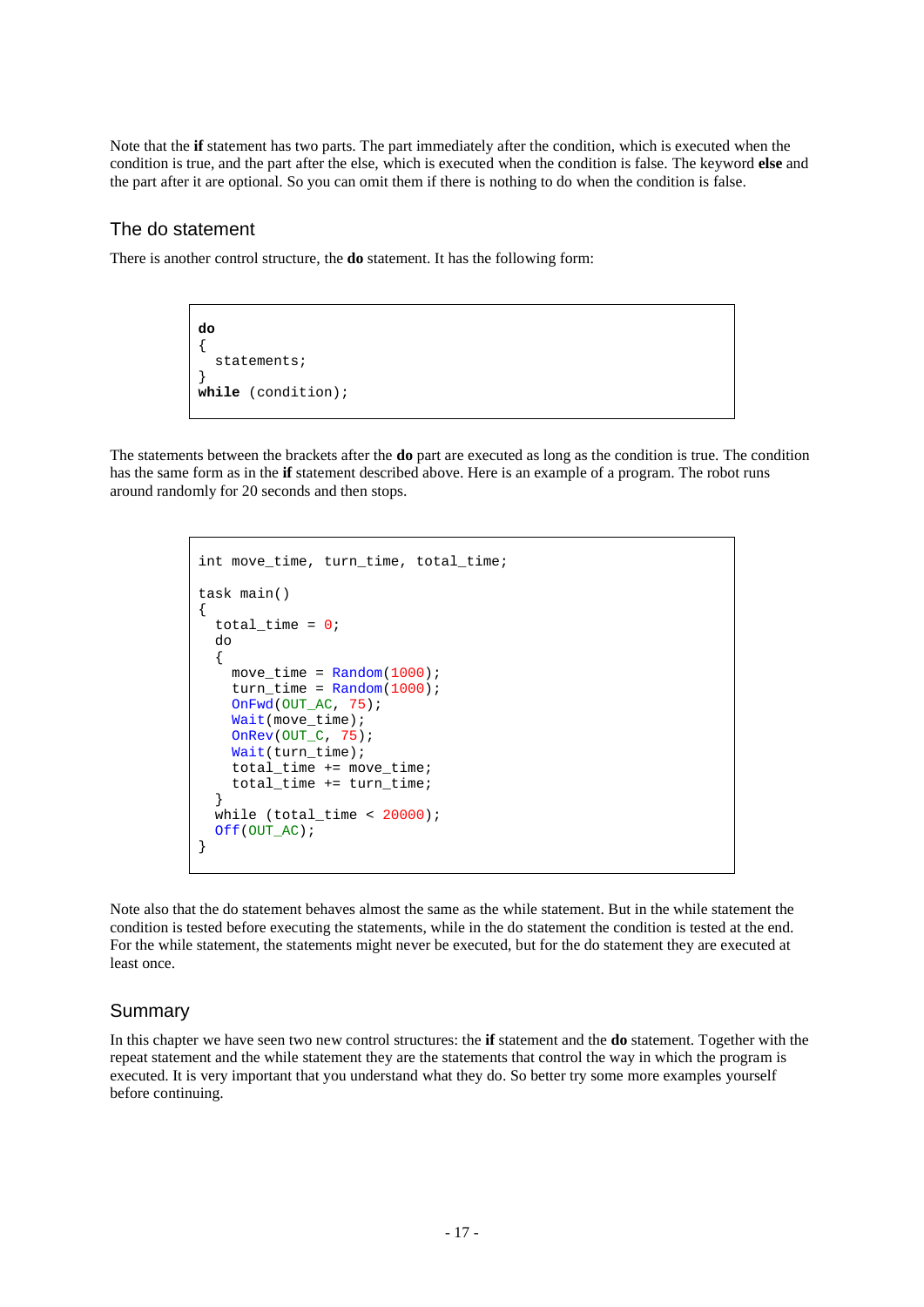Note that the **if** statement has two parts. The part immediately after the condition, which is executed when the condition is true, and the part after the else, which is executed when the condition is false. The keyword **else** and the part after it are optional. So you can omit them if there is nothing to do when the condition is false.

## The do statement

There is another control structure, the **do** statement. It has the following form:

```
do
{
  statements;
}
while (condition);
```

The statements between the brackets after the **do** part are executed as long as the condition is true. The condition has the same form as in the **if** statement described above. Here is an example of a program. The robot runs around randomly for 20 seconds and then stops.

```
int move_time, turn_time, total_time;

task main()
{
  total_time = 0;
  do
  {
    move_time = Random(1000);
    turn_time = Random(1000);
    OnFwd(OUT_AC, 75);
    Wait(move_time);
    OnRev(OUT_C, 75);
    Wait(turn_time);
    total_time += move_time;
    total_time += turn_time;
  }
  while (total_time < 20000);
  Off(OUT_AC);
}
```

Note also that the do statement behaves almost the same as the while statement. But in the while statement the condition is tested before executing the statements, while in the do statement the condition is tested at the end. For the while statement, the statements might never be executed, but for the do statement they are executed at least once.

## Summary

In this chapter we have seen two new control structures: the **if** statement and the **do** statement. Together with the repeat statement and the while statement they are the statements that control the way in which the program is executed. It is very important that you understand what they do. So better try some more examples yourself before continuing.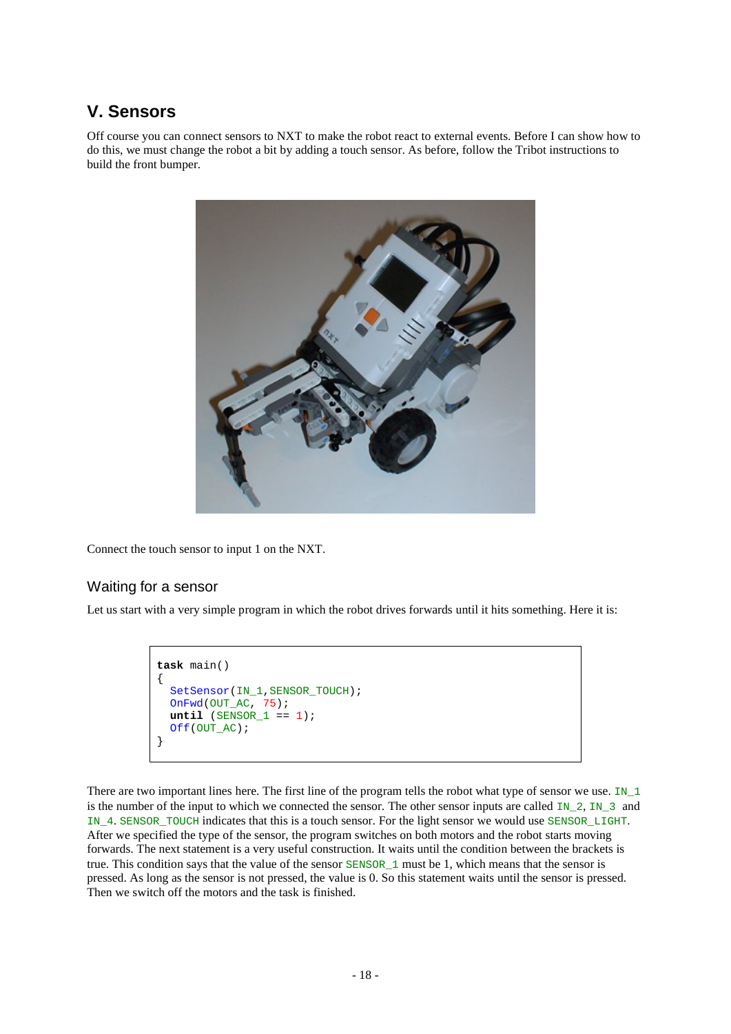## V. Sensors

Off course you can connect sensors to NXT to make the robot react to external events. Before I can show how to do this, we must change the robot a bit by adding a touch sensor. As before, follow the Tribot instructions to build the front bumper.

Connect the touch sensor to input 1 on the NXT.

### Waiting for a sensor

Let us start with a very simple program in which the robot drives forwards until it hits something. Here it is:

```
task main()
{
  SetSensor(IN_1,SENSOR_TOUCH);
  OnFwd(OUT_AC, 75);
  until (SENSOR_1 == 1);
  Off(OUT_AC);
}
```

There are two important lines here. The first line of the program tells the robot what type of sensor we use. `IN_1` is the number of the input to which we connected the sensor. The other sensor inputs are called `IN_2`, `IN_3` and `IN_4`. `SENSOR_TOUCH` indicates that this is a touch sensor. For the light sensor we would use `SENSOR_LIGHT`. After we specified the type of the sensor, the program switches on both motors and the robot starts moving forwards. The next statement is a very useful construction. It waits until the condition between the brackets is true. This condition says that the value of the sensor `SENSOR_1` must be 1, which means that the sensor is pressed. As long as the sensor is not pressed, the value is 0. So this statement waits until the sensor is pressed. Then we switch off the motors and the task is finished.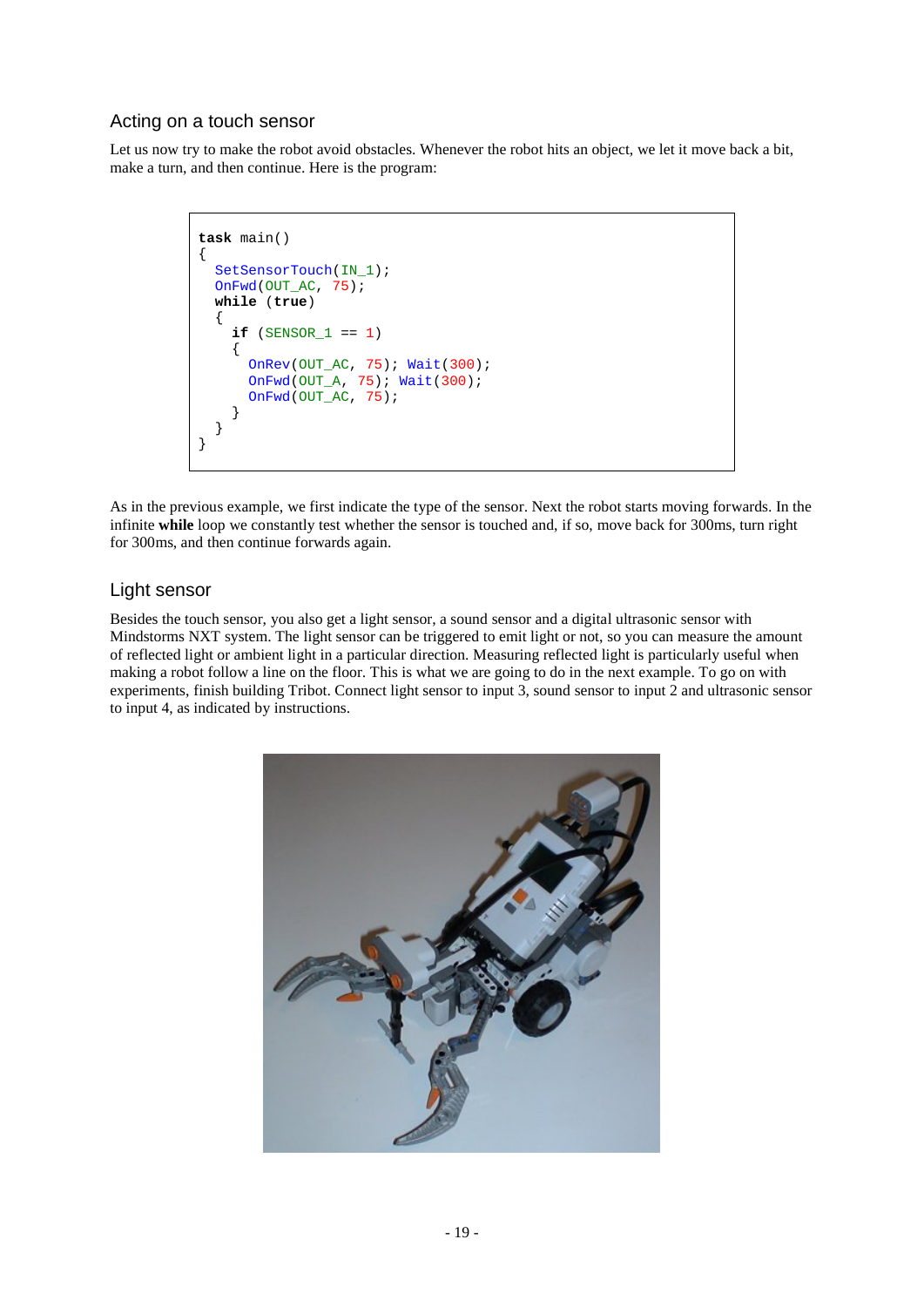## Acting on a touch sensor

Let us now try to make the robot avoid obstacles. Whenever the robot hits an object, we let it move back a bit, make a turn, and then continue. Here is the program:

```
task main()
{
  SetSensorTouch(IN_1);
  OnFwd(OUT_AC, 75);
  while (true)
  {
    if (SENSOR_1 == 1)
    {
      OnRev(OUT_AC, 75); Wait(300);
      OnFwd(OUT_A, 75); Wait(300);
      OnFwd(OUT_AC, 75);
    }
  }
}
```

As in the previous example, we first indicate the type of the sensor. Next the robot starts moving forwards. In the infinite **while** loop we constantly test whether the sensor is touched and, if so, move back for 300ms, turn right for 300ms, and then continue forwards again.

## Light sensor

Besides the touch sensor, you also get a light sensor, a sound sensor and a digital ultrasonic sensor with Mindstorms NXT system. The light sensor can be triggered to emit light or not, so you can measure the amount of reflected light or ambient light in a particular direction. Measuring reflected light is particularly useful when making a robot follow a line on the floor. This is what we are going to do in the next example. To go on with experiments, finish building Tribot. Connect light sensor to input 3, sound sensor to input 2 and ultrasonic sensor to input 4, as indicated by instructions.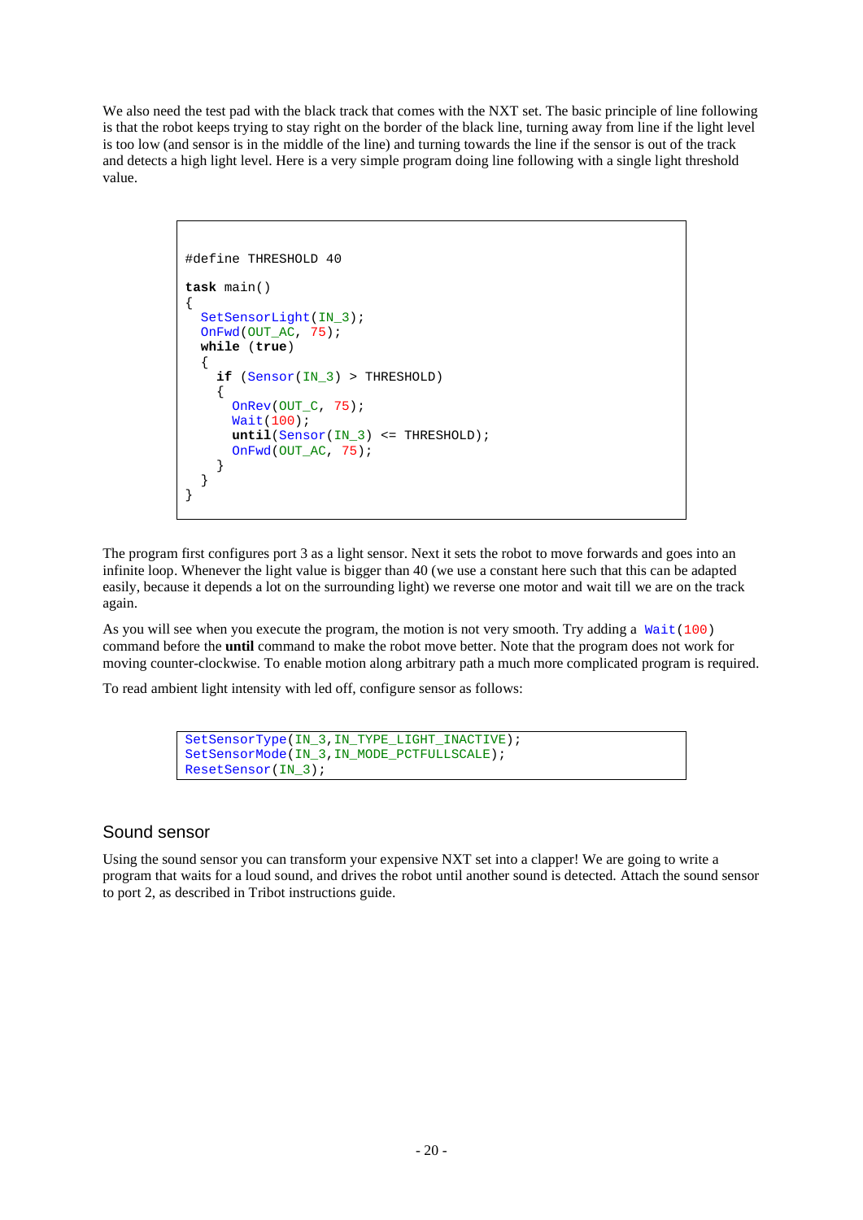We also need the test pad with the black track that comes with the NXT set. The basic principle of line following is that the robot keeps trying to stay right on the border of the black line, turning away from line if the light level is too low (and sensor is in the middle of the line) and turning towards the line if the sensor is out of the track and detects a high light level. Here is a very simple program doing line following with a single light threshold value.

```
#define THRESHOLD 40

task main()
{
  SetSensorLight(IN_3);
  OnFwd(OUT_AC, 75);
  while (true)
  {
    if (Sensor(IN_3) > THRESHOLD)
    {
      OnRev(OUT_C, 75);
      Wait(100);
      until(Sensor(IN_3) <= THRESHOLD);
      OnFwd(OUT_AC, 75);
    }
  }
}
```

The program first configures port 3 as a light sensor. Next it sets the robot to move forwards and goes into an infinite loop. Whenever the light value is bigger than 40 (we use a constant here such that this can be adapted easily, because it depends a lot on the surrounding light) we reverse one motor and wait till we are on the track again.

As you will see when you execute the program, the motion is not very smooth. Try adding a `Wait(100)` command before the **until** command to make the robot move better. Note that the program does not work for moving counter-clockwise. To enable motion along arbitrary path a much more complicated program is required.

To read ambient light intensity with led off, configure sensor as follows:

```
SetSensorType(IN_3,IN_TYPE_LIGHT_INACTIVE);
SetSensorMode(IN_3,IN_MODE_PCTFULLSCALE);
ResetSensor(IN_3);
```

## Sound sensor

Using the sound sensor you can transform your expensive NXT set into a clapper! We are going to write a program that waits for a loud sound, and drives the robot until another sound is detected. Attach the sound sensor to port 2, as described in Tribot instructions guide.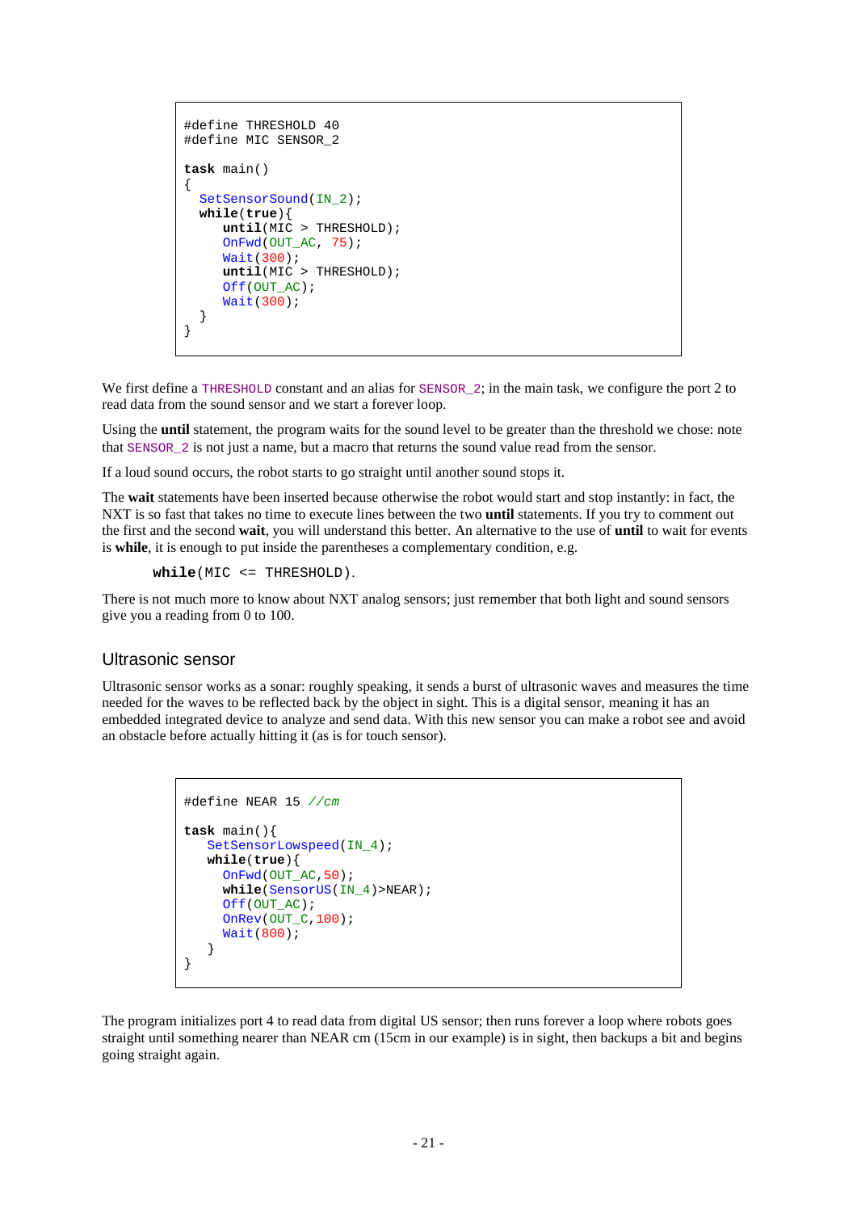```
#define THRESHOLD 40
#define MIC SENSOR_2

task main()
{
  SetSensorSound(IN_2);
  while(true){
     until(MIC > THRESHOLD);
     OnFwd(OUT_AC, 75);
     Wait(300);
     until(MIC > THRESHOLD);
     Off(OUT_AC);
     Wait(300);
  }
}
```

We first define a THRESHOLD constant and an alias for SENSOR_2; in the main task, we configure the port 2 to read data from the sound sensor and we start a forever loop.

Using the **until** statement, the program waits for the sound level to be greater than the threshold we chose: note that SENSOR_2 is not just a name, but a macro that returns the sound value read from the sensor.

If a loud sound occurs, the robot starts to go straight until another sound stops it.

The **wait** statements have been inserted because otherwise the robot would start and stop instantly: in fact, the NXT is so fast that takes no time to execute lines between the two **until** statements. If you try to comment out the first and the second **wait**, you will understand this better. An alternative to the use of **until** to wait for events is **while**, it is enough to put inside the parentheses a complementary condition, e.g.

```
while(MIC <= THRESHOLD).
```

There is not much more to know about NXT analog sensors; just remember that both light and sound sensors give you a reading from 0 to 100.

## Ultrasonic sensor

Ultrasonic sensor works as a sonar: roughly speaking, it sends a burst of ultrasonic waves and measures the time needed for the waves to be reflected back by the object in sight. This is a digital sensor, meaning it has an embedded integrated device to analyze and send data. With this new sensor you can make a robot see and avoid an obstacle before actually hitting it (as is for touch sensor).

```
#define NEAR 15 //cm

task main(){
   SetSensorLowspeed(IN_4);
   while(true){
     OnFwd(OUT_AC,50);
     while(SensorUS(IN_4)>NEAR);
     Off(OUT_AC);
     OnRev(OUT_C,100);
     Wait(800);
   }
}
```

The program initializes port 4 to read data from digital US sensor; then runs forever a loop where robots goes straight until something nearer than NEAR cm (15cm in our example) is in sight, then backups a bit and begins going straight again.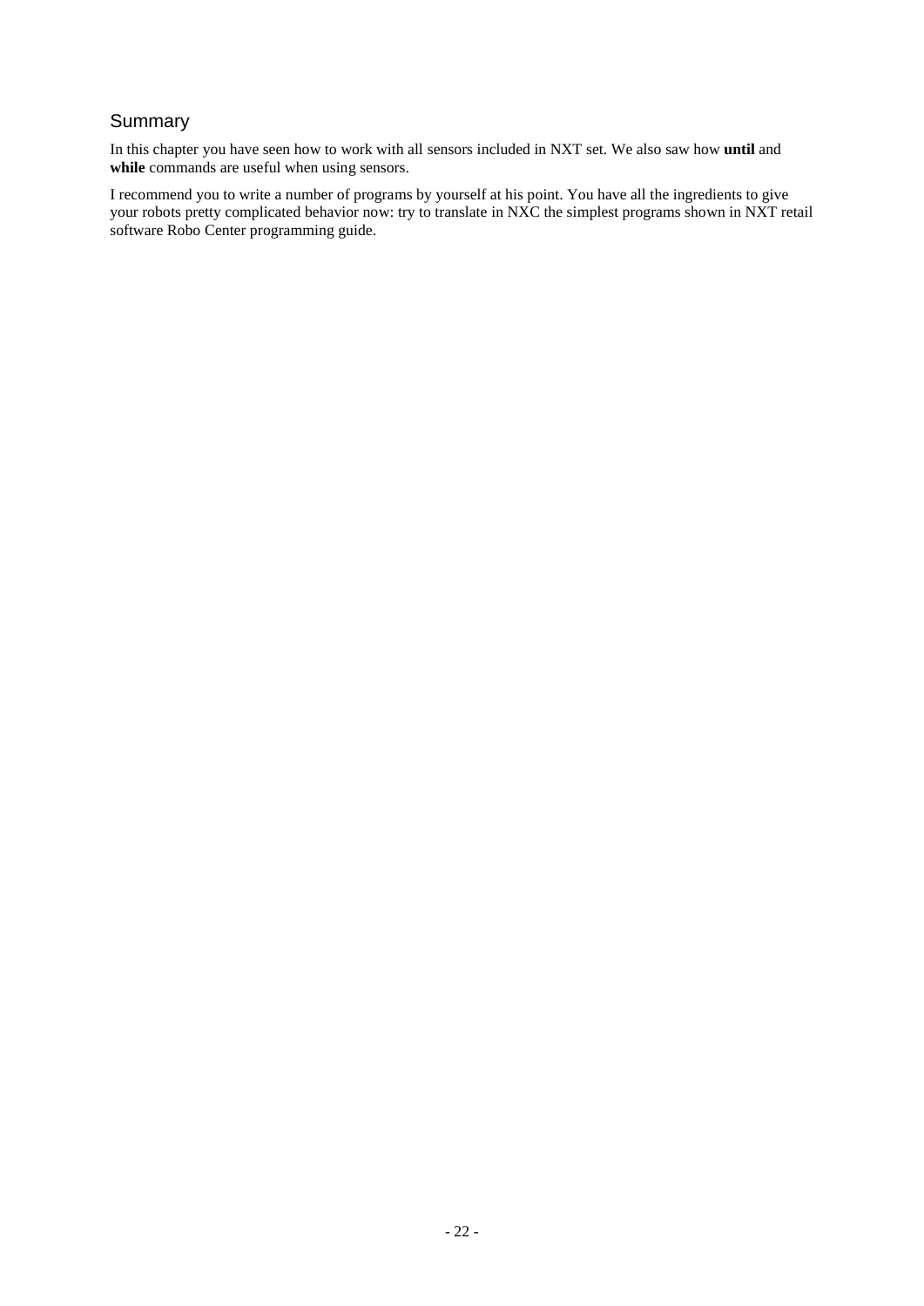## Summary

In this chapter you have seen how to work with all sensors included in NXT set. We also saw how **until** and **while** commands are useful when using sensors.

I recommend you to write a number of programs by yourself at his point. You have all the ingredients to give your robots pretty complicated behavior now: try to translate in NXC the simplest programs shown in NXT retail software Robo Center programming guide.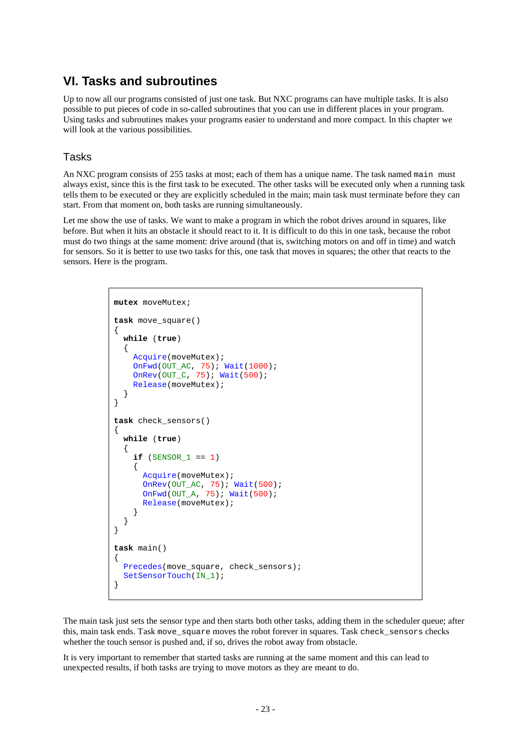# VI. Tasks and subroutines

Up to now all our programs consisted of just one task. But NXC programs can have multiple tasks. It is also possible to put pieces of code in so-called subroutines that you can use in different places in your program. Using tasks and subroutines makes your programs easier to understand and more compact. In this chapter we will look at the various possibilities.

## Tasks

An NXC program consists of 255 tasks at most; each of them has a unique name. The task named `main` must always exist, since this is the first task to be executed. The other tasks will be executed only when a running task tells them to be executed or they are explicitly scheduled in the main; main task must terminate before they can start. From that moment on, both tasks are running simultaneously.

Let me show the use of tasks. We want to make a program in which the robot drives around in squares, like before. But when it hits an obstacle it should react to it. It is difficult to do this in one task, because the robot must do two things at the same moment: drive around (that is, switching motors on and off in time) and watch for sensors. So it is better to use two tasks for this, one task that moves in squares; the other that reacts to the sensors. Here is the program.

```
mutex moveMutex;

task move_square()
{
  while (true)
  {
    Acquire(moveMutex);
    OnFwd(OUT_AC, 75); Wait(1000);
    OnRev(OUT_C, 75); Wait(500);
    Release(moveMutex);
  }
}

task check_sensors()
{
  while (true)
  {
    if (SENSOR_1 == 1)
    {
      Acquire(moveMutex);
      OnRev(OUT_AC, 75); Wait(500);
      OnFwd(OUT_A, 75); Wait(500);
      Release(moveMutex);
    }
  }
}

task main()
{
  Precedes(move_square, check_sensors);
  SetSensorTouch(IN_1);
}
```

The main task just sets the sensor type and then starts both other tasks, adding them in the scheduler queue; after this, main task ends. Task `move_square` moves the robot forever in squares. Task `check_sensors` checks whether the touch sensor is pushed and, if so, drives the robot away from obstacle.

It is very important to remember that started tasks are running at the same moment and this can lead to unexpected results, if both tasks are trying to move motors as they are meant to do.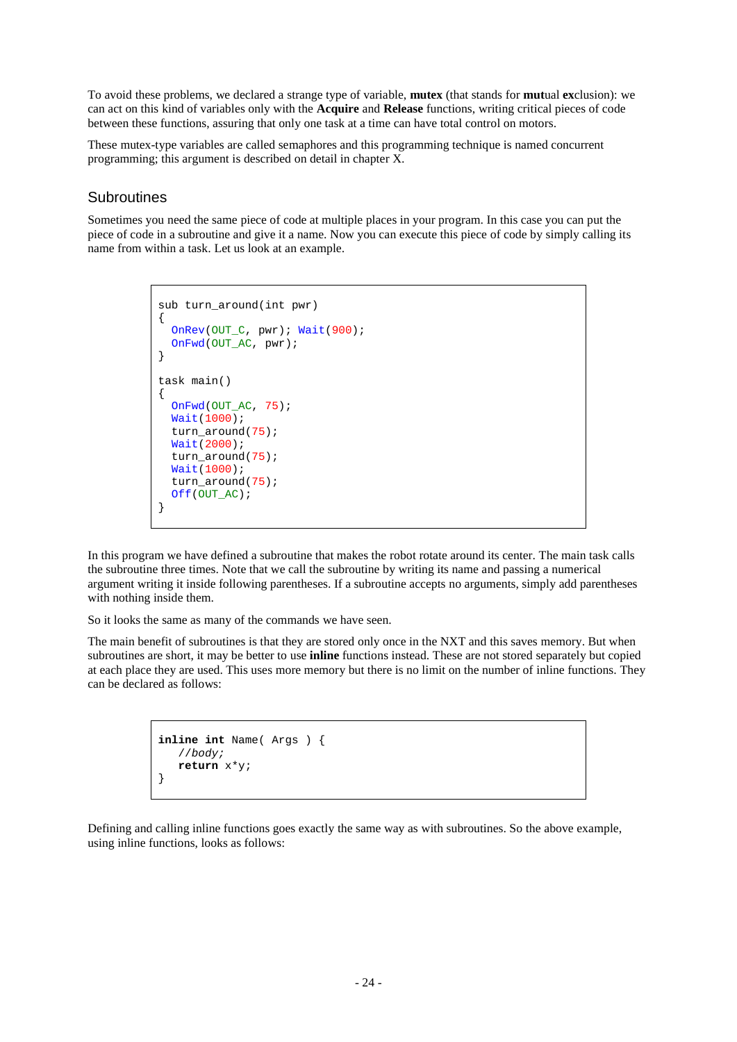To avoid these problems, we declared a strange type of variable, **mutex** (that stands for **mut**ual **ex**clusion): we can act on this kind of variables only with the **Acquire** and **Release** functions, writing critical pieces of code between these functions, assuring that only one task at a time can have total control on motors.

These mutex-type variables are called semaphores and this programming technique is named concurrent programming; this argument is described on detail in chapter X.

## Subroutines

Sometimes you need the same piece of code at multiple places in your program. In this case you can put the piece of code in a subroutine and give it a name. Now you can execute this piece of code by simply calling its name from within a task. Let us look at an example.

```
sub turn_around(int pwr)
{
  OnRev(OUT_C, pwr); Wait(900);
  OnFwd(OUT_AC, pwr);
}

task main()
{
  OnFwd(OUT_AC, 75);
  Wait(1000);
  turn_around(75);
  Wait(2000);
  turn_around(75);
  Wait(1000);
  turn_around(75);
  Off(OUT_AC);
}
```

In this program we have defined a subroutine that makes the robot rotate around its center. The main task calls the subroutine three times. Note that we call the subroutine by writing its name and passing a numerical argument writing it inside following parentheses. If a subroutine accepts no arguments, simply add parentheses with nothing inside them.

So it looks the same as many of the commands we have seen.

The main benefit of subroutines is that they are stored only once in the NXT and this saves memory. But when subroutines are short, it may be better to use **inline** functions instead. These are not stored separately but copied at each place they are used. This uses more memory but there is no limit on the number of inline functions. They can be declared as follows:

```
inline int Name( Args ) {
   //body;
   return x*y;
}
```

Defining and calling inline functions goes exactly the same way as with subroutines. So the above example, using inline functions, looks as follows: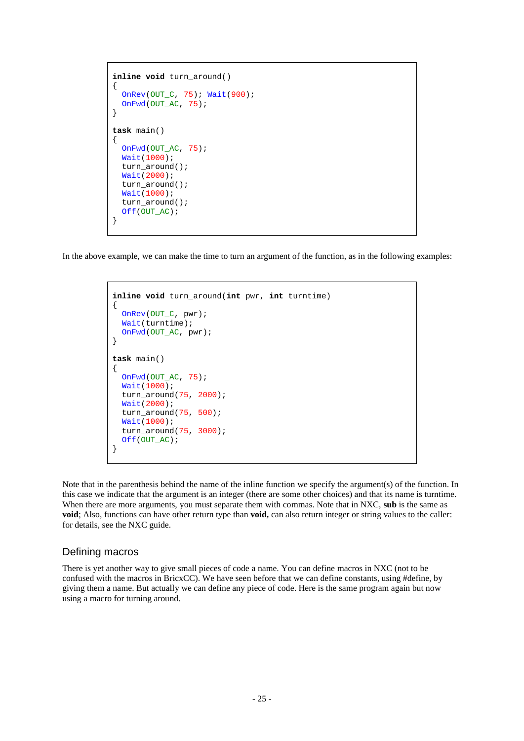```
inline void turn_around()
{
  OnRev(OUT_C, 75); Wait(900);
  OnFwd(OUT_AC, 75);
}

task main()
{
  OnFwd(OUT_AC, 75);
  Wait(1000);
  turn_around();
  Wait(2000);
  turn_around();
  Wait(1000);
  turn_around();
  Off(OUT_AC);
}
```

In the above example, we can make the time to turn an argument of the function, as in the following examples:

```
inline void turn_around(int pwr, int turntime)
{
  OnRev(OUT_C, pwr);
  Wait(turntime);
  OnFwd(OUT_AC, pwr);
}

task main()
{
  OnFwd(OUT_AC, 75);
  Wait(1000);
  turn_around(75, 2000);
  Wait(2000);
  turn_around(75, 500);
  Wait(1000);
  turn_around(75, 3000);
  Off(OUT_AC);
}
```

Note that in the parenthesis behind the name of the inline function we specify the argument(s) of the function. In this case we indicate that the argument is an integer (there are some other choices) and that its name is turntime. When there are more arguments, you must separate them with commas. Note that in NXC, **sub** is the same as **void**; Also, functions can have other return type than **void,** can also return integer or string values to the caller: for details, see the NXC guide.

## Defining macros

There is yet another way to give small pieces of code a name. You can define macros in NXC (not to be confused with the macros in BricxCC). We have seen before that we can define constants, using #define, by giving them a name. But actually we can define any piece of code. Here is the same program again but now using a macro for turning around.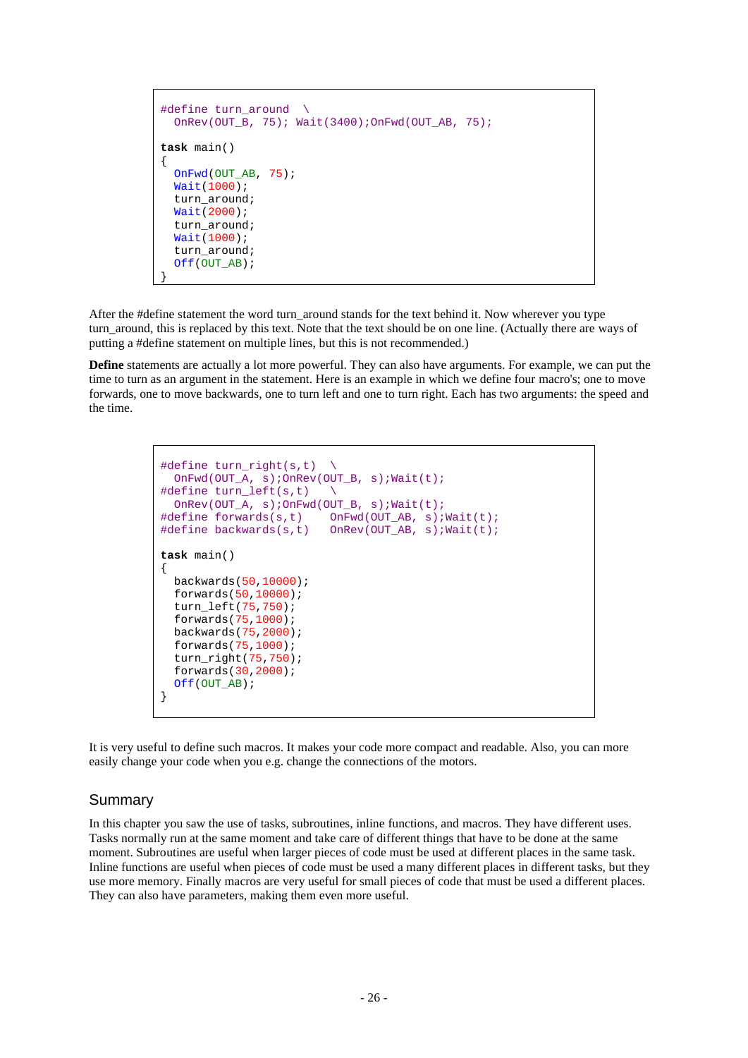```
#define turn_around  \
  OnRev(OUT_B, 75); Wait(3400);OnFwd(OUT_AB, 75);

task main()
{
  OnFwd(OUT_AB, 75);
  Wait(1000);
  turn_around;
  Wait(2000);
  turn_around;
  Wait(1000);
  turn_around;
  Off(OUT_AB);
}
```

After the #define statement the word turn_around stands for the text behind it. Now wherever you type turn_around, this is replaced by this text. Note that the text should be on one line. (Actually there are ways of putting a #define statement on multiple lines, but this is not recommended.)

**Define** statements are actually a lot more powerful. They can also have arguments. For example, we can put the time to turn as an argument in the statement. Here is an example in which we define four macro's; one to move forwards, one to move backwards, one to turn left and one to turn right. Each has two arguments: the speed and the time.

```
#define turn_right(s,t)  \
  OnFwd(OUT_A, s);OnRev(OUT_B, s);Wait(t);
#define turn_left(s,t)   \
  OnRev(OUT_A, s);OnFwd(OUT_B, s);Wait(t);
#define forwards(s,t)    OnFwd(OUT_AB, s);Wait(t);
#define backwards(s,t)   OnRev(OUT_AB, s);Wait(t);

task main()
{
  backwards(50,10000);
  forwards(50,10000);
  turn_left(75,750);
  forwards(75,1000);
  backwards(75,2000);
  forwards(75,1000);
  turn_right(75,750);
  forwards(30,2000);
  Off(OUT_AB);
}
```

It is very useful to define such macros. It makes your code more compact and readable. Also, you can more easily change your code when you e.g. change the connections of the motors.

## Summary

In this chapter you saw the use of tasks, subroutines, inline functions, and macros. They have different uses. Tasks normally run at the same moment and take care of different things that have to be done at the same moment. Subroutines are useful when larger pieces of code must be used at different places in the same task. Inline functions are useful when pieces of code must be used a many different places in different tasks, but they use more memory. Finally macros are very useful for small pieces of code that must be used a different places. They can also have parameters, making them even more useful.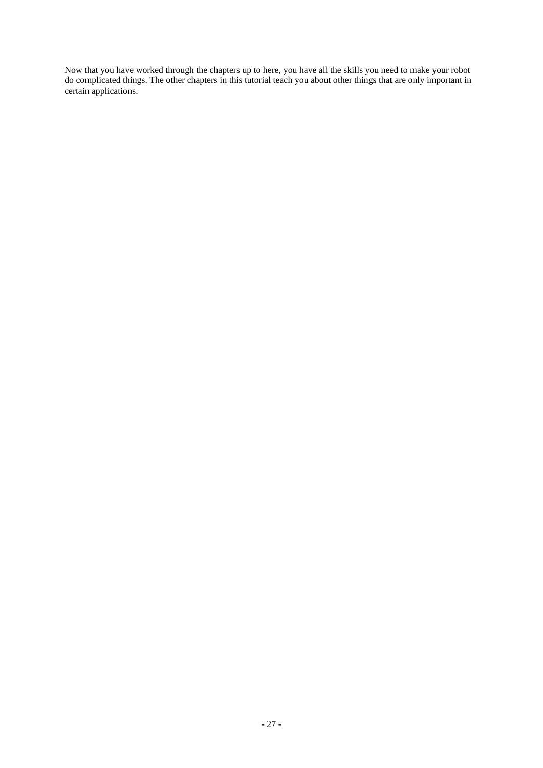Now that you have worked through the chapters up to here, you have all the skills you need to make your robot do complicated things. The other chapters in this tutorial teach you about other things that are only important in certain applications.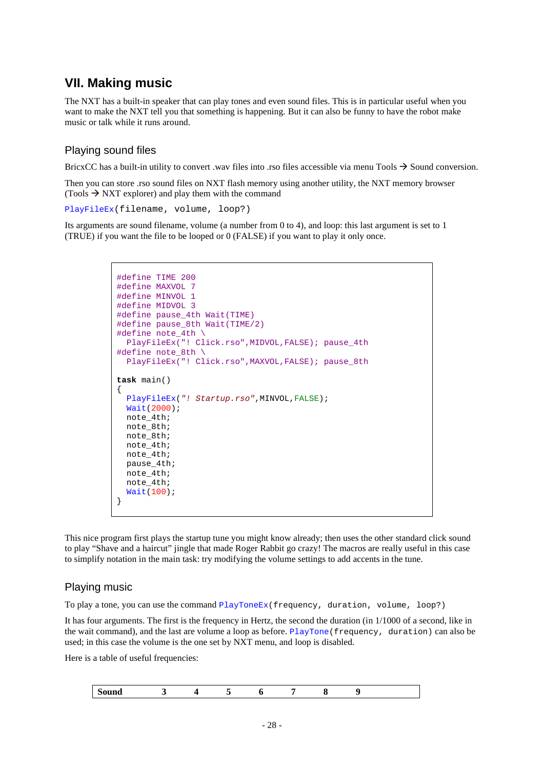# VII. Making music

The NXT has a built-in speaker that can play tones and even sound files. This is in particular useful when you want to make the NXT tell you that something is happening. But it can also be funny to have the robot make music or talk while it runs around.

## Playing sound files

BricxCC has a built-in utility to convert .wav files into .rso files accessible via menu Tools → Sound conversion.

Then you can store .rso sound files on NXT flash memory using another utility, the NXT memory browser (Tools → NXT explorer) and play them with the command

`PlayFileEx(filename, volume, loop?)`

Its arguments are sound filename, volume (a number from 0 to 4), and loop: this last argument is set to 1 (TRUE) if you want the file to be looped or 0 (FALSE) if you want to play it only once.

```
#define TIME 200
#define MAXVOL 7
#define MINVOL 1
#define MIDVOL 3
#define pause_4th Wait(TIME)
#define pause_8th Wait(TIME/2)
#define note_4th \
  PlayFileEx("! Click.rso",MIDVOL,FALSE); pause_4th
#define note_8th \
  PlayFileEx("! Click.rso",MAXVOL,FALSE); pause_8th

task main()
{
  PlayFileEx("! Startup.rso",MINVOL,FALSE);
  Wait(2000);
  note_4th;
  note_8th;
  note_8th;
  note_4th;
  note_4th;
  pause_4th;
  note_4th;
  note_4th;
  Wait(100);
}
```

This nice program first plays the startup tune you might know already; then uses the other standard click sound to play "Shave and a haircut" jingle that made Roger Rabbit go crazy! The macros are really useful in this case to simplify notation in the main task: try modifying the volume settings to add accents in the tune.

## Playing music

To play a tone, you can use the command `PlayToneEx(frequency, duration, volume, loop?)`

It has four arguments. The first is the frequency in Hertz, the second the duration (in 1/1000 of a second, like in the wait command), and the last are volume a loop as before. `PlayTone(frequency, duration)` can also be used; in this case the volume is the one set by NXT menu, and loop is disabled.

Here is a table of useful frequencies:

| Sound | 3 | 4 | 5 | 6 | 7 | 8 | 9 |
|---|---|---|---|---|---|---|---|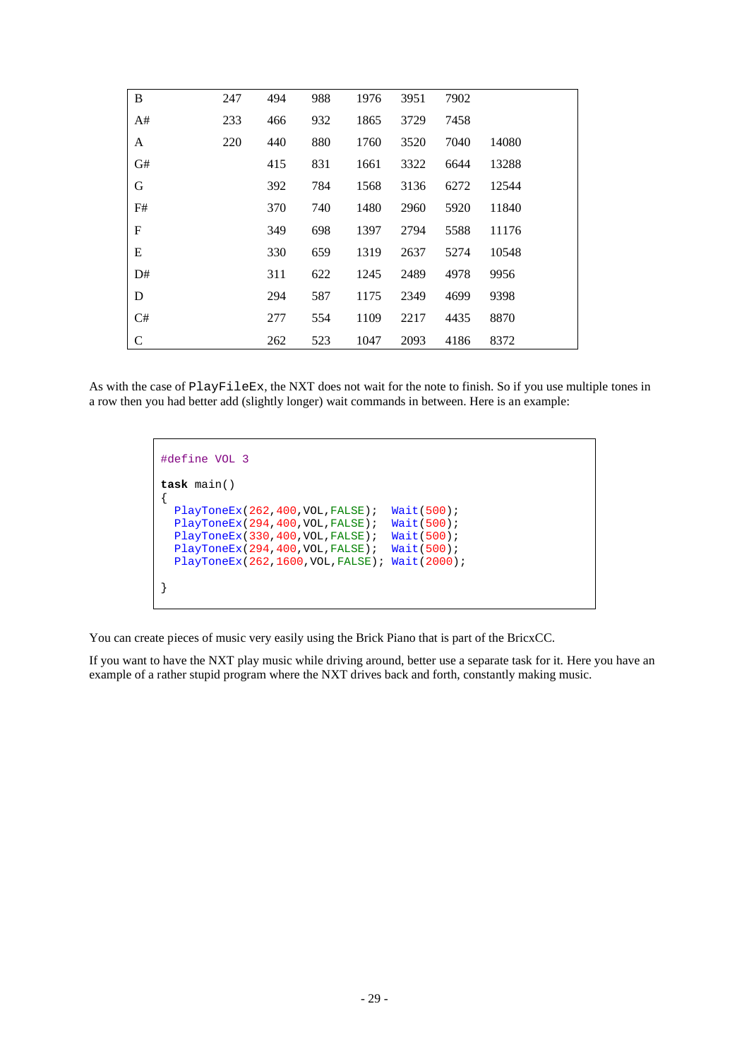| | | | | | | | |
|---|---|---|---|---|---|---|---|
| B | 247 | 494 | 988 | 1976 | 3951 | 7902 | |
| A# | 233 | 466 | 932 | 1865 | 3729 | 7458 | |
| A | 220 | 440 | 880 | 1760 | 3520 | 7040 | 14080 |
| G# | | 415 | 831 | 1661 | 3322 | 6644 | 13288 |
| G | | 392 | 784 | 1568 | 3136 | 6272 | 12544 |
| F# | | 370 | 740 | 1480 | 2960 | 5920 | 11840 |
| F | | 349 | 698 | 1397 | 2794 | 5588 | 11176 |
| E | | 330 | 659 | 1319 | 2637 | 5274 | 10548 |
| D# | | 311 | 622 | 1245 | 2489 | 4978 | 9956 |
| D | | 294 | 587 | 1175 | 2349 | 4699 | 9398 |
| C# | | 277 | 554 | 1109 | 2217 | 4435 | 8870 |
| C | | 262 | 523 | 1047 | 2093 | 4186 | 8372 |

As with the case of PlayFileEx, the NXT does not wait for the note to finish. So if you use multiple tones in a row then you had better add (slightly longer) wait commands in between. Here is an example:

```
#define VOL 3

task main()
{
  PlayToneEx(262,400,VOL,FALSE);  Wait(500);
  PlayToneEx(294,400,VOL,FALSE);  Wait(500);
  PlayToneEx(330,400,VOL,FALSE);  Wait(500);
  PlayToneEx(294,400,VOL,FALSE);  Wait(500);
  PlayToneEx(262,1600,VOL,FALSE); Wait(2000);

}
```

You can create pieces of music very easily using the Brick Piano that is part of the BricxCC.

If you want to have the NXT play music while driving around, better use a separate task for it. Here you have an example of a rather stupid program where the NXT drives back and forth, constantly making music.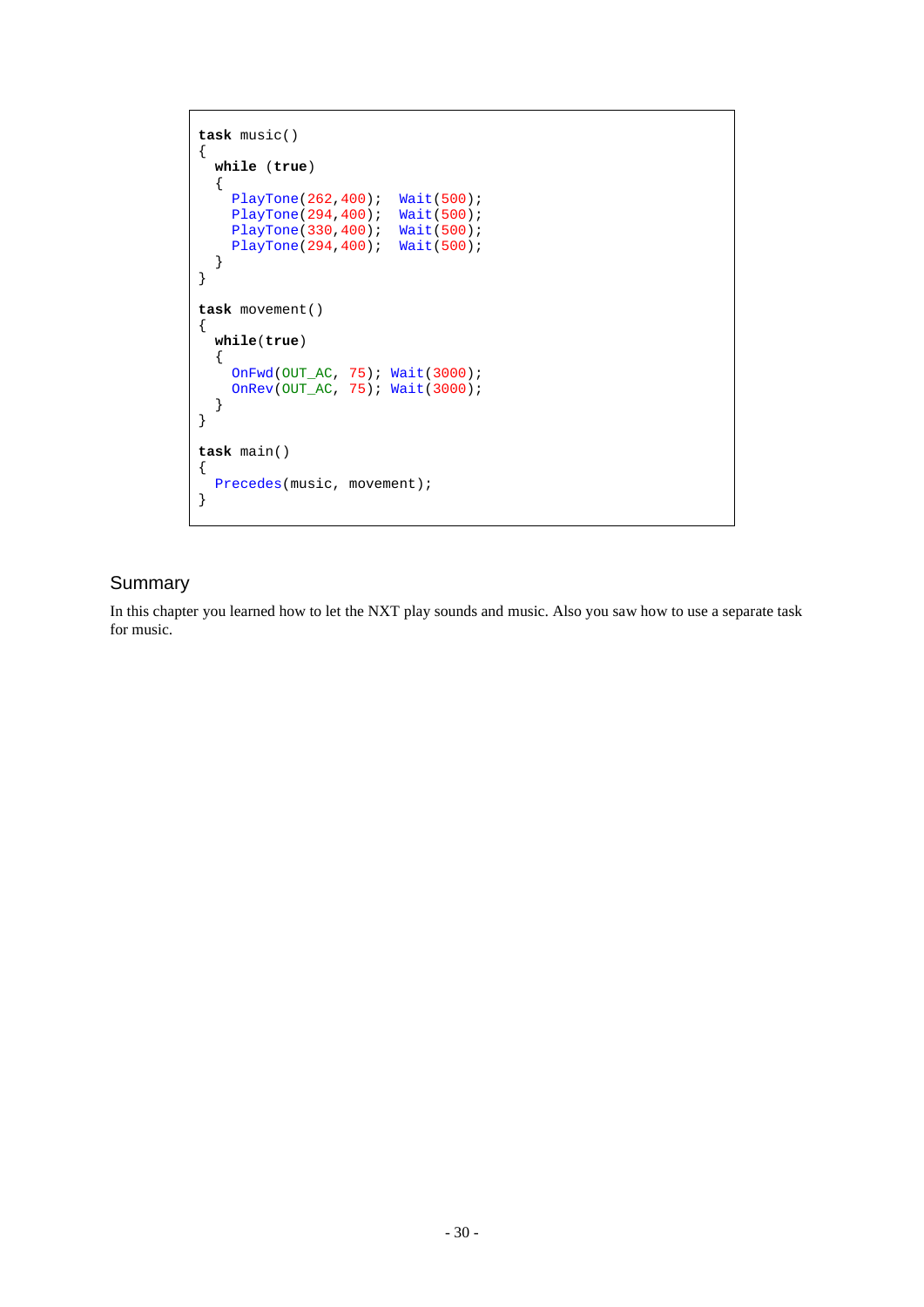```
task music()
{
  while (true)
  {
    PlayTone(262,400);  Wait(500);
    PlayTone(294,400);  Wait(500);
    PlayTone(330,400);  Wait(500);
    PlayTone(294,400);  Wait(500);
  }
}

task movement()
{
  while(true)
  {
    OnFwd(OUT_AC, 75); Wait(3000);
    OnRev(OUT_AC, 75); Wait(3000);
  }
}

task main()
{
  Precedes(music, movement);
}
```

## Summary

In this chapter you learned how to let the NXT play sounds and music. Also you saw how to use a separate task for music.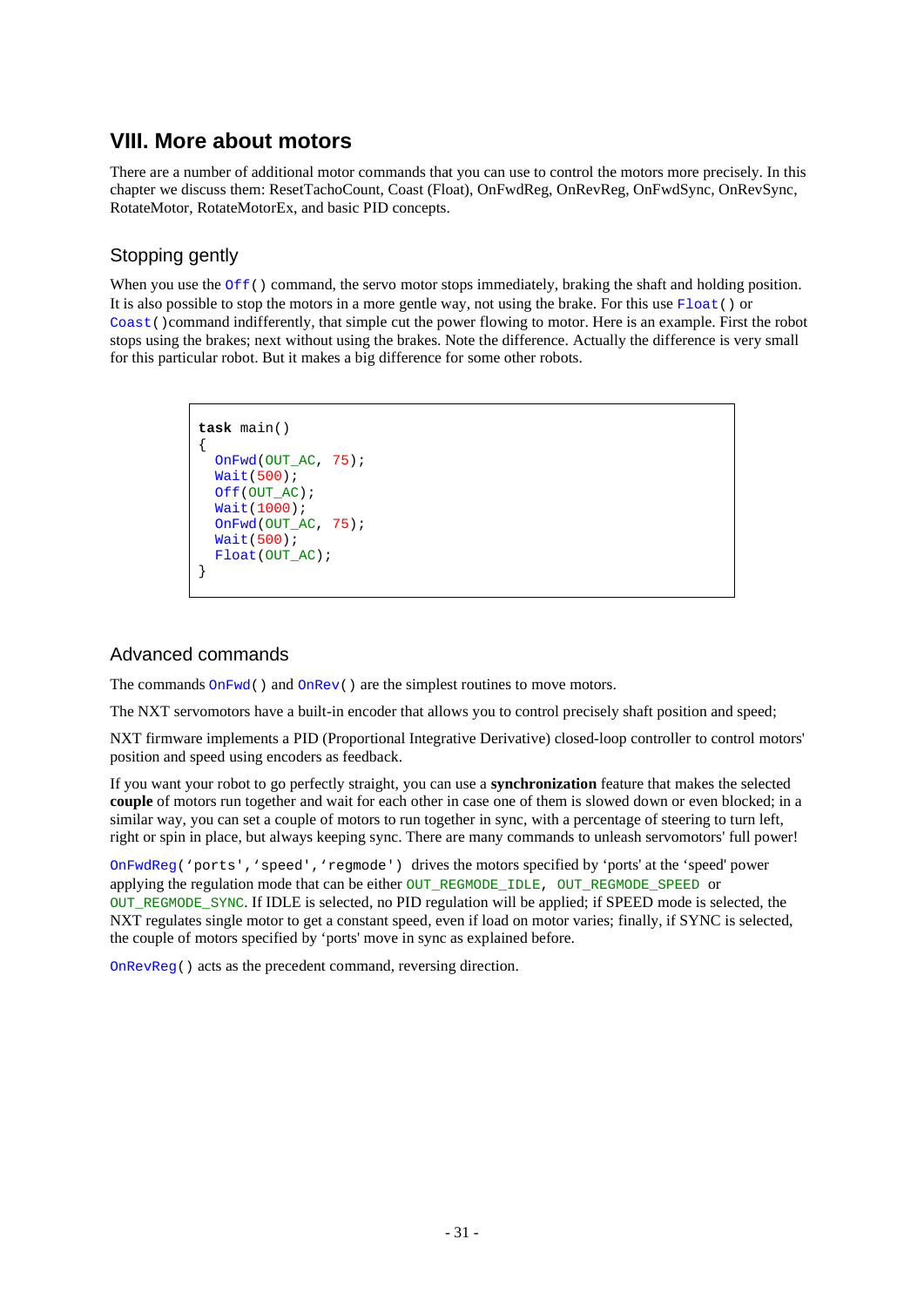## VIII. More about motors

There are a number of additional motor commands that you can use to control the motors more precisely. In this chapter we discuss them: ResetTachoCount, Coast (Float), OnFwdReg, OnRevReg, OnFwdSync, OnRevSync, RotateMotor, RotateMotorEx, and basic PID concepts.

### Stopping gently

When you use the `Off()` command, the servo motor stops immediately, braking the shaft and holding position. It is also possible to stop the motors in a more gentle way, not using the brake. For this use `Float()` or `Coast()`command indifferently, that simple cut the power flowing to motor. Here is an example. First the robot stops using the brakes; next without using the brakes. Note the difference. Actually the difference is very small for this particular robot. But it makes a big difference for some other robots.

```
task main()
{
  OnFwd(OUT_AC, 75);
  Wait(500);
  Off(OUT_AC);
  Wait(1000);
  OnFwd(OUT_AC, 75);
  Wait(500);
  Float(OUT_AC);
}
```

### Advanced commands

The commands `OnFwd()` and `OnRev()` are the simplest routines to move motors.

The NXT servomotors have a built-in encoder that allows you to control precisely shaft position and speed;

NXT firmware implements a PID (Proportional Integrative Derivative) closed-loop controller to control motors' position and speed using encoders as feedback.

If you want your robot to go perfectly straight, you can use a **synchronization** feature that makes the selected **couple** of motors run together and wait for each other in case one of them is slowed down or even blocked; in a similar way, you can set a couple of motors to run together in sync, with a percentage of steering to turn left, right or spin in place, but always keeping sync. There are many commands to unleash servomotors' full power!

`OnFwdReg('ports','speed','regmode')` drives the motors specified by 'ports' at the 'speed' power applying the regulation mode that can be either `OUT_REGMODE_IDLE`, `OUT_REGMODE_SPEED` or `OUT_REGMODE_SYNC`. If IDLE is selected, no PID regulation will be applied; if SPEED mode is selected, the NXT regulates single motor to get a constant speed, even if load on motor varies; finally, if SYNC is selected, the couple of motors specified by 'ports' move in sync as explained before.

`OnRevReg()` acts as the precedent command, reversing direction.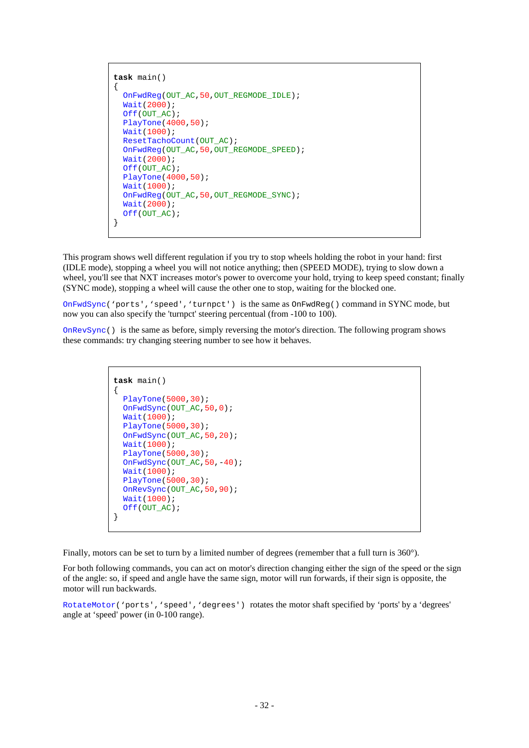```
task main()
{
  OnFwdReg(OUT_AC,50,OUT_REGMODE_IDLE);
  Wait(2000);
  Off(OUT_AC);
  PlayTone(4000,50);
  Wait(1000);
  ResetTachoCount(OUT_AC);
  OnFwdReg(OUT_AC,50,OUT_REGMODE_SPEED);
  Wait(2000);
  Off(OUT_AC);
  PlayTone(4000,50);
  Wait(1000);
  OnFwdReg(OUT_AC,50,OUT_REGMODE_SYNC);
  Wait(2000);
  Off(OUT_AC);
}
```

This program shows well different regulation if you try to stop wheels holding the robot in your hand: first (IDLE mode), stopping a wheel you will not notice anything; then (SPEED MODE), trying to slow down a wheel, you'll see that NXT increases motor's power to overcome your hold, trying to keep speed constant; finally (SYNC mode), stopping a wheel will cause the other one to stop, waiting for the blocked one.

`OnFwdSync('ports','speed','turnpct')` is the same as `OnFwdReg()` command in SYNC mode, but now you can also specify the 'turnpct' steering percentual (from -100 to 100).

`OnRevSync()` is the same as before, simply reversing the motor's direction. The following program shows these commands: try changing steering number to see how it behaves.

```
task main()
{
  PlayTone(5000,30);
  OnFwdSync(OUT_AC,50,0);
  Wait(1000);
  PlayTone(5000,30);
  OnFwdSync(OUT_AC,50,20);
  Wait(1000);
  PlayTone(5000,30);
  OnFwdSync(OUT_AC,50,-40);
  Wait(1000);
  PlayTone(5000,30);
  OnRevSync(OUT_AC,50,90);
  Wait(1000);
  Off(OUT_AC);
}
```

Finally, motors can be set to turn by a limited number of degrees (remember that a full turn is 360°).

For both following commands, you can act on motor's direction changing either the sign of the speed or the sign of the angle: so, if speed and angle have the same sign, motor will run forwards, if their sign is opposite, the motor will run backwards.

`RotateMotor('ports','speed','degrees')` rotates the motor shaft specified by 'ports' by a 'degrees' angle at 'speed' power (in 0-100 range).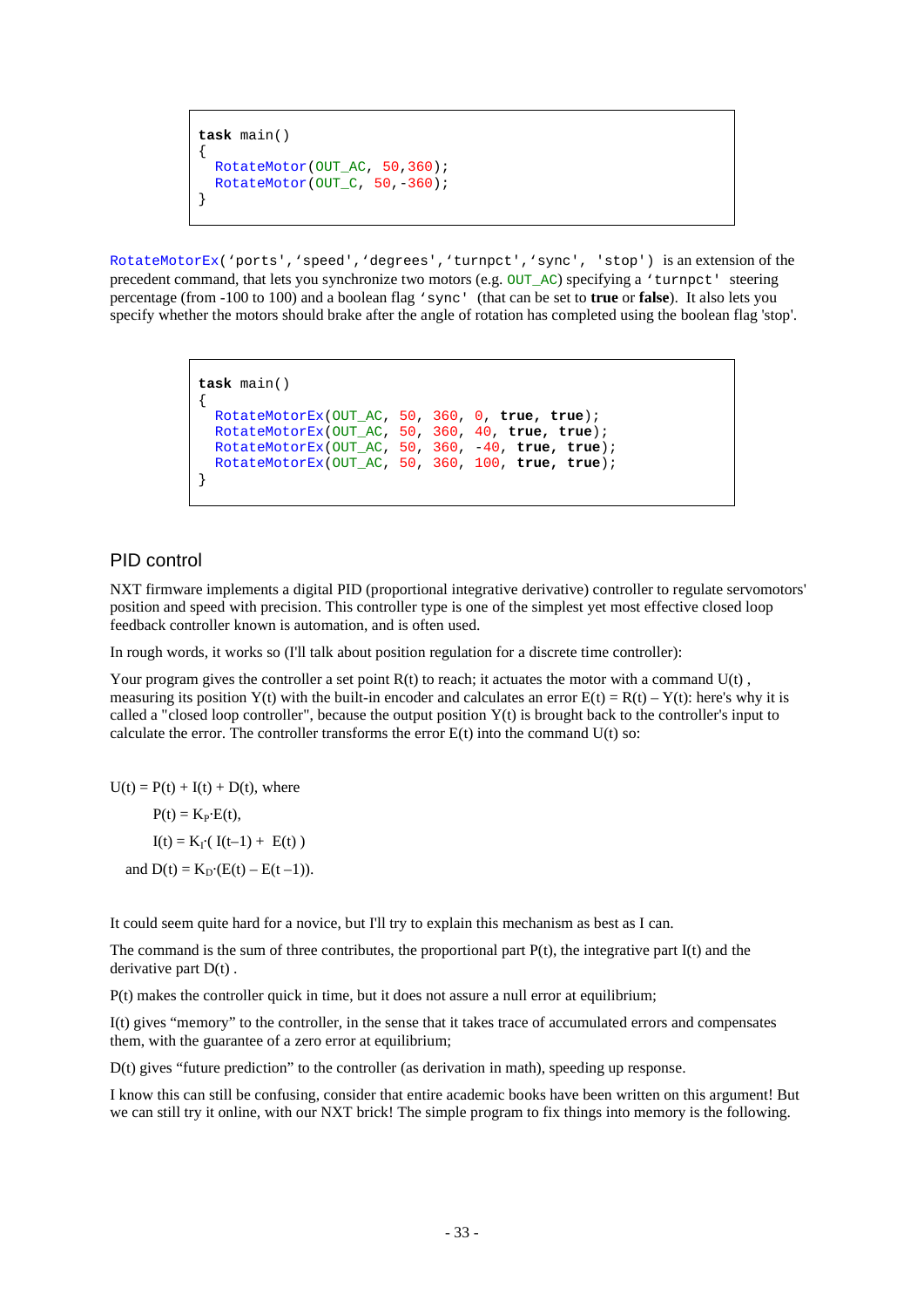```
task main()
{
  RotateMotor(OUT_AC, 50,360);
  RotateMotor(OUT_C, 50,-360);
}
```

`RotateMotorEx('ports','speed','degrees','turnpct','sync', 'stop')` is an extension of the precedent command, that lets you synchronize two motors (e.g. `OUT_AC`) specifying a `'turnpct'` steering percentage (from -100 to 100) and a boolean flag `'sync'` (that can be set to **true** or **false**). It also lets you specify whether the motors should brake after the angle of rotation has completed using the boolean flag 'stop'.

```
task main()
{
  RotateMotorEx(OUT_AC, 50, 360, 0, true, true);
  RotateMotorEx(OUT_AC, 50, 360, 40, true, true);
  RotateMotorEx(OUT_AC, 50, 360, -40, true, true);
  RotateMotorEx(OUT_AC, 50, 360, 100, true, true);
}
```

## PID control

NXT firmware implements a digital PID (proportional integrative derivative) controller to regulate servomotors' position and speed with precision. This controller type is one of the simplest yet most effective closed loop feedback controller known is automation, and is often used.

In rough words, it works so (I'll talk about position regulation for a discrete time controller):

Your program gives the controller a set point R(t) to reach; it actuates the motor with a command U(t) , measuring its position Y(t) with the built-in encoder and calculates an error E(t) = R(t) – Y(t): here's why it is called a "closed loop controller", because the output position Y(t) is brought back to the controller's input to calculate the error. The controller transforms the error E(t) into the command U(t) so:

$U(t) = P(t) + I(t) + D(t)$, where

$P(t) = K_P \cdot E(t)$,

$I(t) = K_I \cdot ( I(t-1) + E(t) )$

and $D(t) = K_D \cdot (E(t) - E(t-1))$.

It could seem quite hard for a novice, but I'll try to explain this mechanism as best as I can.

The command is the sum of three contributes, the proportional part P(t), the integrative part I(t) and the derivative part D(t) .

P(t) makes the controller quick in time, but it does not assure a null error at equilibrium;

I(t) gives "memory" to the controller, in the sense that it takes trace of accumulated errors and compensates them, with the guarantee of a zero error at equilibrium;

D(t) gives "future prediction" to the controller (as derivation in math), speeding up response.

I know this can still be confusing, consider that entire academic books have been written on this argument! But we can still try it online, with our NXT brick! The simple program to fix things into memory is the following.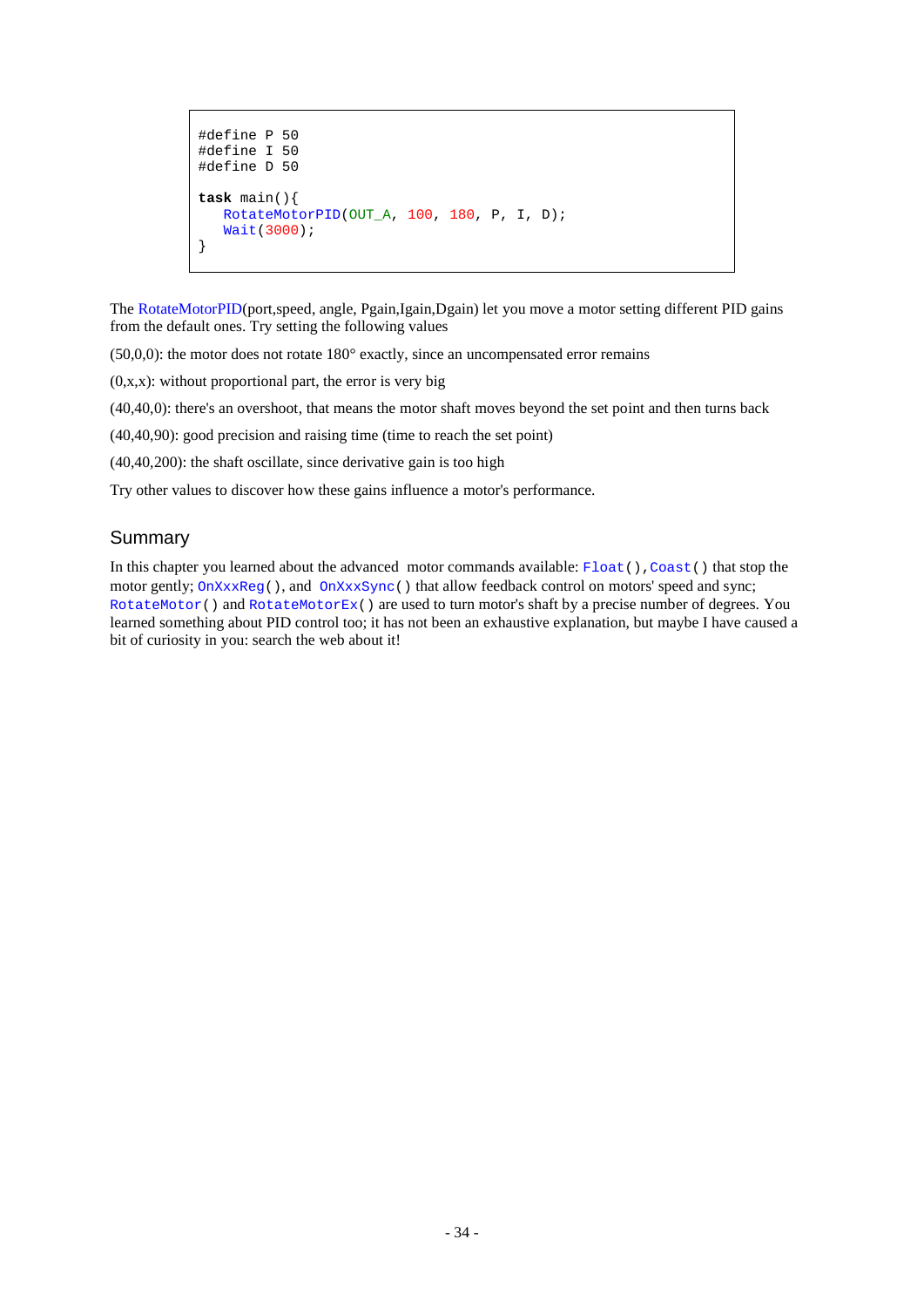```
#define P 50
#define I 50
#define D 50

task main(){
   RotateMotorPID(OUT_A, 100, 180, P, I, D);
   Wait(3000);
}
```

The RotateMotorPID(port,speed, angle, Pgain,Igain,Dgain) let you move a motor setting different PID gains from the default ones. Try setting the following values

(50,0,0): the motor does not rotate 180° exactly, since an uncompensated error remains

(0,x,x): without proportional part, the error is very big

(40,40,0): there's an overshoot, that means the motor shaft moves beyond the set point and then turns back

(40,40,90): good precision and raising time (time to reach the set point)

(40,40,200): the shaft oscillate, since derivative gain is too high

Try other values to discover how these gains influence a motor's performance.

## Summary

In this chapter you learned about the advanced motor commands available: `Float()`, `Coast()` that stop the motor gently; `OnXxxReg()`, and `OnXxxSync()` that allow feedback control on motors' speed and sync; `RotateMotor()` and `RotateMotorEx()` are used to turn motor's shaft by a precise number of degrees. You learned something about PID control too; it has not been an exhaustive explanation, but maybe I have caused a bit of curiosity in you: search the web about it!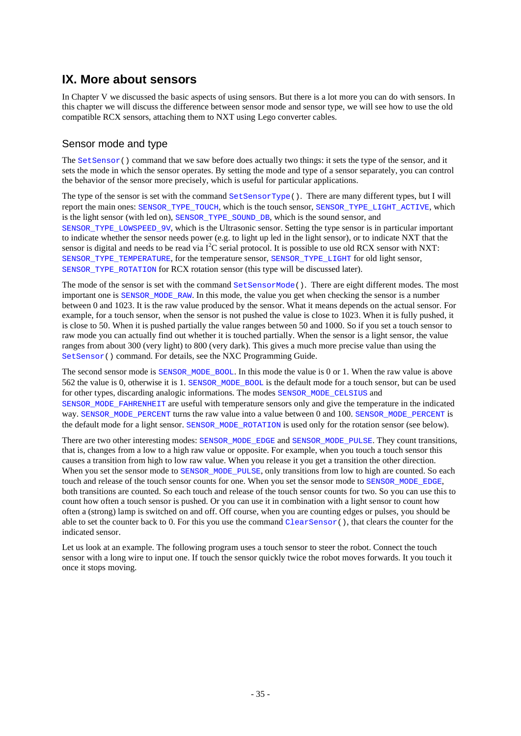# IX. More about sensors

In Chapter V we discussed the basic aspects of using sensors. But there is a lot more you can do with sensors. In this chapter we will discuss the difference between sensor mode and sensor type, we will see how to use the old compatible RCX sensors, attaching them to NXT using Lego converter cables.

## Sensor mode and type

The `SetSensor()` command that we saw before does actually two things: it sets the type of the sensor, and it sets the mode in which the sensor operates. By setting the mode and type of a sensor separately, you can control the behavior of the sensor more precisely, which is useful for particular applications.

The type of the sensor is set with the command `SetSensorType()`. There are many different types, but I will report the main ones: `SENSOR_TYPE_TOUCH`, which is the touch sensor, `SENSOR_TYPE_LIGHT_ACTIVE`, which is the light sensor (with led on), `SENSOR_TYPE_SOUND_DB`, which is the sound sensor, and `SENSOR_TYPE_LOWSPEED_9V`, which is the Ultrasonic sensor. Setting the type sensor is in particular important to indicate whether the sensor needs power (e.g. to light up led in the light sensor), or to indicate NXT that the sensor is digital and needs to be read via $I^2C$ serial protocol. It is possible to use old RCX sensor with NXT: `SENSOR_TYPE_TEMPERATURE`, for the temperature sensor, `SENSOR_TYPE_LIGHT` for old light sensor, `SENSOR_TYPE_ROTATION` for RCX rotation sensor (this type will be discussed later).

The mode of the sensor is set with the command `SetSensorMode()`. There are eight different modes. The most important one is `SENSOR_MODE_RAW`. In this mode, the value you get when checking the sensor is a number between 0 and 1023. It is the raw value produced by the sensor. What it means depends on the actual sensor. For example, for a touch sensor, when the sensor is not pushed the value is close to 1023. When it is fully pushed, it is close to 50. When it is pushed partially the value ranges between 50 and 1000. So if you set a touch sensor to raw mode you can actually find out whether it is touched partially. When the sensor is a light sensor, the value ranges from about 300 (very light) to 800 (very dark). This gives a much more precise value than using the `SetSensor()` command. For details, see the NXC Programming Guide.

The second sensor mode is `SENSOR_MODE_BOOL`. In this mode the value is 0 or 1. When the raw value is above 562 the value is 0, otherwise it is 1. `SENSOR_MODE_BOOL` is the default mode for a touch sensor, but can be used for other types, discarding analogic informations. The modes `SENSOR_MODE_CELSIUS` and `SENSOR_MODE_FAHRENHEIT` are useful with temperature sensors only and give the temperature in the indicated way. `SENSOR_MODE_PERCENT` turns the raw value into a value between 0 and 100. `SENSOR_MODE_PERCENT` is the default mode for a light sensor. `SENSOR_MODE_ROTATION` is used only for the rotation sensor (see below).

There are two other interesting modes: `SENSOR_MODE_EDGE` and `SENSOR_MODE_PULSE`. They count transitions, that is, changes from a low to a high raw value or opposite. For example, when you touch a touch sensor this causes a transition from high to low raw value. When you release it you get a transition the other direction. When you set the sensor mode to `SENSOR_MODE_PULSE`, only transitions from low to high are counted. So each touch and release of the touch sensor counts for one. When you set the sensor mode to `SENSOR_MODE_EDGE`, both transitions are counted. So each touch and release of the touch sensor counts for two. So you can use this to count how often a touch sensor is pushed. Or you can use it in combination with a light sensor to count how often a (strong) lamp is switched on and off. Off course, when you are counting edges or pulses, you should be able to set the counter back to 0. For this you use the command `ClearSensor()`, that clears the counter for the indicated sensor.

Let us look at an example. The following program uses a touch sensor to steer the robot. Connect the touch sensor with a long wire to input one. If touch the sensor quickly twice the robot moves forwards. It you touch it once it stops moving.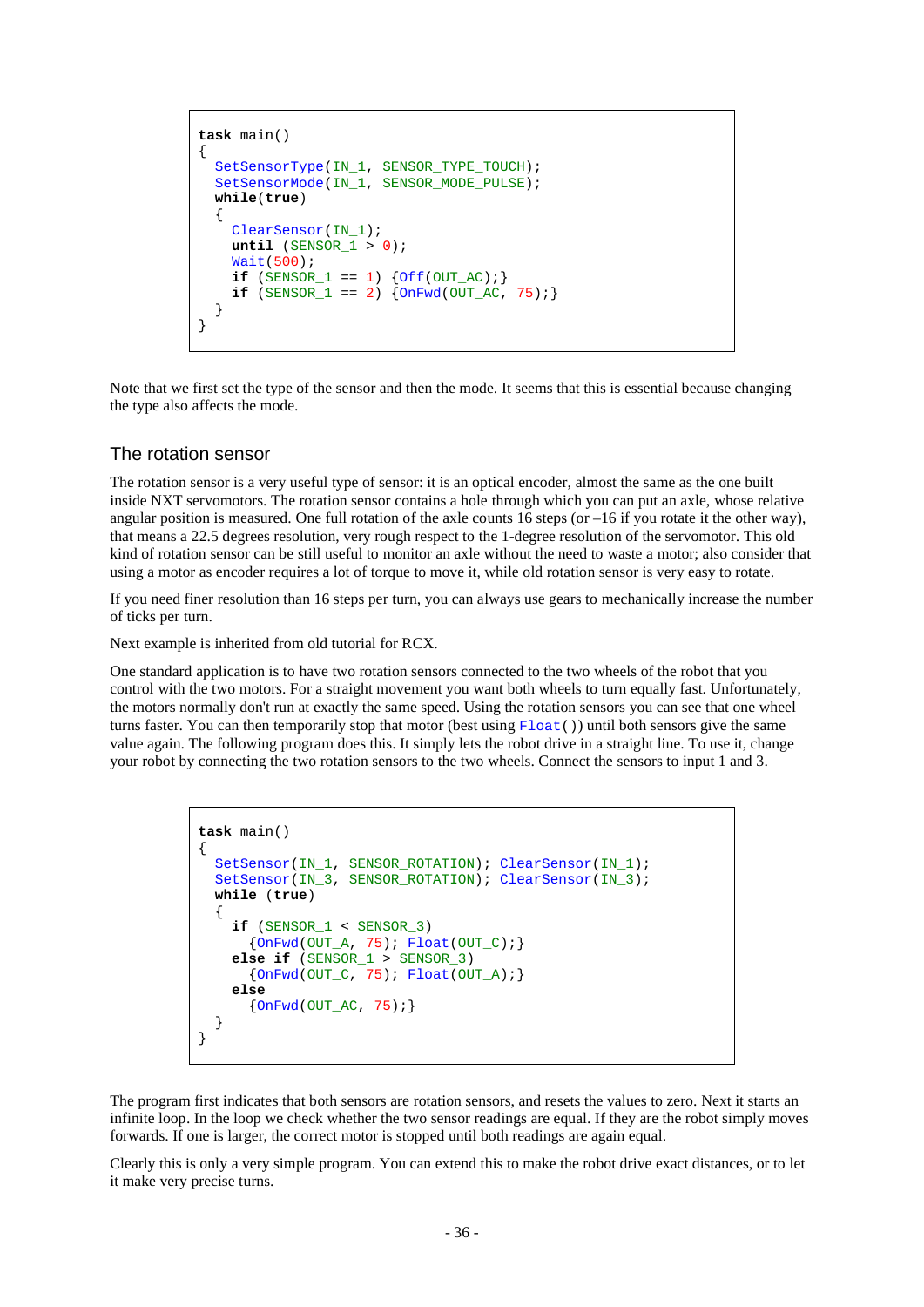```
task main()
{
  SetSensorType(IN_1, SENSOR_TYPE_TOUCH);
  SetSensorMode(IN_1, SENSOR_MODE_PULSE);
  while(true)
  {
    ClearSensor(IN_1);
    until (SENSOR_1 > 0);
    Wait(500);
    if (SENSOR_1 == 1) {Off(OUT_AC);}
    if (SENSOR_1 == 2) {OnFwd(OUT_AC, 75);}
  }
}
```

Note that we first set the type of the sensor and then the mode. It seems that this is essential because changing the type also affects the mode.

## The rotation sensor

The rotation sensor is a very useful type of sensor: it is an optical encoder, almost the same as the one built inside NXT servomotors. The rotation sensor contains a hole through which you can put an axle, whose relative angular position is measured. One full rotation of the axle counts 16 steps (or –16 if you rotate it the other way), that means a 22.5 degrees resolution, very rough respect to the 1-degree resolution of the servomotor. This old kind of rotation sensor can be still useful to monitor an axle without the need to waste a motor; also consider that using a motor as encoder requires a lot of torque to move it, while old rotation sensor is very easy to rotate.

If you need finer resolution than 16 steps per turn, you can always use gears to mechanically increase the number of ticks per turn.

Next example is inherited from old tutorial for RCX.

One standard application is to have two rotation sensors connected to the two wheels of the robot that you control with the two motors. For a straight movement you want both wheels to turn equally fast. Unfortunately, the motors normally don't run at exactly the same speed. Using the rotation sensors you can see that one wheel turns faster. You can then temporarily stop that motor (best using `Float()`) until both sensors give the same value again. The following program does this. It simply lets the robot drive in a straight line. To use it, change your robot by connecting the two rotation sensors to the two wheels. Connect the sensors to input 1 and 3.

```
task main()
{
  SetSensor(IN_1, SENSOR_ROTATION); ClearSensor(IN_1);
  SetSensor(IN_3, SENSOR_ROTATION); ClearSensor(IN_3);
  while (true)
  {
    if (SENSOR_1 < SENSOR_3)
      {OnFwd(OUT_A, 75); Float(OUT_C);}
    else if (SENSOR_1 > SENSOR_3)
      {OnFwd(OUT_C, 75); Float(OUT_A);}
    else
      {OnFwd(OUT_AC, 75);}
  }
}
```

The program first indicates that both sensors are rotation sensors, and resets the values to zero. Next it starts an infinite loop. In the loop we check whether the two sensor readings are equal. If they are the robot simply moves forwards. If one is larger, the correct motor is stopped until both readings are again equal.

Clearly this is only a very simple program. You can extend this to make the robot drive exact distances, or to let it make very precise turns.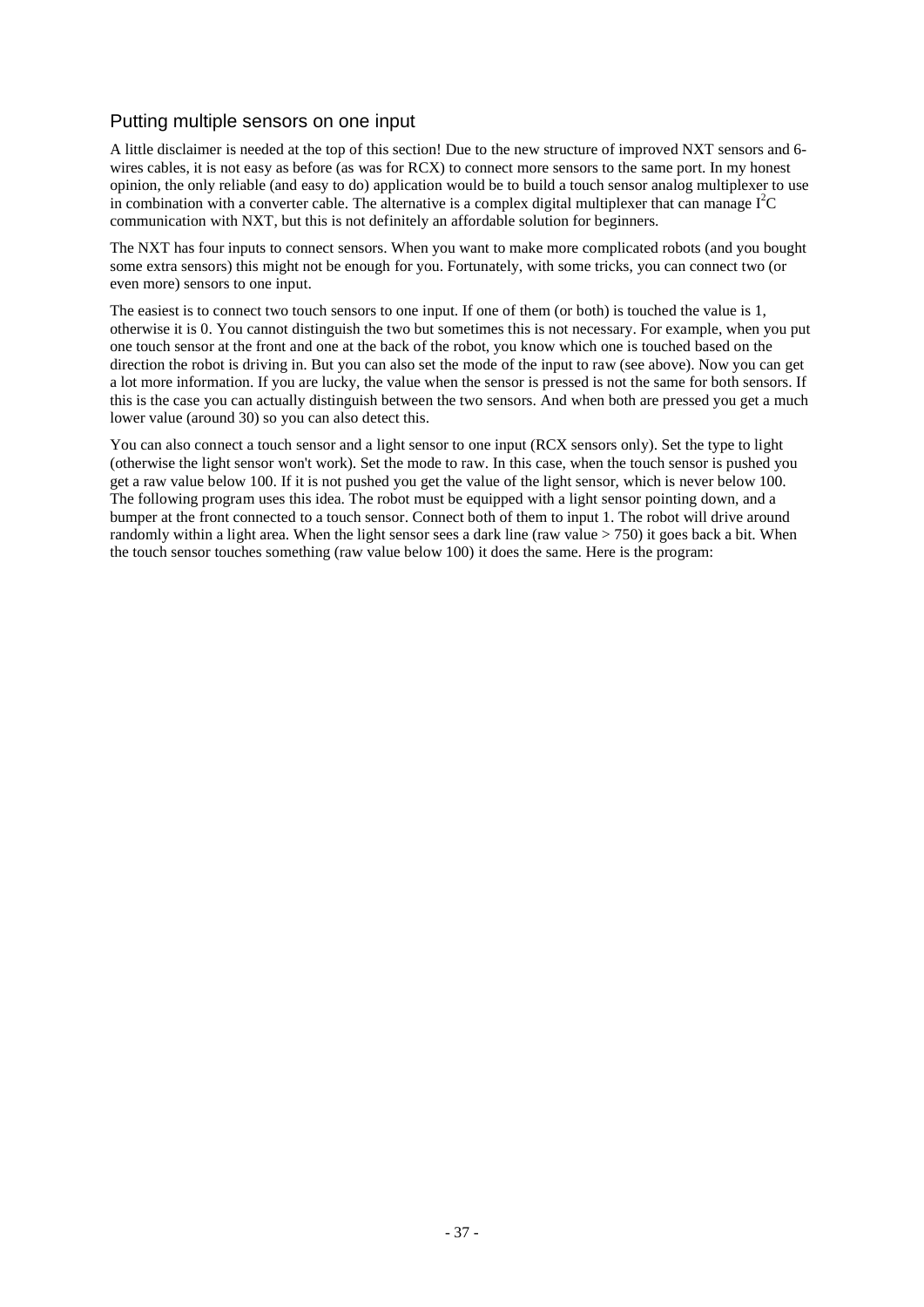## Putting multiple sensors on one input

A little disclaimer is needed at the top of this section! Due to the new structure of improved NXT sensors and 6-wires cables, it is not easy as before (as was for RCX) to connect more sensors to the same port. In my honest opinion, the only reliable (and easy to do) application would be to build a touch sensor analog multiplexer to use in combination with a converter cable. The alternative is a complex digital multiplexer that can manage $I^2C$ communication with NXT, but this is not definitely an affordable solution for beginners.

The NXT has four inputs to connect sensors. When you want to make more complicated robots (and you bought some extra sensors) this might not be enough for you. Fortunately, with some tricks, you can connect two (or even more) sensors to one input.

The easiest is to connect two touch sensors to one input. If one of them (or both) is touched the value is 1, otherwise it is 0. You cannot distinguish the two but sometimes this is not necessary. For example, when you put one touch sensor at the front and one at the back of the robot, you know which one is touched based on the direction the robot is driving in. But you can also set the mode of the input to raw (see above). Now you can get a lot more information. If you are lucky, the value when the sensor is pressed is not the same for both sensors. If this is the case you can actually distinguish between the two sensors. And when both are pressed you get a much lower value (around 30) so you can also detect this.

You can also connect a touch sensor and a light sensor to one input (RCX sensors only). Set the type to light (otherwise the light sensor won't work). Set the mode to raw. In this case, when the touch sensor is pushed you get a raw value below 100. If it is not pushed you get the value of the light sensor, which is never below 100. The following program uses this idea. The robot must be equipped with a light sensor pointing down, and a bumper at the front connected to a touch sensor. Connect both of them to input 1. The robot will drive around randomly within a light area. When the light sensor sees a dark line (raw value > 750) it goes back a bit. When the touch sensor touches something (raw value below 100) it does the same. Here is the program: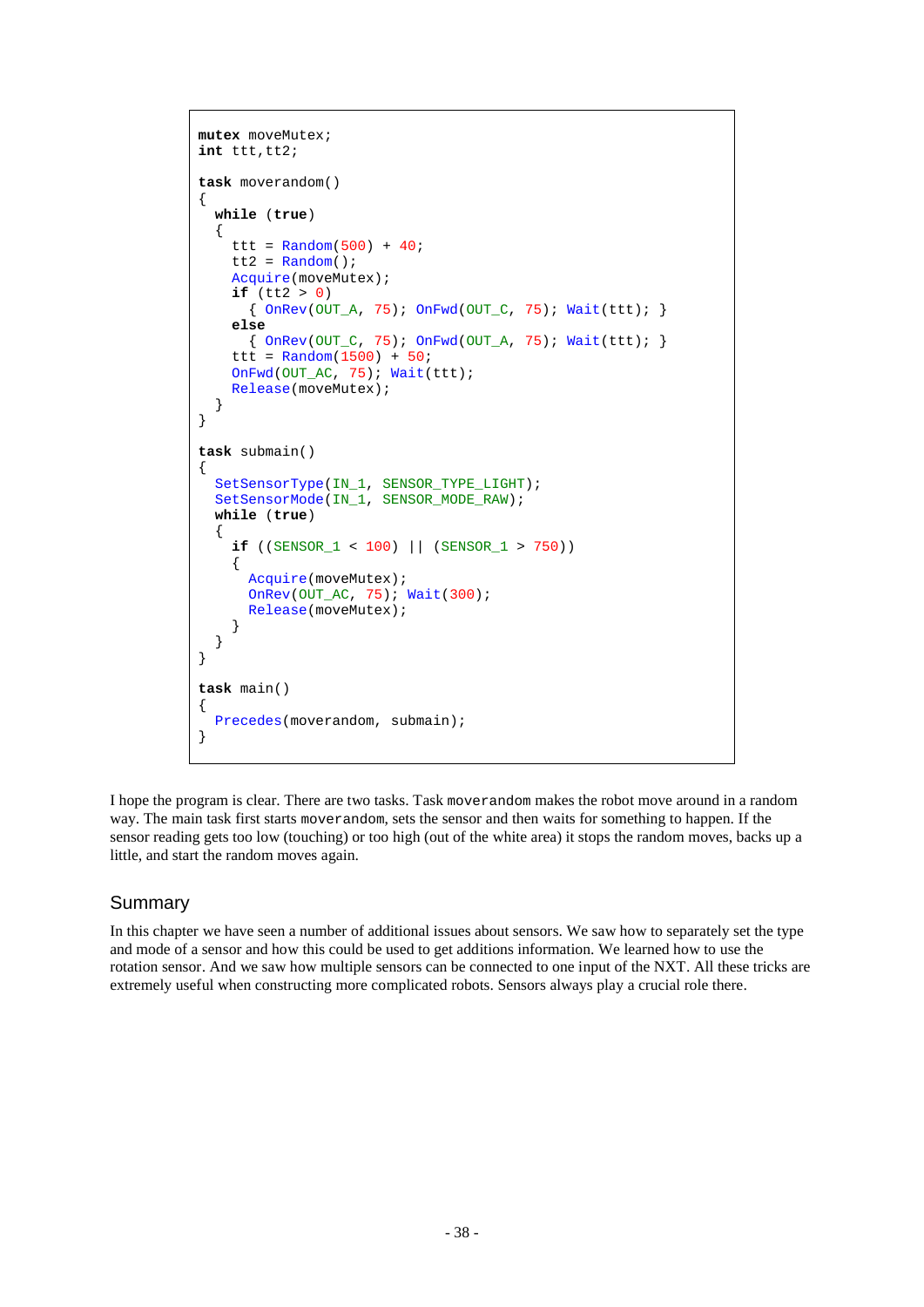```
mutex moveMutex;
int ttt,tt2;

task moverandom()
{
  while (true)
  {
    ttt = Random(500) + 40;
    tt2 = Random();
    Acquire(moveMutex);
    if (tt2 > 0)
      { OnRev(OUT_A, 75); OnFwd(OUT_C, 75); Wait(ttt); }
    else
      { OnRev(OUT_C, 75); OnFwd(OUT_A, 75); Wait(ttt); }
    ttt = Random(1500) + 50;
    OnFwd(OUT_AC, 75); Wait(ttt);
    Release(moveMutex);
  }
}

task submain()
{
  SetSensorType(IN_1, SENSOR_TYPE_LIGHT);
  SetSensorMode(IN_1, SENSOR_MODE_RAW);
  while (true)
  {
    if ((SENSOR_1 < 100) || (SENSOR_1 > 750))
    {
      Acquire(moveMutex);
      OnRev(OUT_AC, 75); Wait(300);
      Release(moveMutex);
    }
  }
}

task main()
{
  Precedes(moverandom, submain);
}
```

I hope the program is clear. There are two tasks. Task `moverandom` makes the robot move around in a random way. The main task first starts `moverandom`, sets the sensor and then waits for something to happen. If the sensor reading gets too low (touching) or too high (out of the white area) it stops the random moves, backs up a little, and start the random moves again.

## Summary

In this chapter we have seen a number of additional issues about sensors. We saw how to separately set the type and mode of a sensor and how this could be used to get additions information. We learned how to use the rotation sensor. And we saw how multiple sensors can be connected to one input of the NXT. All these tricks are extremely useful when constructing more complicated robots. Sensors always play a crucial role there.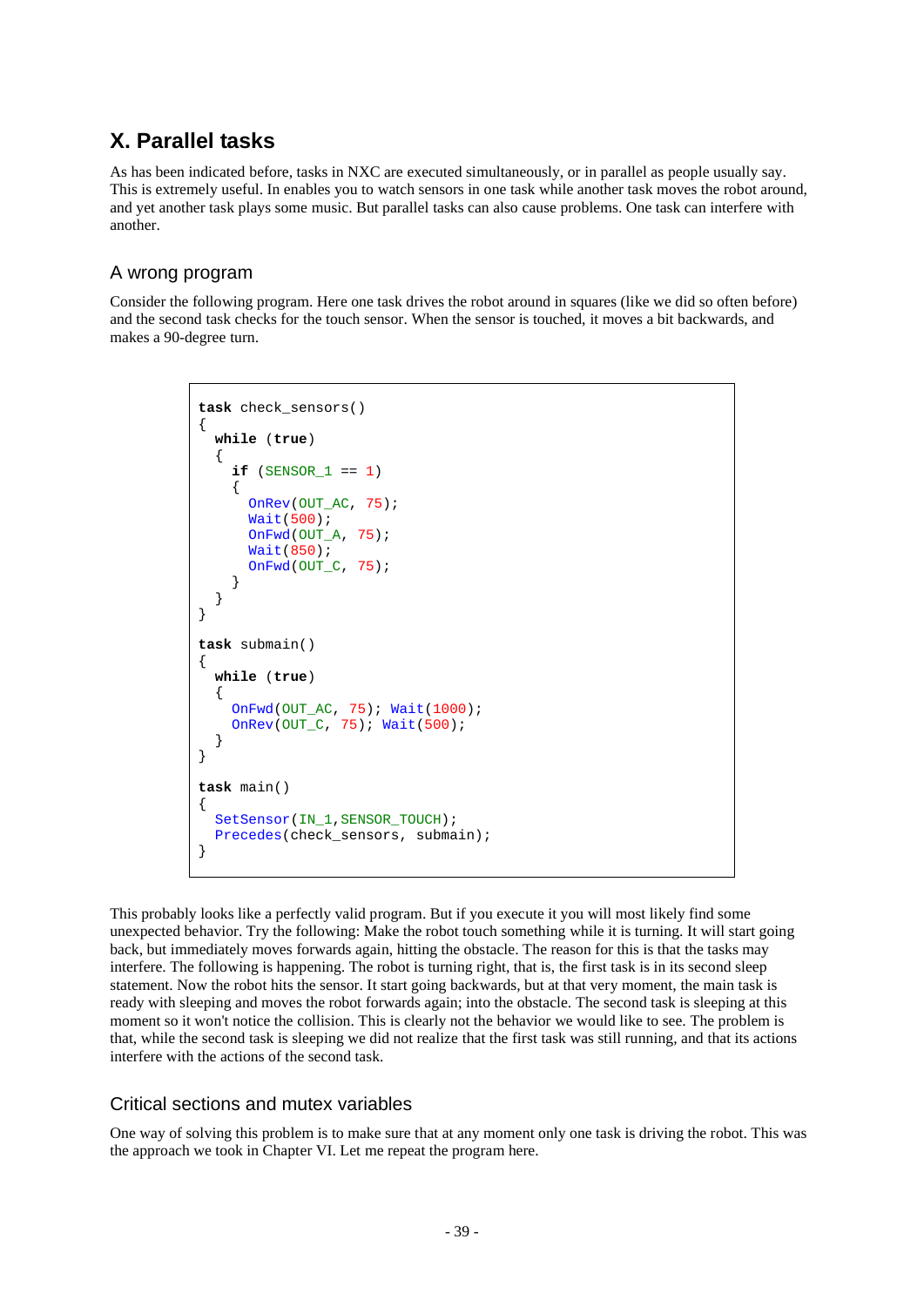## X. Parallel tasks

As has been indicated before, tasks in NXC are executed simultaneously, or in parallel as people usually say. This is extremely useful. In enables you to watch sensors in one task while another task moves the robot around, and yet another task plays some music. But parallel tasks can also cause problems. One task can interfere with another.

### A wrong program

Consider the following program. Here one task drives the robot around in squares (like we did so often before) and the second task checks for the touch sensor. When the sensor is touched, it moves a bit backwards, and makes a 90-degree turn.

```
task check_sensors()
{
  while (true)
  {
    if (SENSOR_1 == 1)
    {
      OnRev(OUT_AC, 75);
      Wait(500);
      OnFwd(OUT_A, 75);
      Wait(850);
      OnFwd(OUT_C, 75);
    }
  }
}

task submain()
{
  while (true)
  {
    OnFwd(OUT_AC, 75); Wait(1000);
    OnRev(OUT_C, 75); Wait(500);
  }
}

task main()
{
  SetSensor(IN_1,SENSOR_TOUCH);
  Precedes(check_sensors, submain);
}
```

This probably looks like a perfectly valid program. But if you execute it you will most likely find some unexpected behavior. Try the following: Make the robot touch something while it is turning. It will start going back, but immediately moves forwards again, hitting the obstacle. The reason for this is that the tasks may interfere. The following is happening. The robot is turning right, that is, the first task is in its second sleep statement. Now the robot hits the sensor. It start going backwards, but at that very moment, the main task is ready with sleeping and moves the robot forwards again; into the obstacle. The second task is sleeping at this moment so it won't notice the collision. This is clearly not the behavior we would like to see. The problem is that, while the second task is sleeping we did not realize that the first task was still running, and that its actions interfere with the actions of the second task.

### Critical sections and mutex variables

One way of solving this problem is to make sure that at any moment only one task is driving the robot. This was the approach we took in Chapter VI. Let me repeat the program here.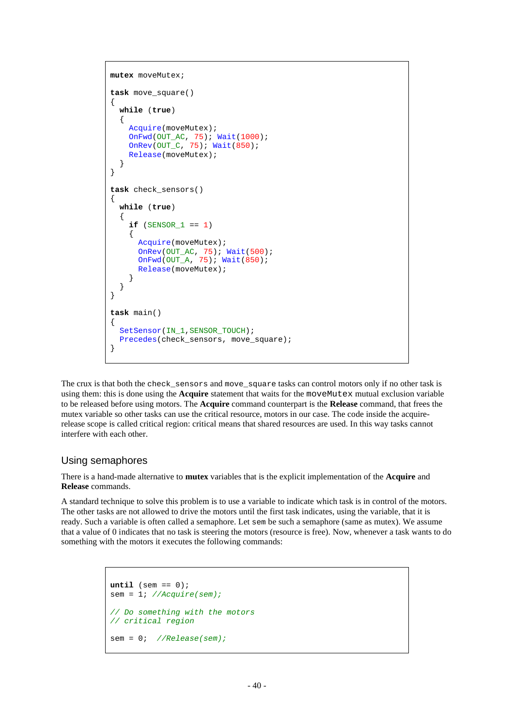```
mutex moveMutex;

task move_square()
{
  while (true)
  {
    Acquire(moveMutex);
    OnFwd(OUT_AC, 75); Wait(1000);
    OnRev(OUT_C, 75); Wait(850);
    Release(moveMutex);
  }
}

task check_sensors()
{
  while (true)
  {
    if (SENSOR_1 == 1)
    {
      Acquire(moveMutex);
      OnRev(OUT_AC, 75); Wait(500);
      OnFwd(OUT_A, 75); Wait(850);
      Release(moveMutex);
    }
  }
}

task main()
{
  SetSensor(IN_1,SENSOR_TOUCH);
  Precedes(check_sensors, move_square);
}
```

The crux is that both the `check_sensors` and `move_square` tasks can control motors only if no other task is using them: this is done using the **Acquire** statement that waits for the `moveMutex` mutual exclusion variable to be released before using motors. The **Acquire** command counterpart is the **Release** command, that frees the mutex variable so other tasks can use the critical resource, motors in our case. The code inside the acquire-release scope is called critical region: critical means that shared resources are used. In this way tasks cannot interfere with each other.

## Using semaphores

There is a hand-made alternative to **mutex** variables that is the explicit implementation of the **Acquire** and **Release** commands.

A standard technique to solve this problem is to use a variable to indicate which task is in control of the motors. The other tasks are not allowed to drive the motors until the first task indicates, using the variable, that it is ready. Such a variable is often called a semaphore. Let `sem` be such a semaphore (same as mutex). We assume that a value of 0 indicates that no task is steering the motors (resource is free). Now, whenever a task wants to do something with the motors it executes the following commands:

```
until (sem == 0);
sem = 1; //Acquire(sem);

// Do something with the motors
// critical region

sem = 0;  //Release(sem);
```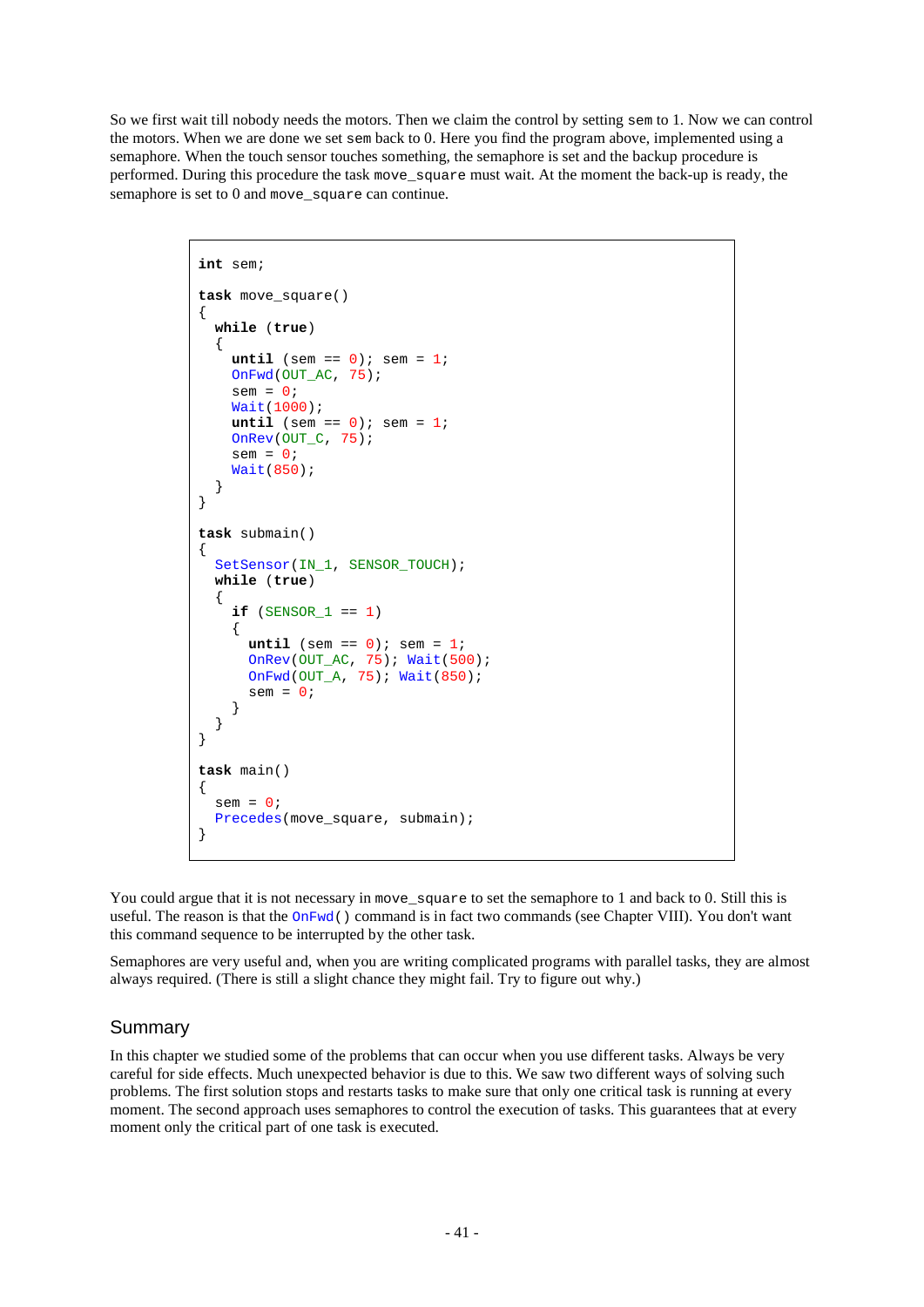So we first wait till nobody needs the motors. Then we claim the control by setting `sem` to 1. Now we can control the motors. When we are done we set `sem` back to 0. Here you find the program above, implemented using a semaphore. When the touch sensor touches something, the semaphore is set and the backup procedure is performed. During this procedure the task `move_square` must wait. At the moment the back-up is ready, the semaphore is set to 0 and `move_square` can continue.

```
int sem;

task move_square()
{
  while (true)
  {
    until (sem == 0); sem = 1;
    OnFwd(OUT_AC, 75);
    sem = 0;
    Wait(1000);
    until (sem == 0); sem = 1;
    OnRev(OUT_C, 75);
    sem = 0;
    Wait(850);
  }
}

task submain()
{
  SetSensor(IN_1, SENSOR_TOUCH);
  while (true)
  {
    if (SENSOR_1 == 1)
    {
      until (sem == 0); sem = 1;
      OnRev(OUT_AC, 75); Wait(500);
      OnFwd(OUT_A, 75); Wait(850);
      sem = 0;
    }
  }
}

task main()
{
  sem = 0;
  Precedes(move_square, submain);
}
```

You could argue that it is not necessary in `move_square` to set the semaphore to 1 and back to 0. Still this is useful. The reason is that the `OnFwd()` command is in fact two commands (see Chapter VIII). You don't want this command sequence to be interrupted by the other task.

Semaphores are very useful and, when you are writing complicated programs with parallel tasks, they are almost always required. (There is still a slight chance they might fail. Try to figure out why.)

## Summary

In this chapter we studied some of the problems that can occur when you use different tasks. Always be very careful for side effects. Much unexpected behavior is due to this. We saw two different ways of solving such problems. The first solution stops and restarts tasks to make sure that only one critical task is running at every moment. The second approach uses semaphores to control the execution of tasks. This guarantees that at every moment only the critical part of one task is executed.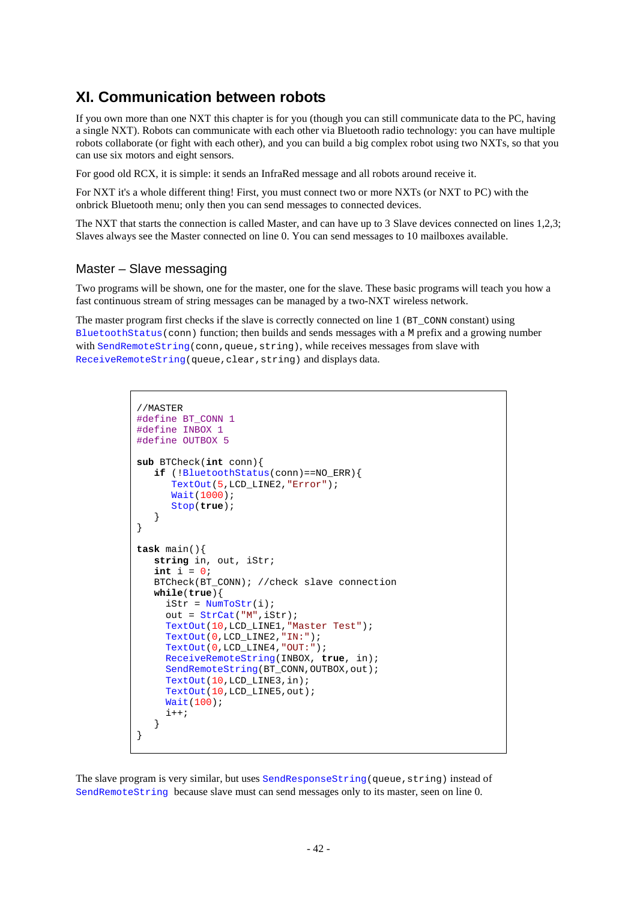# XI. Communication between robots

If you own more than one NXT this chapter is for you (though you can still communicate data to the PC, having a single NXT). Robots can communicate with each other via Bluetooth radio technology: you can have multiple robots collaborate (or fight with each other), and you can build a big complex robot using two NXTs, so that you can use six motors and eight sensors.

For good old RCX, it is simple: it sends an InfraRed message and all robots around receive it.

For NXT it's a whole different thing! First, you must connect two or more NXTs (or NXT to PC) with the onbrick Bluetooth menu; only then you can send messages to connected devices.

The NXT that starts the connection is called Master, and can have up to 3 Slave devices connected on lines 1,2,3; Slaves always see the Master connected on line 0. You can send messages to 10 mailboxes available.

## Master – Slave messaging

Two programs will be shown, one for the master, one for the slave. These basic programs will teach you how a fast continuous stream of string messages can be managed by a two-NXT wireless network.

The master program first checks if the slave is correctly connected on line 1 (`BT_CONN` constant) using `BluetoothStatus(conn)` function; then builds and sends messages with a `M` prefix and a growing number with `SendRemoteString(conn,queue,string)`, while receives messages from slave with `ReceiveRemoteString(queue,clear,string)` and displays data.

```
//MASTER
#define BT_CONN 1
#define INBOX 1
#define OUTBOX 5

sub BTCheck(int conn){
   if (!BluetoothStatus(conn)==NO_ERR){
      TextOut(5,LCD_LINE2,"Error");
      Wait(1000);
      Stop(true);
   }
}

task main(){
   string in, out, iStr;
   int i = 0;
   BTCheck(BT_CONN); //check slave connection
   while(true){
     iStr = NumToStr(i);
     out = StrCat("M",iStr);
     TextOut(10,LCD_LINE1,"Master Test");
     TextOut(0,LCD_LINE2,"IN:");
     TextOut(0,LCD_LINE4,"OUT:");
     ReceiveRemoteString(INBOX, true, in);
     SendRemoteString(BT_CONN,OUTBOX,out);
     TextOut(10,LCD_LINE3,in);
     TextOut(10,LCD_LINE5,out);
     Wait(100);
     i++;
   }
}
```

The slave program is very similar, but uses `SendResponseString(queue,string)` instead of `SendRemoteString` because slave must can send messages only to its master, seen on line 0.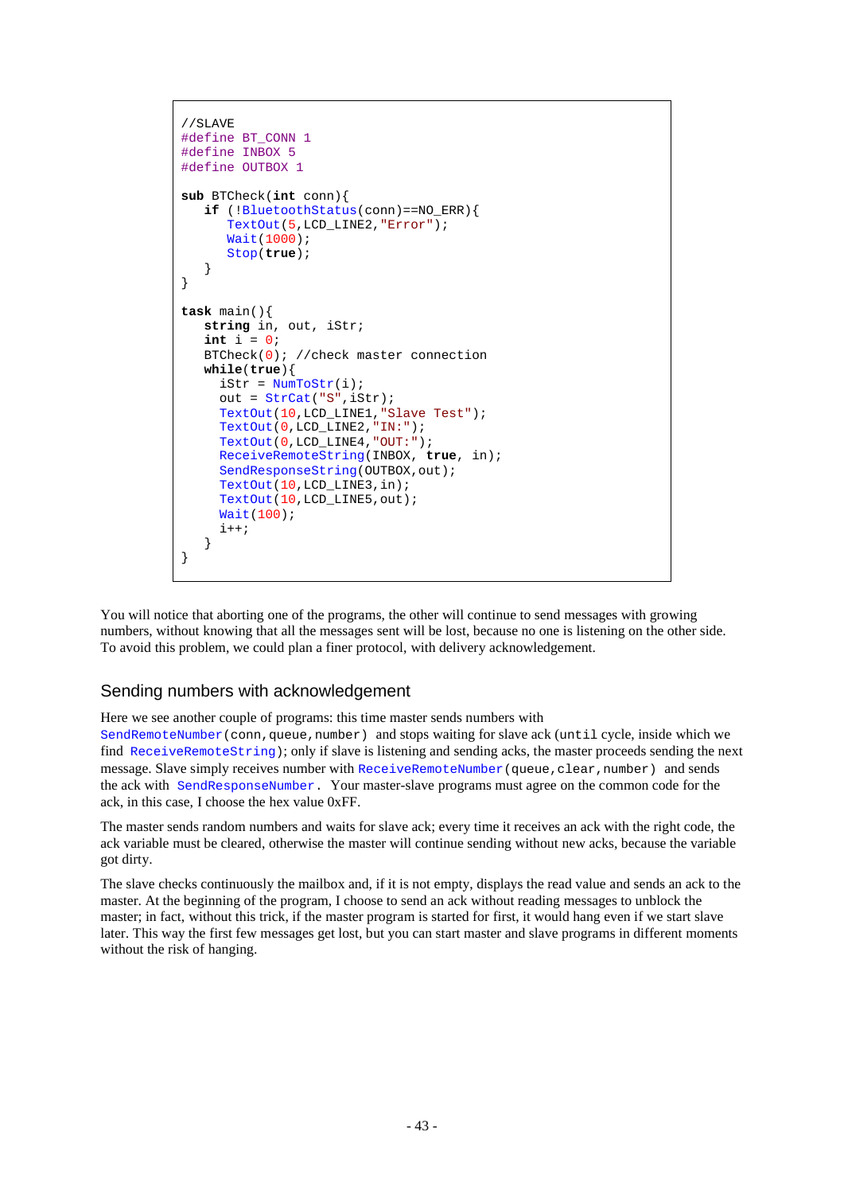```
//SLAVE
#define BT_CONN 1
#define INBOX 5
#define OUTBOX 1

sub BTCheck(int conn){
   if (!BluetoothStatus(conn)==NO_ERR){
      TextOut(5,LCD_LINE2,"Error");
      Wait(1000);
      Stop(true);
   }
}

task main(){
   string in, out, iStr;
   int i = 0;
   BTCheck(0); //check master connection
   while(true){
     iStr = NumToStr(i);
     out = StrCat("S",iStr);
     TextOut(10,LCD_LINE1,"Slave Test");
     TextOut(0,LCD_LINE2,"IN:");
     TextOut(0,LCD_LINE4,"OUT:");
     ReceiveRemoteString(INBOX, true, in);
     SendResponseString(OUTBOX,out);
     TextOut(10,LCD_LINE3,in);
     TextOut(10,LCD_LINE5,out);
     Wait(100);
     i++;
   }
}
```

You will notice that aborting one of the programs, the other will continue to send messages with growing numbers, without knowing that all the messages sent will be lost, because no one is listening on the other side. To avoid this problem, we could plan a finer protocol, with delivery acknowledgement.

## Sending numbers with acknowledgement

Here we see another couple of programs: this time master sends numbers with `SendRemoteNumber(conn,queue,number)` and stops waiting for slave ack (`until` cycle, inside which we find `ReceiveRemoteString`); only if slave is listening and sending acks, the master proceeds sending the next message. Slave simply receives number with `ReceiveRemoteNumber(queue,clear,number)` and sends the ack with `SendResponseNumber`. Your master-slave programs must agree on the common code for the ack, in this case, I choose the hex value 0xFF.

The master sends random numbers and waits for slave ack; every time it receives an ack with the right code, the ack variable must be cleared, otherwise the master will continue sending without new acks, because the variable got dirty.

The slave checks continuously the mailbox and, if it is not empty, displays the read value and sends an ack to the master. At the beginning of the program, I choose to send an ack without reading messages to unblock the master; in fact, without this trick, if the master program is started for first, it would hang even if we start slave later. This way the first few messages get lost, but you can start master and slave programs in different moments without the risk of hanging.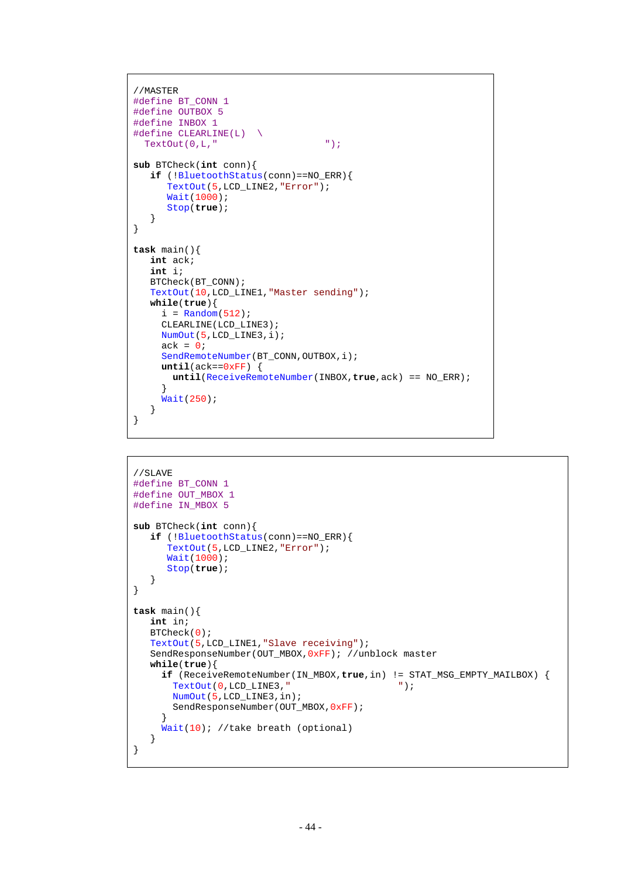```
//MASTER
#define BT_CONN 1
#define OUTBOX 5
#define INBOX 1
#define CLEARLINE(L)  \
  TextOut(0,L,"                   ");

sub BTCheck(int conn){
   if (!BluetoothStatus(conn)==NO_ERR){
      TextOut(5,LCD_LINE2,"Error");
      Wait(1000);
      Stop(true);
   }
}

task main(){
   int ack;
   int i;
   BTCheck(BT_CONN);
   TextOut(10,LCD_LINE1,"Master sending");
   while(true){
     i = Random(512);
     CLEARLINE(LCD_LINE3);
     NumOut(5,LCD_LINE3,i);
     ack = 0;
     SendRemoteNumber(BT_CONN,OUTBOX,i);
     until(ack==0xFF) {
       until(ReceiveRemoteNumber(INBOX,true,ack) == NO_ERR);
     }
     Wait(250);
   }
}
```

```
//SLAVE
#define BT_CONN 1
#define OUT_MBOX 1
#define IN_MBOX 5

sub BTCheck(int conn){
   if (!BluetoothStatus(conn)==NO_ERR){
      TextOut(5,LCD_LINE2,"Error");
      Wait(1000);
      Stop(true);
   }
}

task main(){
   int in;
   BTCheck(0);
   TextOut(5,LCD_LINE1,"Slave receiving");
   SendResponseNumber(OUT_MBOX,0xFF); //unblock master
   while(true){
     if (ReceiveRemoteNumber(IN_MBOX,true,in) != STAT_MSG_EMPTY_MAILBOX) {
       TextOut(0,LCD_LINE3,"                   ");
       NumOut(5,LCD_LINE3,in);
       SendResponseNumber(OUT_MBOX,0xFF);
     }
     Wait(10); //take breath (optional)
   }
}
```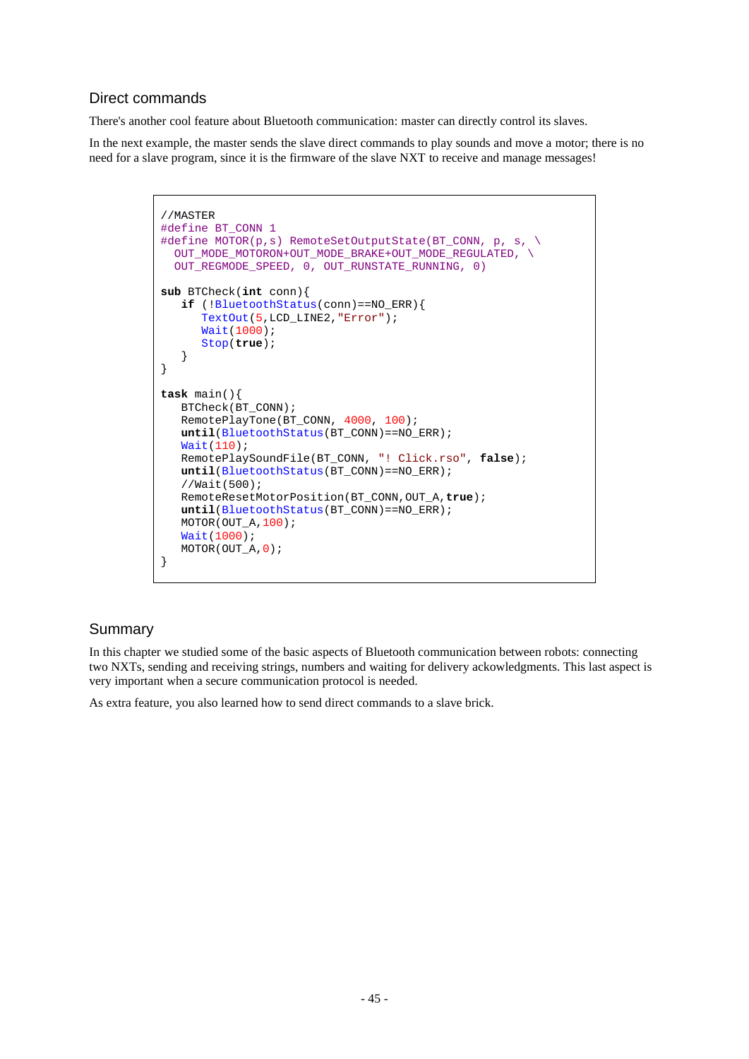## Direct commands

There's another cool feature about Bluetooth communication: master can directly control its slaves.

In the next example, the master sends the slave direct commands to play sounds and move a motor; there is no need for a slave program, since it is the firmware of the slave NXT to receive and manage messages!

```
//MASTER
#define BT_CONN 1
#define MOTOR(p,s) RemoteSetOutputState(BT_CONN, p, s, \
  OUT_MODE_MOTORON+OUT_MODE_BRAKE+OUT_MODE_REGULATED, \
  OUT_REGMODE_SPEED, 0, OUT_RUNSTATE_RUNNING, 0)

sub BTCheck(int conn){
   if (!BluetoothStatus(conn)==NO_ERR){
      TextOut(5,LCD_LINE2,"Error");
      Wait(1000);
      Stop(true);
   }
}

task main(){
   BTCheck(BT_CONN);
   RemotePlayTone(BT_CONN, 4000, 100);
   until(BluetoothStatus(BT_CONN)==NO_ERR);
   Wait(110);
   RemotePlaySoundFile(BT_CONN, "! Click.rso", false);
   until(BluetoothStatus(BT_CONN)==NO_ERR);
   //Wait(500);
   RemoteResetMotorPosition(BT_CONN,OUT_A,true);
   until(BluetoothStatus(BT_CONN)==NO_ERR);
   MOTOR(OUT_A,100);
   Wait(1000);
   MOTOR(OUT_A,0);
}
```

## Summary

In this chapter we studied some of the basic aspects of Bluetooth communication between robots: connecting two NXTs, sending and receiving strings, numbers and waiting for delivery ackowledgments. This last aspect is very important when a secure communication protocol is needed.

As extra feature, you also learned how to send direct commands to a slave brick.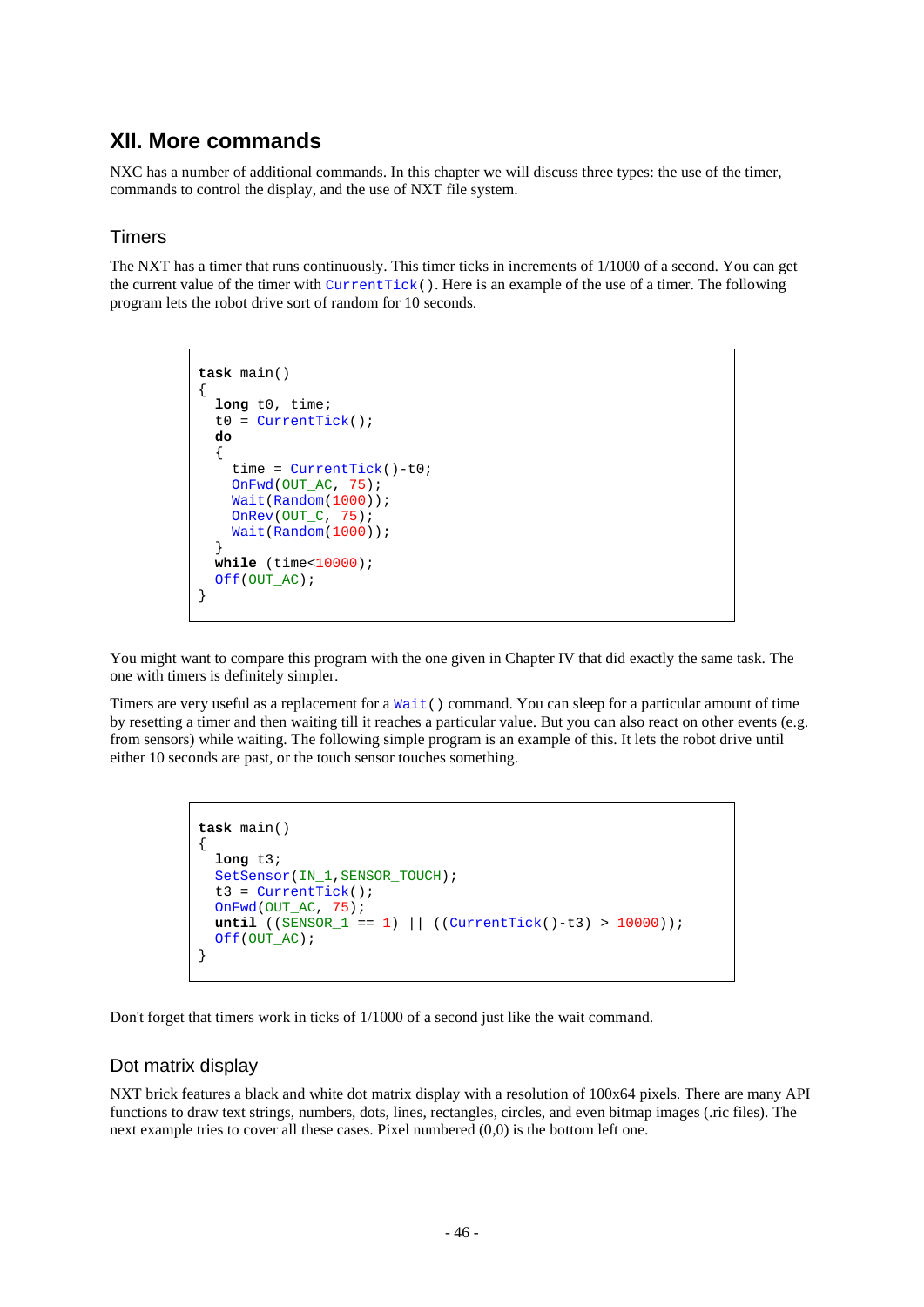## XII. More commands

NXC has a number of additional commands. In this chapter we will discuss three types: the use of the timer, commands to control the display, and the use of NXT file system.

### Timers

The NXT has a timer that runs continuously. This timer ticks in increments of 1/1000 of a second. You can get the current value of the timer with `CurrentTick()`. Here is an example of the use of a timer. The following program lets the robot drive sort of random for 10 seconds.

```
task main()
{
  long t0, time;
  t0 = CurrentTick();
  do
  {
    time = CurrentTick()-t0;
    OnFwd(OUT_AC, 75);
    Wait(Random(1000));
    OnRev(OUT_C, 75);
    Wait(Random(1000));
  }
  while (time<10000);
  Off(OUT_AC);
}
```

You might want to compare this program with the one given in Chapter IV that did exactly the same task. The one with timers is definitely simpler.

Timers are very useful as a replacement for a `Wait()` command. You can sleep for a particular amount of time by resetting a timer and then waiting till it reaches a particular value. But you can also react on other events (e.g. from sensors) while waiting. The following simple program is an example of this. It lets the robot drive until either 10 seconds are past, or the touch sensor touches something.

```
task main()
{
  long t3;
  SetSensor(IN_1,SENSOR_TOUCH);
  t3 = CurrentTick();
  OnFwd(OUT_AC, 75);
  until ((SENSOR_1 == 1) || ((CurrentTick()-t3) > 10000));
  Off(OUT_AC);
}
```

Don't forget that timers work in ticks of 1/1000 of a second just like the wait command.

### Dot matrix display

NXT brick features a black and white dot matrix display with a resolution of 100x64 pixels. There are many API functions to draw text strings, numbers, dots, lines, rectangles, circles, and even bitmap images (.ric files). The next example tries to cover all these cases. Pixel numbered (0,0) is the bottom left one.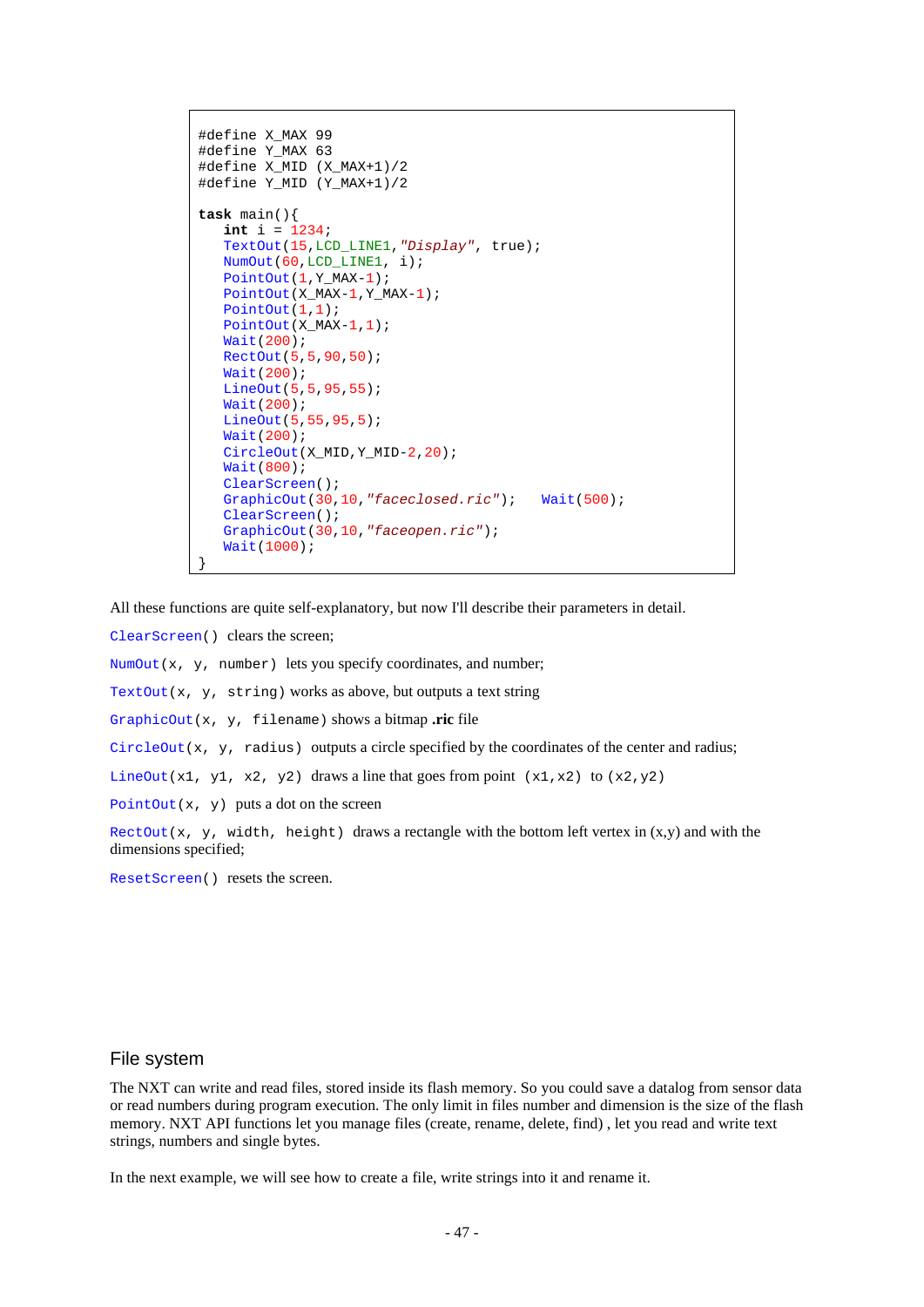```
#define X_MAX 99
#define Y_MAX 63
#define X_MID (X_MAX+1)/2
#define Y_MID (Y_MAX+1)/2

task main(){
   int i = 1234;
   TextOut(15,LCD_LINE1,"Display", true);
   NumOut(60,LCD_LINE1, i);
   PointOut(1,Y_MAX-1);
   PointOut(X_MAX-1,Y_MAX-1);
   PointOut(1,1);
   PointOut(X_MAX-1,1);
   Wait(200);
   RectOut(5,5,90,50);
   Wait(200);
   LineOut(5,5,95,55);
   Wait(200);
   LineOut(5,55,95,5);
   Wait(200);
   CircleOut(X_MID,Y_MID-2,20);
   Wait(800);
   ClearScreen();
   GraphicOut(30,10,"faceclosed.ric");   Wait(500);
   ClearScreen();
   GraphicOut(30,10,"faceopen.ric");
   Wait(1000);
}
```

All these functions are quite self-explanatory, but now I'll describe their parameters in detail.

`ClearScreen()` clears the screen;

`NumOut(x, y, number)` lets you specify coordinates, and number;

`TextOut(x, y, string)` works as above, but outputs a text string

`GraphicOut(x, y, filename)` shows a bitmap **.ric** file

`CircleOut(x, y, radius)` outputs a circle specified by the coordinates of the center and radius;

`LineOut(x1, y1, x2, y2)` draws a line that goes from point `(x1,x2)` to `(x2,y2)`

`PointOut(x, y)` puts a dot on the screen

`RectOut(x, y, width, height)` draws a rectangle with the bottom left vertex in (x,y) and with the dimensions specified;

`ResetScreen()` resets the screen.

## File system

The NXT can write and read files, stored inside its flash memory. So you could save a datalog from sensor data or read numbers during program execution. The only limit in files number and dimension is the size of the flash memory. NXT API functions let you manage files (create, rename, delete, find) , let you read and write text strings, numbers and single bytes.

In the next example, we will see how to create a file, write strings into it and rename it.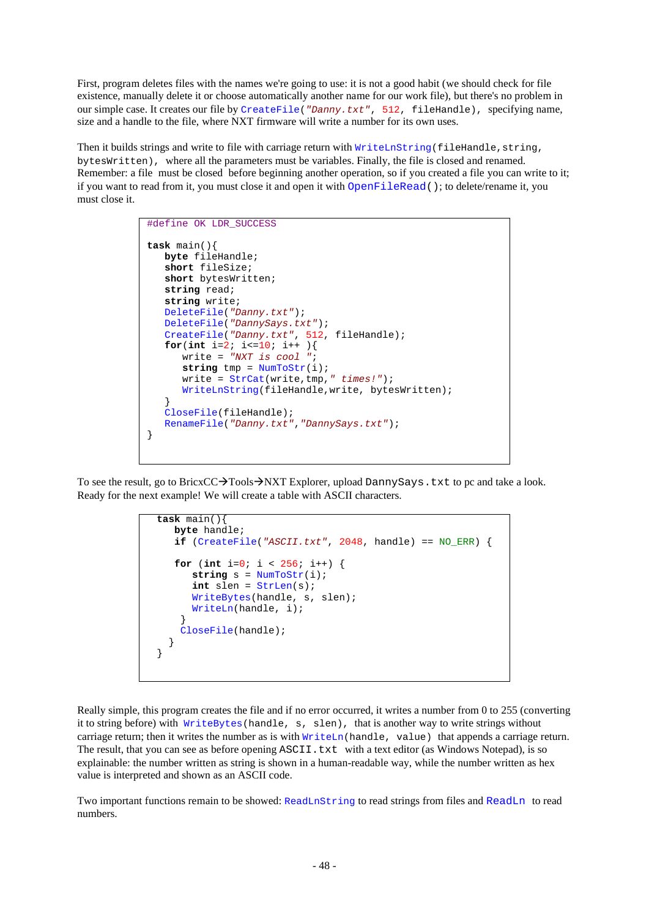First, program deletes files with the names we're going to use: it is not a good habit (we should check for file existence, manually delete it or choose automatically another name for our work file), but there's no problem in our simple case. It creates our file by `CreateFile("Danny.txt", 512, fileHandle)`, specifying name, size and a handle to the file, where NXT firmware will write a number for its own uses.

Then it builds strings and write to file with carriage return with `WriteLnString(fileHandle,string, bytesWritten)`, where all the parameters must be variables. Finally, the file is closed and renamed. Remember: a file must be closed before beginning another operation, so if you created a file you can write to it; if you want to read from it, you must close it and open it with `OpenFileRead()`; to delete/rename it, you must close it.

```
#define OK LDR_SUCCESS

task main(){
   byte fileHandle;
   short fileSize;
   short bytesWritten;
   string read;
   string write;
   DeleteFile("Danny.txt");
   DeleteFile("DannySays.txt");
   CreateFile("Danny.txt", 512, fileHandle);
   for(int i=2; i<=10; i++ ){
      write = "NXT is cool ";
      string tmp = NumToStr(i);
      write = StrCat(write,tmp," times!");
      WriteLnString(fileHandle,write, bytesWritten);
   }
   CloseFile(fileHandle);
   RenameFile("Danny.txt","DannySays.txt");
}
```

To see the result, go to BricxCC→Tools→NXT Explorer, upload `DannySays.txt` to pc and take a look. Ready for the next example! We will create a table with ASCII characters.

```
task main(){
   byte handle;
   if (CreateFile("ASCII.txt", 2048, handle) == NO_ERR) {

   for (int i=0; i < 256; i++) {
      string s = NumToStr(i);
      int slen = StrLen(s);
      WriteBytes(handle, s, slen);
      WriteLn(handle, i);
    }
    CloseFile(handle);
  }
}
```

Really simple, this program creates the file and if no error occurred, it writes a number from 0 to 255 (converting it to string before) with `WriteBytes(handle, s, slen)`, that is another way to write strings without carriage return; then it writes the number as is with `WriteLn(handle, value)` that appends a carriage return. The result, that you can see as before opening `ASCII.txt` with a text editor (as Windows Notepad), is so explainable: the number written as string is shown in a human-readable way, while the number written as hex value is interpreted and shown as an ASCII code.

Two important functions remain to be showed: `ReadLnString` to read strings from files and `ReadLn` to read numbers.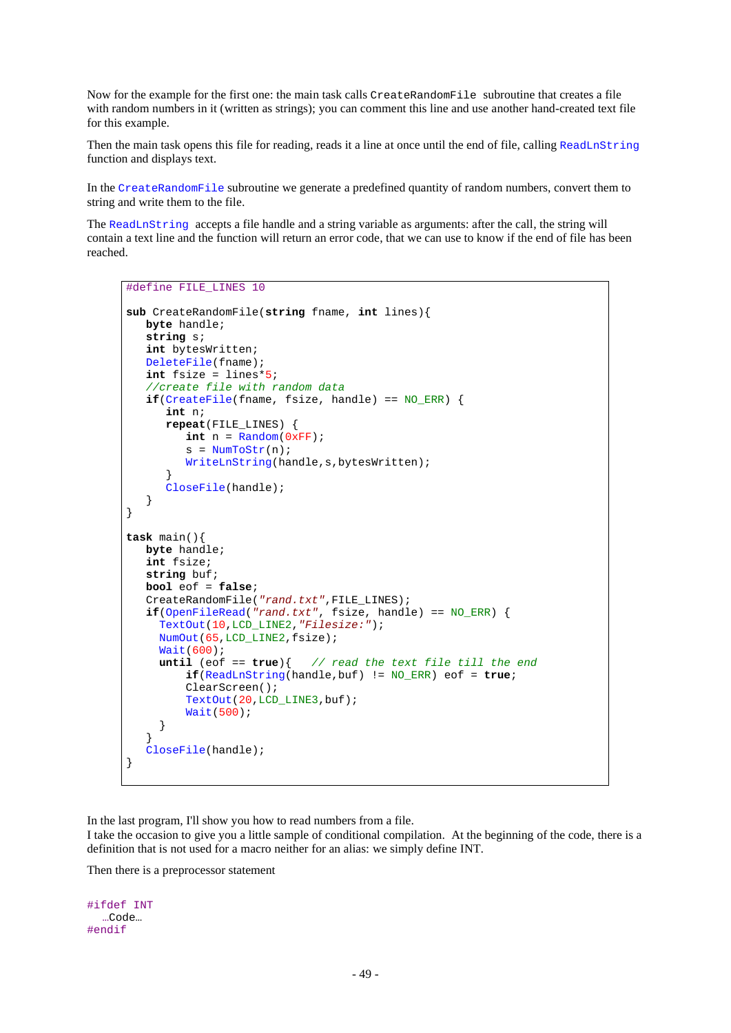Now for the example for the first one: the main task calls `CreateRandomFile` subroutine that creates a file with random numbers in it (written as strings); you can comment this line and use another hand-created text file for this example.

Then the main task opens this file for reading, reads it a line at once until the end of file, calling `ReadLnString` function and displays text.

In the `CreateRandomFile` subroutine we generate a predefined quantity of random numbers, convert them to string and write them to the file.

The `ReadLnString` accepts a file handle and a string variable as arguments: after the call, the string will contain a text line and the function will return an error code, that we can use to know if the end of file has been reached.

```
#define FILE_LINES 10

sub CreateRandomFile(string fname, int lines){
   byte handle;
   string s;
   int bytesWritten;
   DeleteFile(fname);
   int fsize = lines*5;
   //create file with random data
   if(CreateFile(fname, fsize, handle) == NO_ERR) {
      int n;
      repeat(FILE_LINES) {
         int n = Random(0xFF);
         s = NumToStr(n);
         WriteLnString(handle,s,bytesWritten);
      }
      CloseFile(handle);
   }
}

task main(){
   byte handle;
   int fsize;
   string buf;
   bool eof = false;
   CreateRandomFile("rand.txt",FILE_LINES);
   if(OpenFileRead("rand.txt", fsize, handle) == NO_ERR) {
     TextOut(10,LCD_LINE2,"Filesize:");
     NumOut(65,LCD_LINE2,fsize);
     Wait(600);
     until (eof == true){   // read the text file till the end
         if(ReadLnString(handle,buf) != NO_ERR) eof = true;
         ClearScreen();
         TextOut(20,LCD_LINE3,buf);
         Wait(500);
     }
   }
   CloseFile(handle);
}
```

In the last program, I'll show you how to read numbers from a file.
I take the occasion to give you a little sample of conditional compilation. At the beginning of the code, there is a definition that is not used for a macro neither for an alias: we simply define INT.

Then there is a preprocessor statement

```
#ifdef INT
  …Code…
#endif
```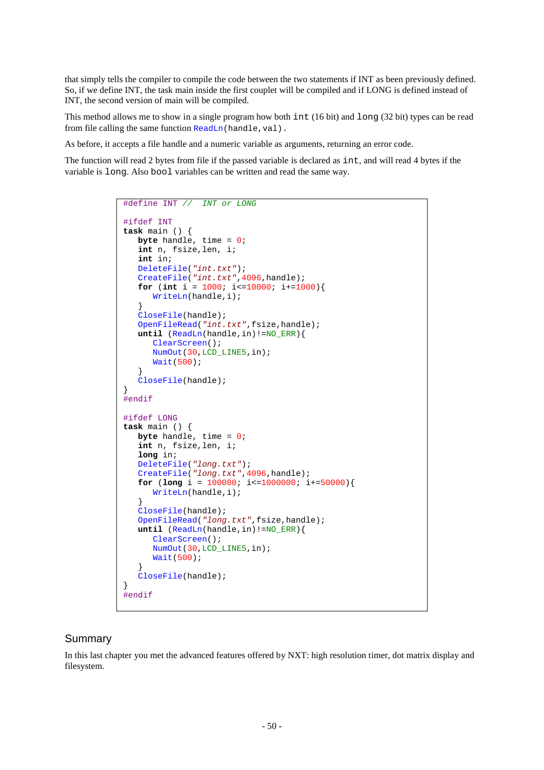that simply tells the compiler to compile the code between the two statements if INT as been previously defined. So, if we define INT, the task main inside the first couplet will be compiled and if LONG is defined instead of INT, the second version of main will be compiled.

This method allows me to show in a single program how both `int` (16 bit) and `long` (32 bit) types can be read from file calling the same function `ReadLn(handle,val)`.

As before, it accepts a file handle and a numeric variable as arguments, returning an error code.

The function will read 2 bytes from file if the passed variable is declared as `int`, and will read 4 bytes if the variable is `long`. Also `bool` variables can be written and read the same way.

```
#define INT //  INT or LONG

#ifdef INT
task main () {
   byte handle, time = 0;
   int n, fsize,len, i;
   int in;
   DeleteFile("int.txt");
   CreateFile("int.txt",4096,handle);
   for (int i = 1000; i<=10000; i+=1000){
      WriteLn(handle,i);
   }
   CloseFile(handle);
   OpenFileRead("int.txt",fsize,handle);
   until (ReadLn(handle,in)!=NO_ERR){
      ClearScreen();
      NumOut(30,LCD_LINE5,in);
      Wait(500);
   }
   CloseFile(handle);
}
#endif

#ifdef LONG
task main () {
   byte handle, time = 0;
   int n, fsize,len, i;
   long in;
   DeleteFile("long.txt");
   CreateFile("long.txt",4096,handle);
   for (long i = 100000; i<=1000000; i+=50000){
      WriteLn(handle,i);
   }
   CloseFile(handle);
   OpenFileRead("long.txt",fsize,handle);
   until (ReadLn(handle,in)!=NO_ERR){
      ClearScreen();
      NumOut(30,LCD_LINE5,in);
      Wait(500);
   }
   CloseFile(handle);
}
#endif
```

## Summary

In this last chapter you met the advanced features offered by NXT: high resolution timer, dot matrix display and filesystem.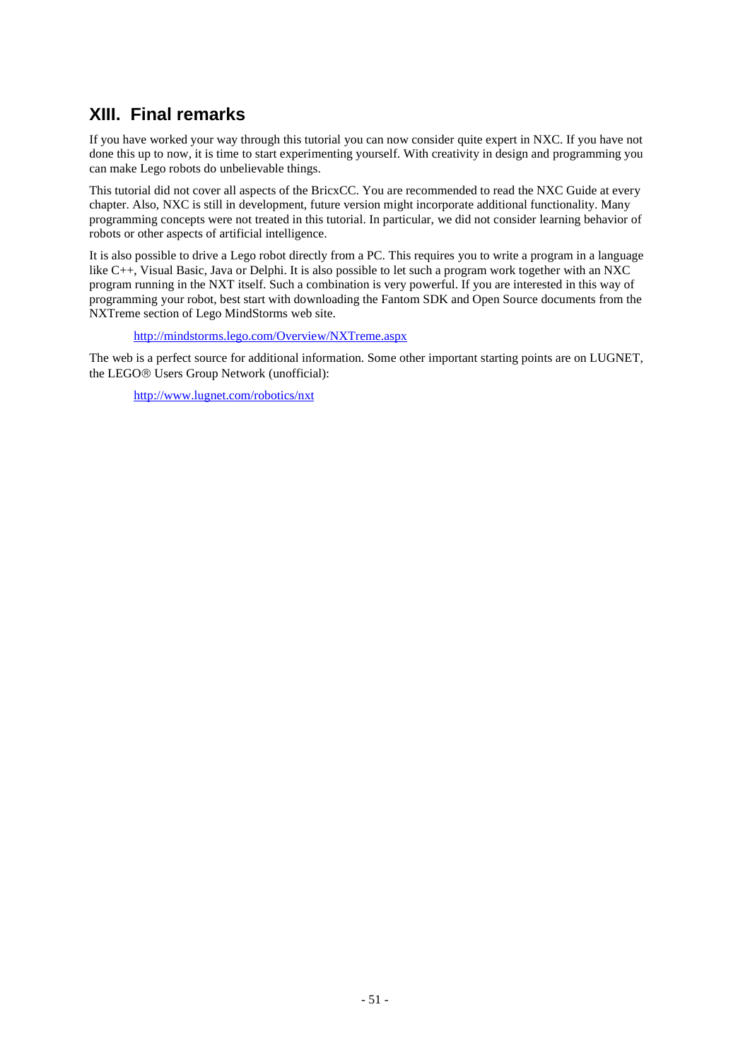# XIII. Final remarks

If you have worked your way through this tutorial you can now consider quite expert in NXC. If you have not done this up to now, it is time to start experimenting yourself. With creativity in design and programming you can make Lego robots do unbelievable things.

This tutorial did not cover all aspects of the BricxCC. You are recommended to read the NXC Guide at every chapter. Also, NXC is still in development, future version might incorporate additional functionality. Many programming concepts were not treated in this tutorial. In particular, we did not consider learning behavior of robots or other aspects of artificial intelligence.

It is also possible to drive a Lego robot directly from a PC. This requires you to write a program in a language like C++, Visual Basic, Java or Delphi. It is also possible to let such a program work together with an NXC program running in the NXT itself. Such a combination is very powerful. If you are interested in this way of programming your robot, best start with downloading the Fantom SDK and Open Source documents from the NXTreme section of Lego MindStorms web site.

> http://mindstorms.lego.com/Overview/NXTreme.aspx

The web is a perfect source for additional information. Some other important starting points are on LUGNET, the LEGO® Users Group Network (unofficial):

> http://www.lugnet.com/robotics/nxt